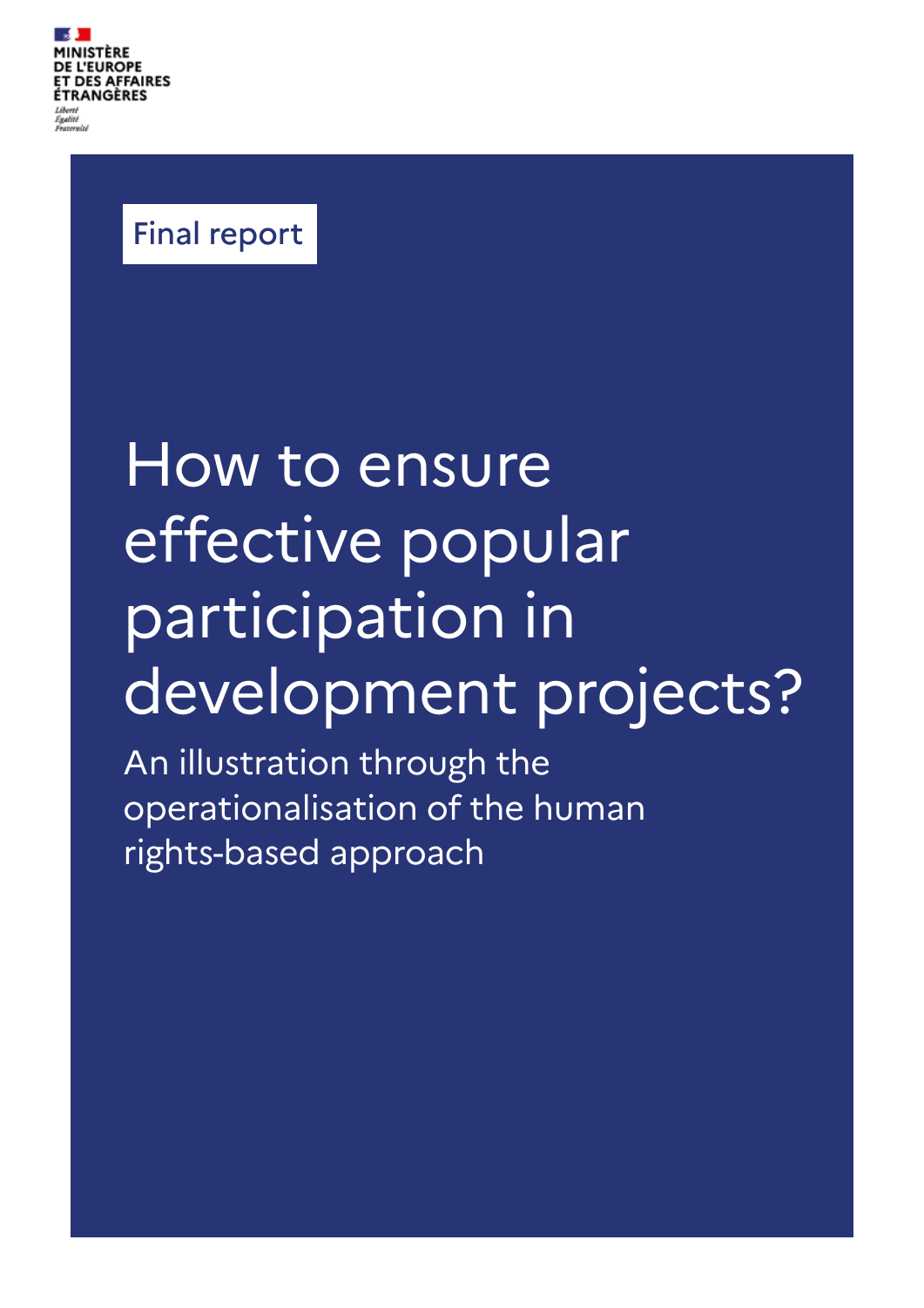MINISTÈRE
DE L'EUROPE
ET DES AFFAIRES
ÉTRANGÈRES

*Liberté*
*Égalité*
*Fraternité*

Final report

# How to ensure effective popular participation in development projects?

## An illustration through the operationalisation of the human rights-based approach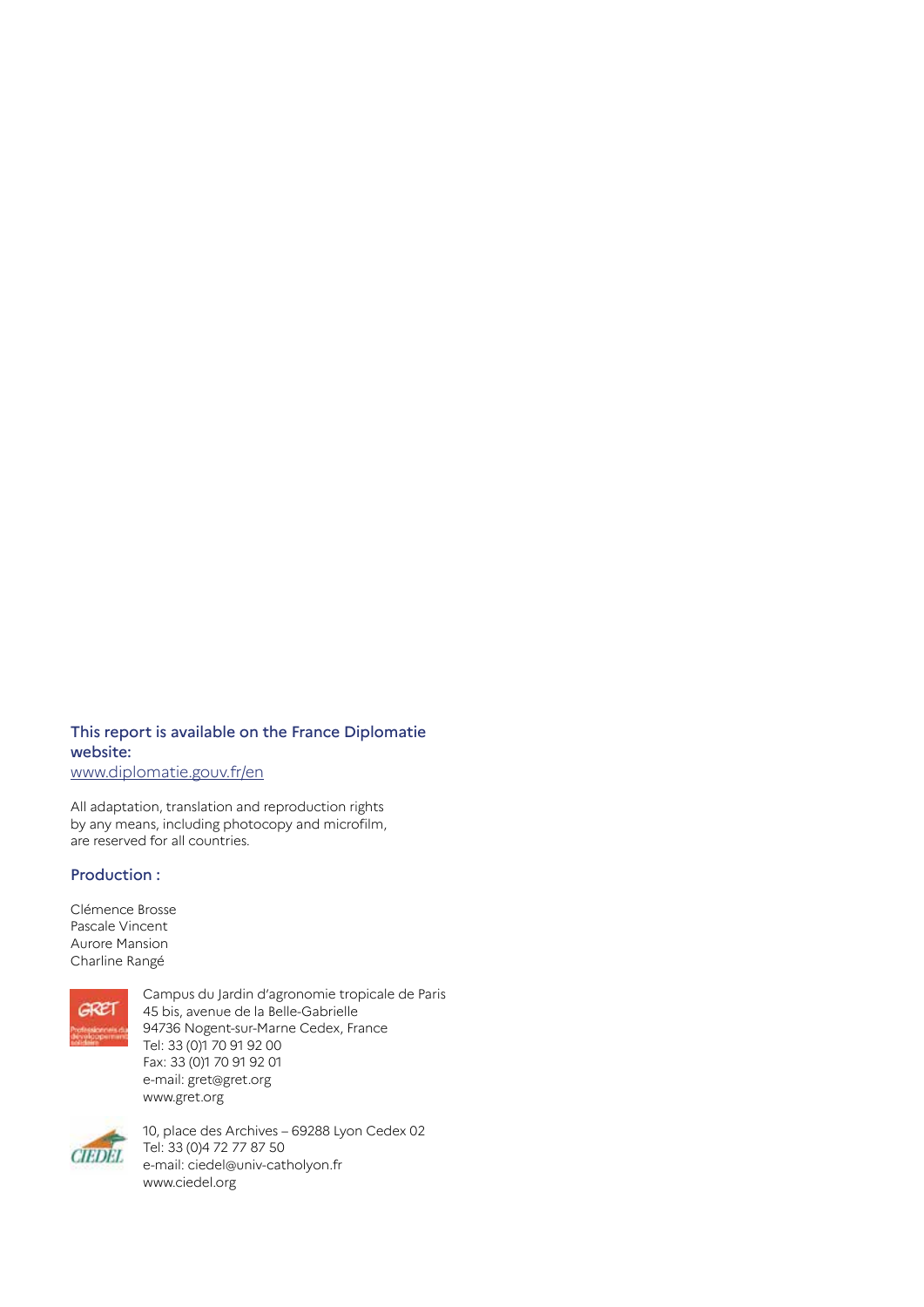**This report is available on the France Diplomatie website:**
www.diplomatie.gouv.fr/en

All adaptation, translation and reproduction rights by any means, including photocopy and microfilm, are reserved for all countries.

**Production :**

Clémence Brosse
Pascale Vincent
Aurore Mansion
Charline Rangé

Campus du Jardin d'agronomie tropicale de Paris
45 bis, avenue de la Belle-Gabrielle
94736 Nogent-sur-Marne Cedex, France
Tel: 33 (0)1 70 91 92 00
Fax: 33 (0)1 70 91 92 01
e-mail: gret@gret.org
www.gret.org

10, place des Archives – 69288 Lyon Cedex 02
Tel: 33 (0)4 72 77 87 50
e-mail: ciedel@univ-catholyon.fr
www.ciedel.org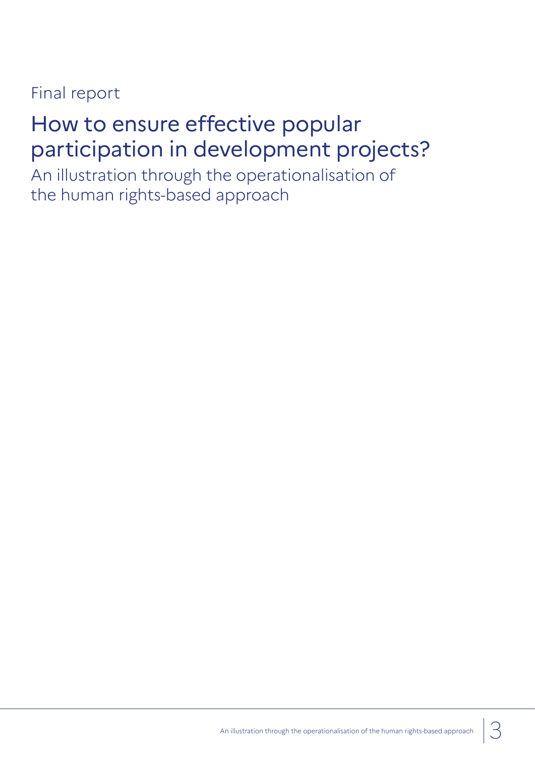Final report

# How to ensure effective popular participation in development projects?

## An illustration through the operationalisation of the human rights-based approach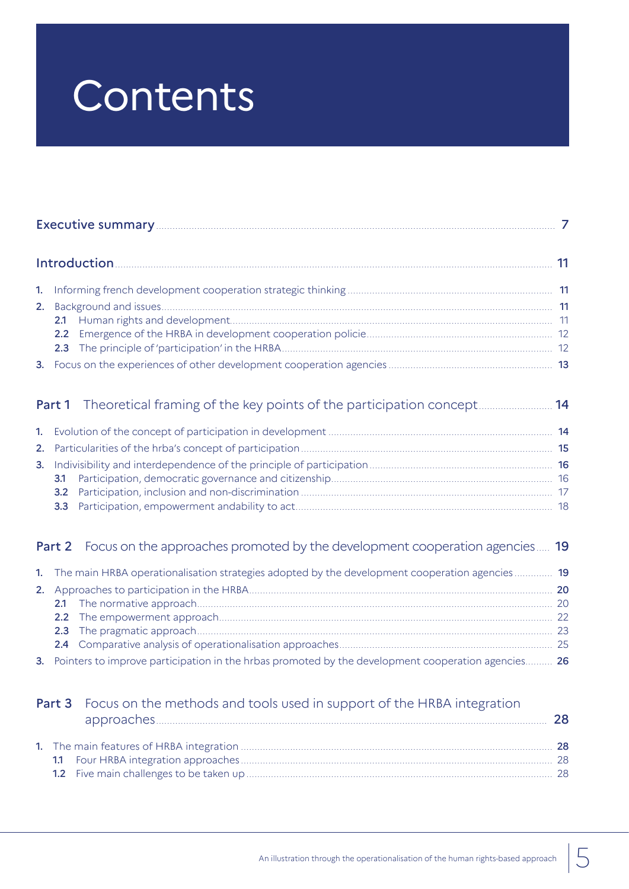# Contents

Executive summary ..... 7

Introduction ..... 11

1. Informing french development cooperation strategic thinking ..... 11
2. Background and issues ..... 11
   - 2.1 Human rights and development ..... 11
   - 2.2 Emergence of the HRBA in development cooperation policie ..... 12
   - 2.3 The principle of 'participation' in the HRBA ..... 12
3. Focus on the experiences of other development cooperation agencies ..... 13

Part 1 Theoretical framing of the key points of the participation concept ..... 14

1. Evolution of the concept of participation in development ..... 14
2. Particularities of the hrba's concept of participation ..... 15
3. Indivisibility and interdependence of the principle of participation ..... 16
   - 3.1 Participation, democratic governance and citizenship ..... 16
   - 3.2 Participation, inclusion and non-discrimination ..... 17
   - 3.3 Participation, empowerment andability to act ..... 18

Part 2 Focus on the approaches promoted by the development cooperation agencies ..... 19

1. The main HRBA operationalisation strategies adopted by the development cooperation agencies ..... 19
2. Approaches to participation in the HRBA ..... 20
   - 2.1 The normative approach ..... 20
   - 2.2 The empowerment approach ..... 22
   - 2.3 The pragmatic approach ..... 23
   - 2.4 Comparative analysis of operationalisation approaches ..... 25
3. Pointers to improve participation in the hrbas promoted by the development cooperation agencies ..... 26

Part 3 Focus on the methods and tools used in support of the HRBA integration approaches ..... 28

1. The main features of HRBA integration ..... 28
   - 1.1 Four HRBA integration approaches ..... 28
   - 1.2 Five main challenges to be taken up ..... 28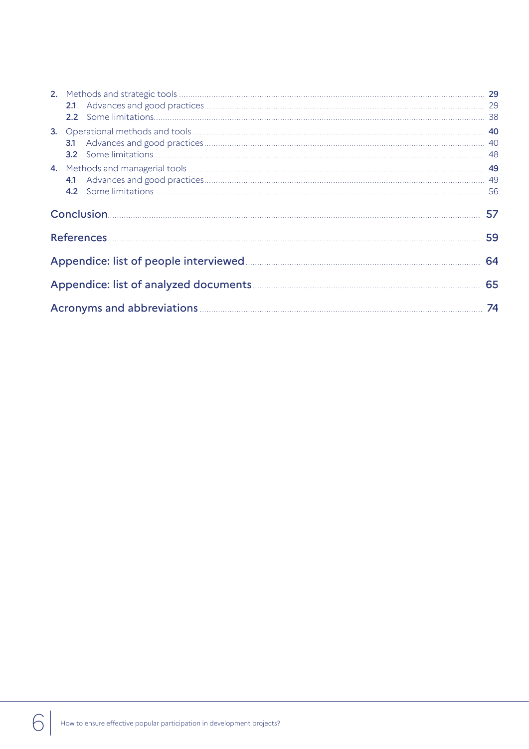2. Methods and strategic tools ..... 29
   - 2.1 Advances and good practices ..... 29
   - 2.2 Some limitations ..... 38
3. Operational methods and tools ..... 40
   - 3.1 Advances and good practices ..... 40
   - 3.2 Some limitations ..... 48
4. Methods and managerial tools ..... 49
   - 4.1 Advances and good practices ..... 49
   - 4.2 Some limitations ..... 56

Conclusion ..... 57

References ..... 59

Appendice: list of people interviewed ..... 64

Appendice: list of analyzed documents ..... 65

Acronyms and abbreviations ..... 74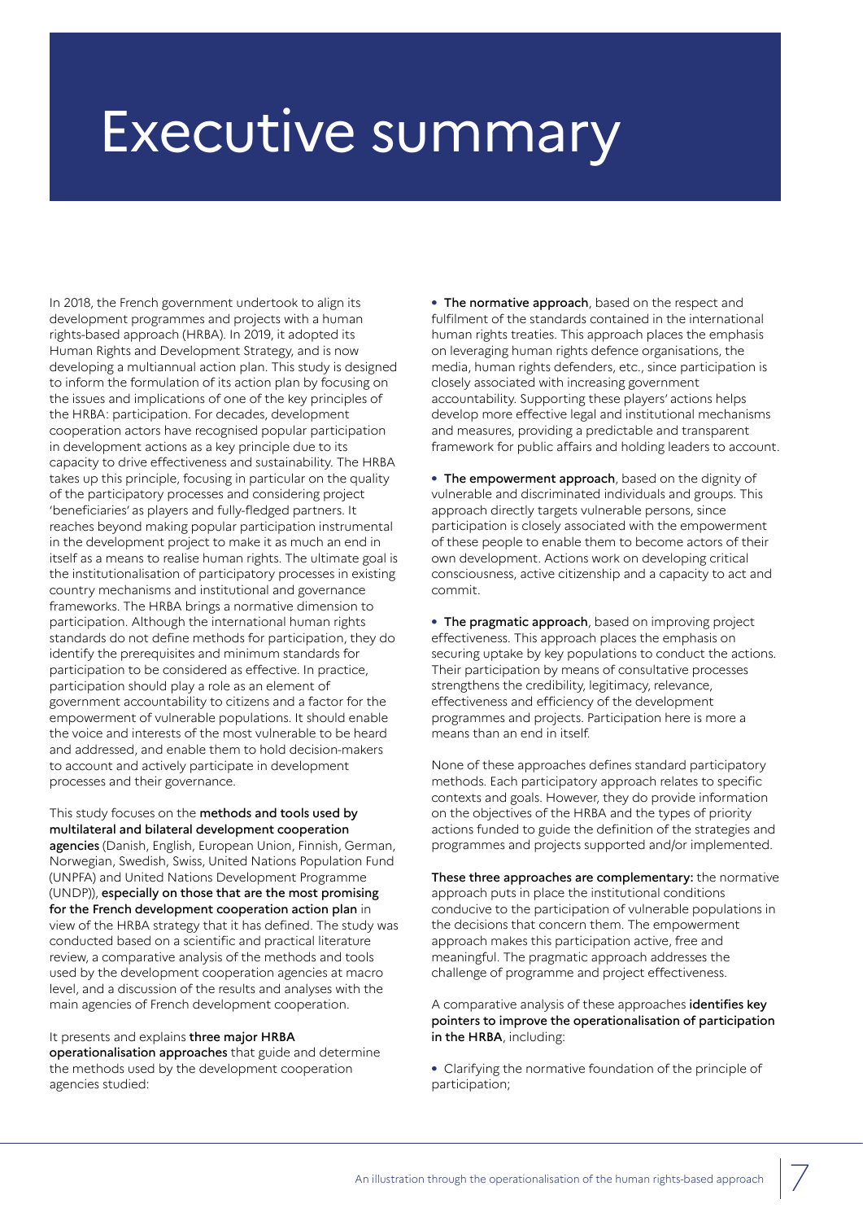# Executive summary

In 2018, the French government undertook to align its development programmes and projects with a human rights-based approach (HRBA). In 2019, it adopted its Human Rights and Development Strategy, and is now developing a multiannual action plan. This study is designed to inform the formulation of its action plan by focusing on the issues and implications of one of the key principles of the HRBA: participation. For decades, development cooperation actors have recognised popular participation in development actions as a key principle due to its capacity to drive effectiveness and sustainability. The HRBA takes up this principle, focusing in particular on the quality of the participatory processes and considering project 'beneficiaries' as players and fully-fledged partners. It reaches beyond making popular participation instrumental in the development project to make it as much an end in itself as a means to realise human rights. The ultimate goal is the institutionalisation of participatory processes in existing country mechanisms and institutional and governance frameworks. The HRBA brings a normative dimension to participation. Although the international human rights standards do not define methods for participation, they do identify the prerequisites and minimum standards for participation to be considered as effective. In practice, participation should play a role as an element of government accountability to citizens and a factor for the empowerment of vulnerable populations. It should enable the voice and interests of the most vulnerable to be heard and addressed, and enable them to hold decision-makers to account and actively participate in development processes and their governance.

This study focuses on the **methods and tools used by multilateral and bilateral development cooperation agencies** (Danish, English, European Union, Finnish, German, Norwegian, Swedish, Swiss, United Nations Population Fund (UNPFA) and United Nations Development Programme (UNDP)), **especially on those that are the most promising for the French development cooperation action plan** in view of the HRBA strategy that it has defined. The study was conducted based on a scientific and practical literature review, a comparative analysis of the methods and tools used by the development cooperation agencies at macro level, and a discussion of the results and analyses with the main agencies of French development cooperation.

It presents and explains **three major HRBA operationalisation approaches** that guide and determine the methods used by the development cooperation agencies studied:

- **The normative approach**, based on the respect and fulfilment of the standards contained in the international human rights treaties. This approach places the emphasis on leveraging human rights defence organisations, the media, human rights defenders, etc., since participation is closely associated with increasing government accountability. Supporting these players' actions helps develop more effective legal and institutional mechanisms and measures, providing a predictable and transparent framework for public affairs and holding leaders to account.

- **The empowerment approach**, based on the dignity of vulnerable and discriminated individuals and groups. This approach directly targets vulnerable persons, since participation is closely associated with the empowerment of these people to enable them to become actors of their own development. Actions work on developing critical consciousness, active citizenship and a capacity to act and commit.

- **The pragmatic approach**, based on improving project effectiveness. This approach places the emphasis on securing uptake by key populations to conduct the actions. Their participation by means of consultative processes strengthens the credibility, legitimacy, relevance, effectiveness and efficiency of the development programmes and projects. Participation here is more a means than an end in itself.

None of these approaches defines standard participatory methods. Each participatory approach relates to specific contexts and goals. However, they do provide information on the objectives of the HRBA and the types of priority actions funded to guide the definition of the strategies and programmes and projects supported and/or implemented.

**These three approaches are complementary:** the normative approach puts in place the institutional conditions conducive to the participation of vulnerable populations in the decisions that concern them. The empowerment approach makes this participation active, free and meaningful. The pragmatic approach addresses the challenge of programme and project effectiveness.

A comparative analysis of these approaches **identifies key pointers to improve the operationalisation of participation in the HRBA**, including:

- Clarifying the normative foundation of the principle of participation;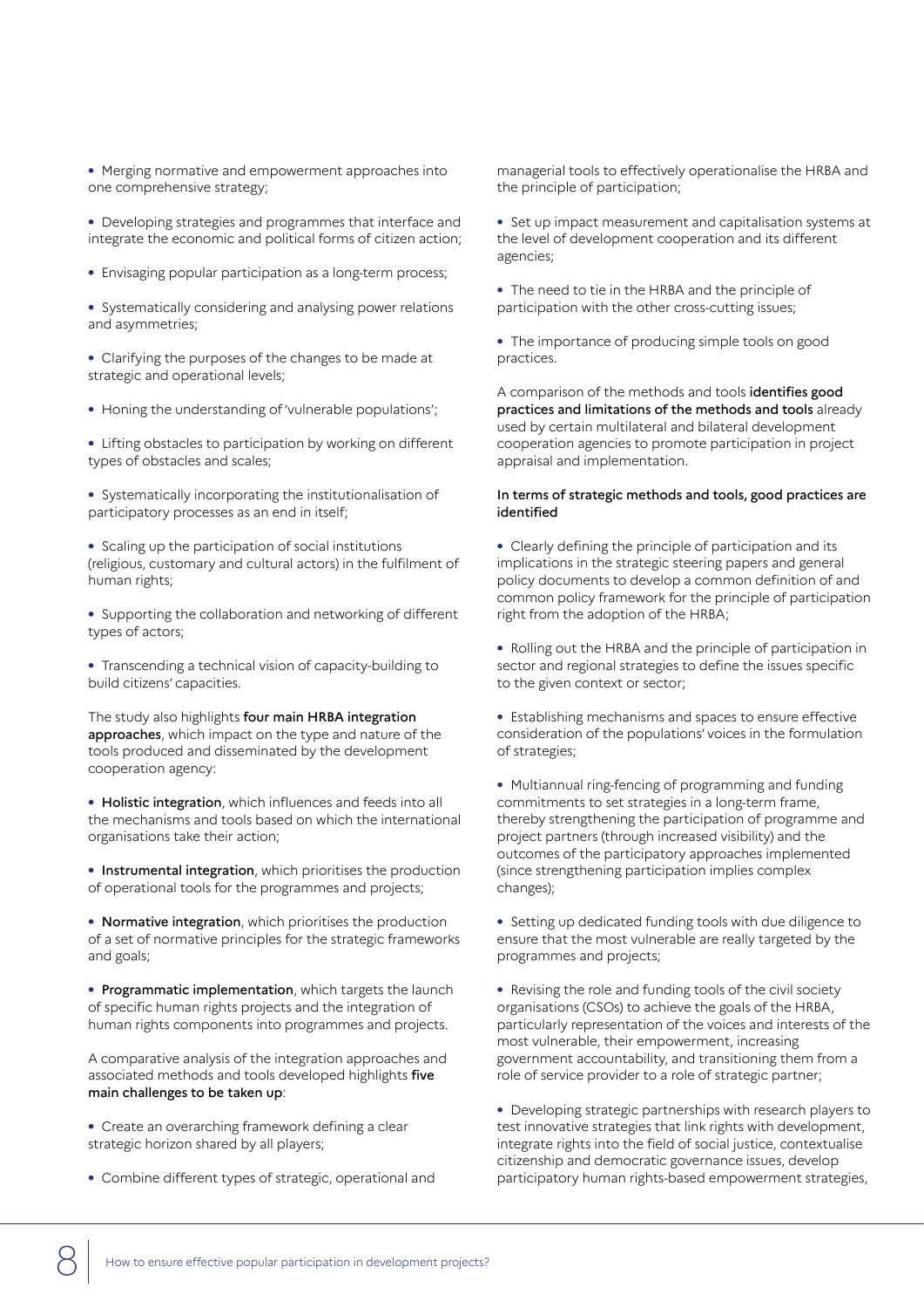- Merging normative and empowerment approaches into one comprehensive strategy;
- Developing strategies and programmes that interface and integrate the economic and political forms of citizen action;
- Envisaging popular participation as a long-term process;
- Systematically considering and analysing power relations and asymmetries;
- Clarifying the purposes of the changes to be made at strategic and operational levels;
- Honing the understanding of 'vulnerable populations';
- Lifting obstacles to participation by working on different types of obstacles and scales;
- Systematically incorporating the institutionalisation of participatory processes as an end in itself;
- Scaling up the participation of social institutions (religious, customary and cultural actors) in the fulfilment of human rights;
- Supporting the collaboration and networking of different types of actors;
- Transcending a technical vision of capacity-building to build citizens' capacities.

The study also highlights **four main HRBA integration approaches**, which impact on the type and nature of the tools produced and disseminated by the development cooperation agency:

- **Holistic integration**, which influences and feeds into all the mechanisms and tools based on which the international organisations take their action;
- **Instrumental integration**, which prioritises the production of operational tools for the programmes and projects;
- **Normative integration**, which prioritises the production of a set of normative principles for the strategic frameworks and goals;
- **Programmatic implementation**, which targets the launch of specific human rights projects and the integration of human rights components into programmes and projects.

A comparative analysis of the integration approaches and associated methods and tools developed highlights **five main challenges to be taken up**:

- Create an overarching framework defining a clear strategic horizon shared by all players;
- Combine different types of strategic, operational and managerial tools to effectively operationalise the HRBA and the principle of participation;
- Set up impact measurement and capitalisation systems at the level of development cooperation and its different agencies;
- The need to tie in the HRBA and the principle of participation with the other cross-cutting issues;
- The importance of producing simple tools on good practices.

A comparison of the methods and tools **identifies good practices and limitations of the methods and tools** already used by certain multilateral and bilateral development cooperation agencies to promote participation in project appraisal and implementation.

**In terms of strategic methods and tools, good practices are identified**

- Clearly defining the principle of participation and its implications in the strategic steering papers and general policy documents to develop a common definition of and common policy framework for the principle of participation right from the adoption of the HRBA;
- Rolling out the HRBA and the principle of participation in sector and regional strategies to define the issues specific to the given context or sector;
- Establishing mechanisms and spaces to ensure effective consideration of the populations' voices in the formulation of strategies;
- Multiannual ring-fencing of programming and funding commitments to set strategies in a long-term frame, thereby strengthening the participation of programme and project partners (through increased visibility) and the outcomes of the participatory approaches implemented (since strengthening participation implies complex changes);
- Setting up dedicated funding tools with due diligence to ensure that the most vulnerable are really targeted by the programmes and projects;
- Revising the role and funding tools of the civil society organisations (CSOs) to achieve the goals of the HRBA, particularly representation of the voices and interests of the most vulnerable, their empowerment, increasing government accountability, and transitioning them from a role of service provider to a role of strategic partner;
- Developing strategic partnerships with research players to test innovative strategies that link rights with development, integrate rights into the field of social justice, contextualise citizenship and democratic governance issues, develop participatory human rights-based empowerment strategies,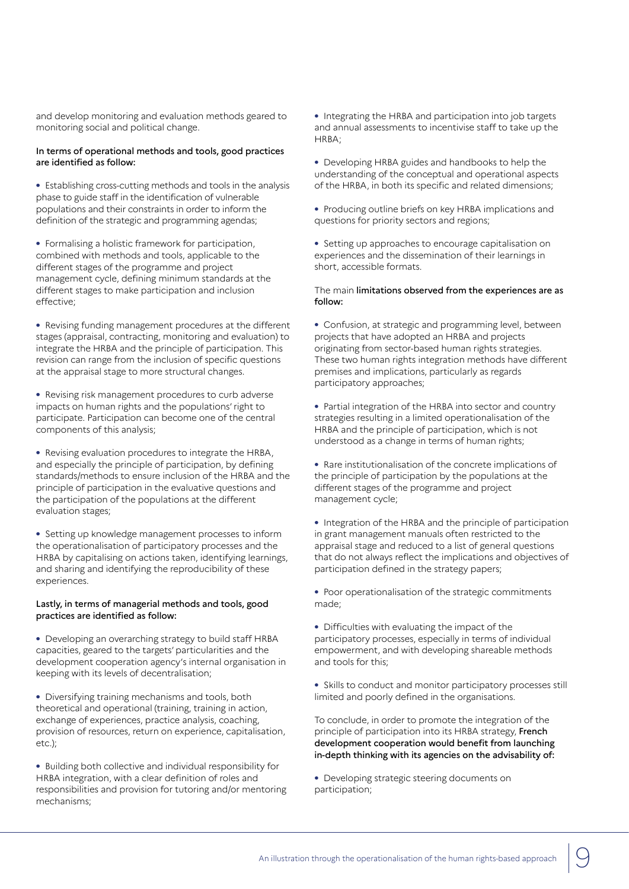and develop monitoring and evaluation methods geared to monitoring social and political change.

**In terms of operational methods and tools, good practices are identified as follow:**

- Establishing cross-cutting methods and tools in the analysis phase to guide staff in the identification of vulnerable populations and their constraints in order to inform the definition of the strategic and programming agendas;

- Formalising a holistic framework for participation, combined with methods and tools, applicable to the different stages of the programme and project management cycle, defining minimum standards at the different stages to make participation and inclusion effective;

- Revising funding management procedures at the different stages (appraisal, contracting, monitoring and evaluation) to integrate the HRBA and the principle of participation. This revision can range from the inclusion of specific questions at the appraisal stage to more structural changes.

- Revising risk management procedures to curb adverse impacts on human rights and the populations' right to participate. Participation can become one of the central components of this analysis;

- Revising evaluation procedures to integrate the HRBA, and especially the principle of participation, by defining standards/methods to ensure inclusion of the HRBA and the principle of participation in the evaluative questions and the participation of the populations at the different evaluation stages;

- Setting up knowledge management processes to inform the operationalisation of participatory processes and the HRBA by capitalising on actions taken, identifying learnings, and sharing and identifying the reproducibility of these experiences.

**Lastly, in terms of managerial methods and tools, good practices are identified as follow:**

- Developing an overarching strategy to build staff HRBA capacities, geared to the targets' particularities and the development cooperation agency's internal organisation in keeping with its levels of decentralisation;

- Diversifying training mechanisms and tools, both theoretical and operational (training, training in action, exchange of experiences, practice analysis, coaching, provision of resources, return on experience, capitalisation, etc.);

- Building both collective and individual responsibility for HRBA integration, with a clear definition of roles and responsibilities and provision for tutoring and/or mentoring mechanisms;

- Integrating the HRBA and participation into job targets and annual assessments to incentivise staff to take up the HRBA;

- Developing HRBA guides and handbooks to help the understanding of the conceptual and operational aspects of the HRBA, in both its specific and related dimensions;

- Producing outline briefs on key HRBA implications and questions for priority sectors and regions;

- Setting up approaches to encourage capitalisation on experiences and the dissemination of their learnings in short, accessible formats.

The main **limitations observed from the experiences are as follow:**

- Confusion, at strategic and programming level, between projects that have adopted an HRBA and projects originating from sector-based human rights strategies. These two human rights integration methods have different premises and implications, particularly as regards participatory approaches;

- Partial integration of the HRBA into sector and country strategies resulting in a limited operationalisation of the HRBA and the principle of participation, which is not understood as a change in terms of human rights;

- Rare institutionalisation of the concrete implications of the principle of participation by the populations at the different stages of the programme and project management cycle;

- Integration of the HRBA and the principle of participation in grant management manuals often restricted to the appraisal stage and reduced to a list of general questions that do not always reflect the implications and objectives of participation defined in the strategy papers;

- Poor operationalisation of the strategic commitments made;

- Difficulties with evaluating the impact of the participatory processes, especially in terms of individual empowerment, and with developing shareable methods and tools for this;

- Skills to conduct and monitor participatory processes still limited and poorly defined in the organisations.

To conclude, in order to promote the integration of the principle of participation into its HRBA strategy, **French development cooperation would benefit from launching in-depth thinking with its agencies on the advisability of:**

- Developing strategic steering documents on participation;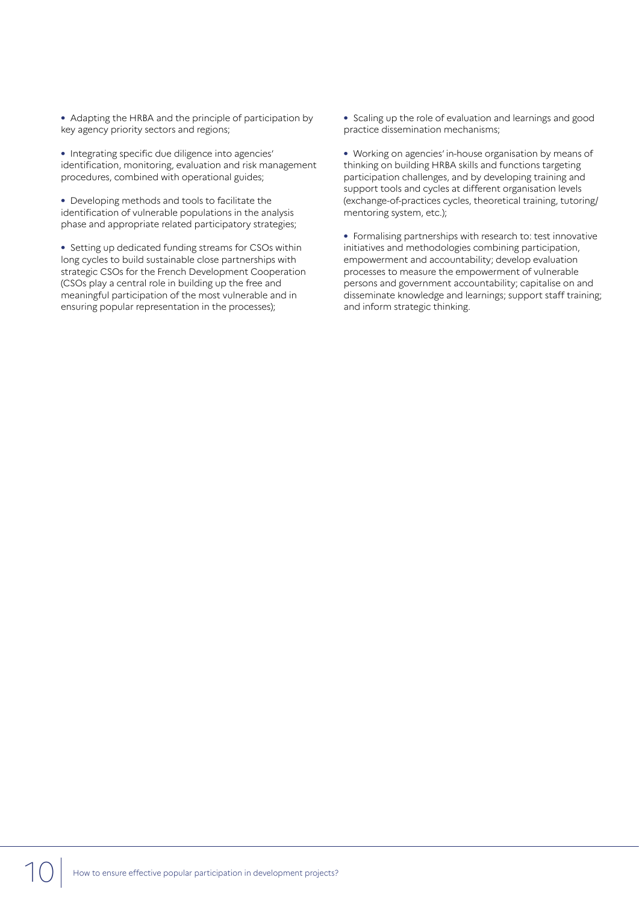- Adapting the HRBA and the principle of participation by key agency priority sectors and regions;

- Integrating specific due diligence into agencies' identification, monitoring, evaluation and risk management procedures, combined with operational guides;

- Developing methods and tools to facilitate the identification of vulnerable populations in the analysis phase and appropriate related participatory strategies;

- Setting up dedicated funding streams for CSOs within long cycles to build sustainable close partnerships with strategic CSOs for the French Development Cooperation (CSOs play a central role in building up the free and meaningful participation of the most vulnerable and in ensuring popular representation in the processes);

- Scaling up the role of evaluation and learnings and good practice dissemination mechanisms;

- Working on agencies' in-house organisation by means of thinking on building HRBA skills and functions targeting participation challenges, and by developing training and support tools and cycles at different organisation levels (exchange-of-practices cycles, theoretical training, tutoring/mentoring system, etc.);

- Formalising partnerships with research to: test innovative initiatives and methodologies combining participation, empowerment and accountability; develop evaluation processes to measure the empowerment of vulnerable persons and government accountability; capitalise on and disseminate knowledge and learnings; support staff training; and inform strategic thinking.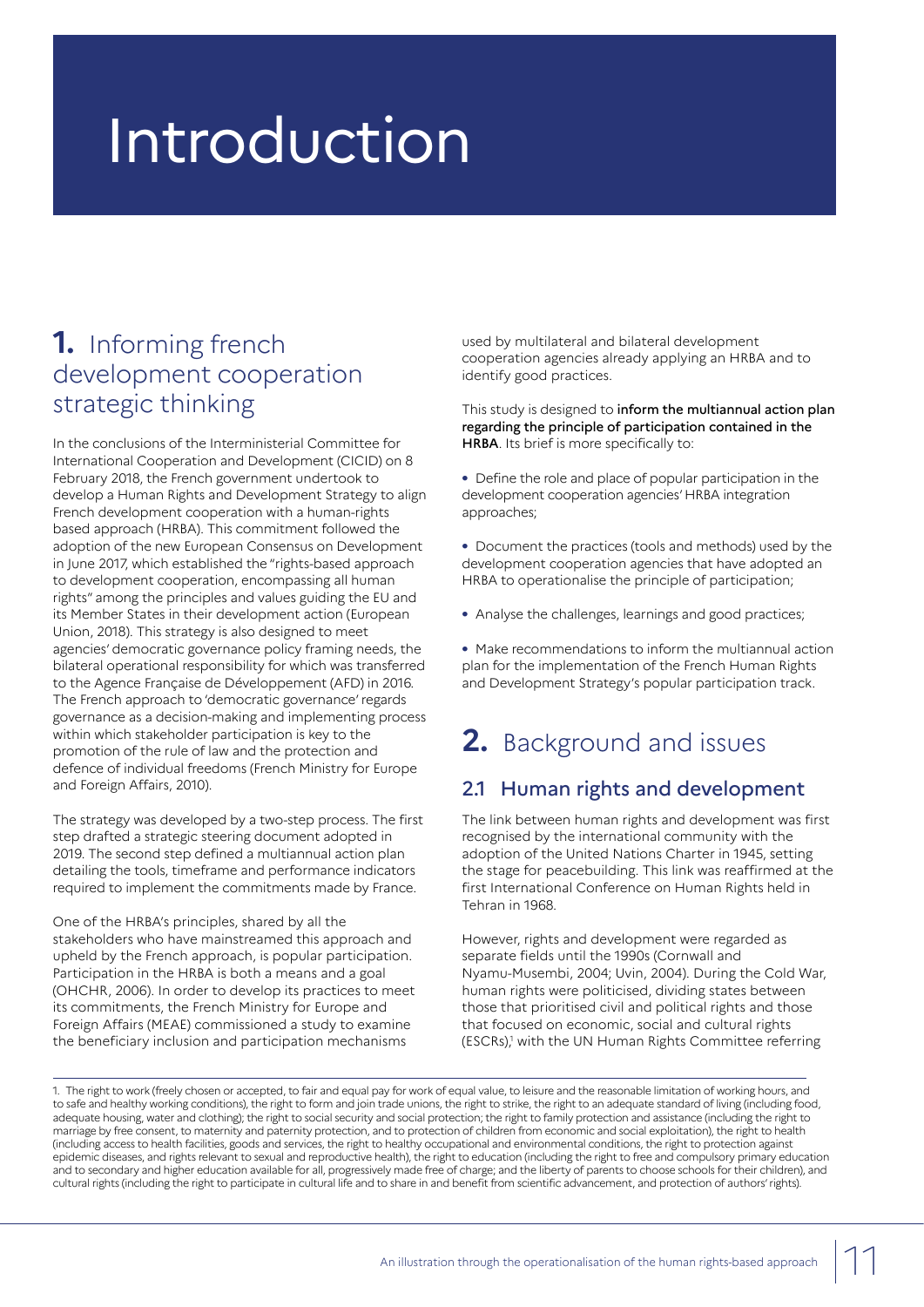# Introduction

## 1. Informing french development cooperation strategic thinking

In the conclusions of the Interministerial Committee for International Cooperation and Development (CICID) on 8 February 2018, the French government undertook to develop a Human Rights and Development Strategy to align French development cooperation with a human-rights based approach (HRBA). This commitment followed the adoption of the new European Consensus on Development in June 2017, which established the "rights-based approach to development cooperation, encompassing all human rights" among the principles and values guiding the EU and its Member States in their development action (European Union, 2018). This strategy is also designed to meet agencies' democratic governance policy framing needs, the bilateral operational responsibility for which was transferred to the Agence Française de Développement (AFD) in 2016. The French approach to 'democratic governance' regards governance as a decision-making and implementing process within which stakeholder participation is key to the promotion of the rule of law and the protection and defence of individual freedoms (French Ministry for Europe and Foreign Affairs, 2010).

The strategy was developed by a two-step process. The first step drafted a strategic steering document adopted in 2019. The second step defined a multiannual action plan detailing the tools, timeframe and performance indicators required to implement the commitments made by France.

One of the HRBA's principles, shared by all the stakeholders who have mainstreamed this approach and upheld by the French approach, is popular participation. Participation in the HRBA is both a means and a goal (OHCHR, 2006). In order to develop its practices to meet its commitments, the French Ministry for Europe and Foreign Affairs (MEAE) commissioned a study to examine the beneficiary inclusion and participation mechanisms used by multilateral and bilateral development cooperation agencies already applying an HRBA and to identify good practices.

This study is designed to **inform the multiannual action plan regarding the principle of participation contained in the HRBA**. Its brief is more specifically to:

- Define the role and place of popular participation in the development cooperation agencies' HRBA integration approaches;
- Document the practices (tools and methods) used by the development cooperation agencies that have adopted an HRBA to operationalise the principle of participation;
- Analyse the challenges, learnings and good practices;
- Make recommendations to inform the multiannual action plan for the implementation of the French Human Rights and Development Strategy's popular participation track.

## 2. Background and issues

### 2.1 Human rights and development

The link between human rights and development was first recognised by the international community with the adoption of the United Nations Charter in 1945, setting the stage for peacebuilding. This link was reaffirmed at the first International Conference on Human Rights held in Tehran in 1968.

However, rights and development were regarded as separate fields until the 1990s (Cornwall and Nyamu-Musembi, 2004; Uvin, 2004). During the Cold War, human rights were politicised, dividing states between those that prioritised civil and political rights and those that focused on economic, social and cultural rights (ESCRs),[1] with the UN Human Rights Committee referring

---

1. The right to work (freely chosen or accepted, to fair and equal pay for work of equal value, to leisure and the reasonable limitation of working hours, and to safe and healthy working conditions), the right to form and join trade unions, the right to strike, the right to an adequate standard of living (including food, adequate housing, water and clothing); the right to social security and social protection; the right to family protection and assistance (including the right to marriage by free consent, to maternity and paternity protection, and to protection of children from economic and social exploitation), the right to health (including access to health facilities, goods and services, the right to healthy occupational and environmental conditions, the right to protection against epidemic diseases, and rights relevant to sexual and reproductive health), the right to education (including the right to free and compulsory primary education and to secondary and higher education available for all, progressively made free of charge; and the liberty of parents to choose schools for their children), and cultural rights (including the right to participate in cultural life and to share in and benefit from scientific advancement, and protection of authors' rights).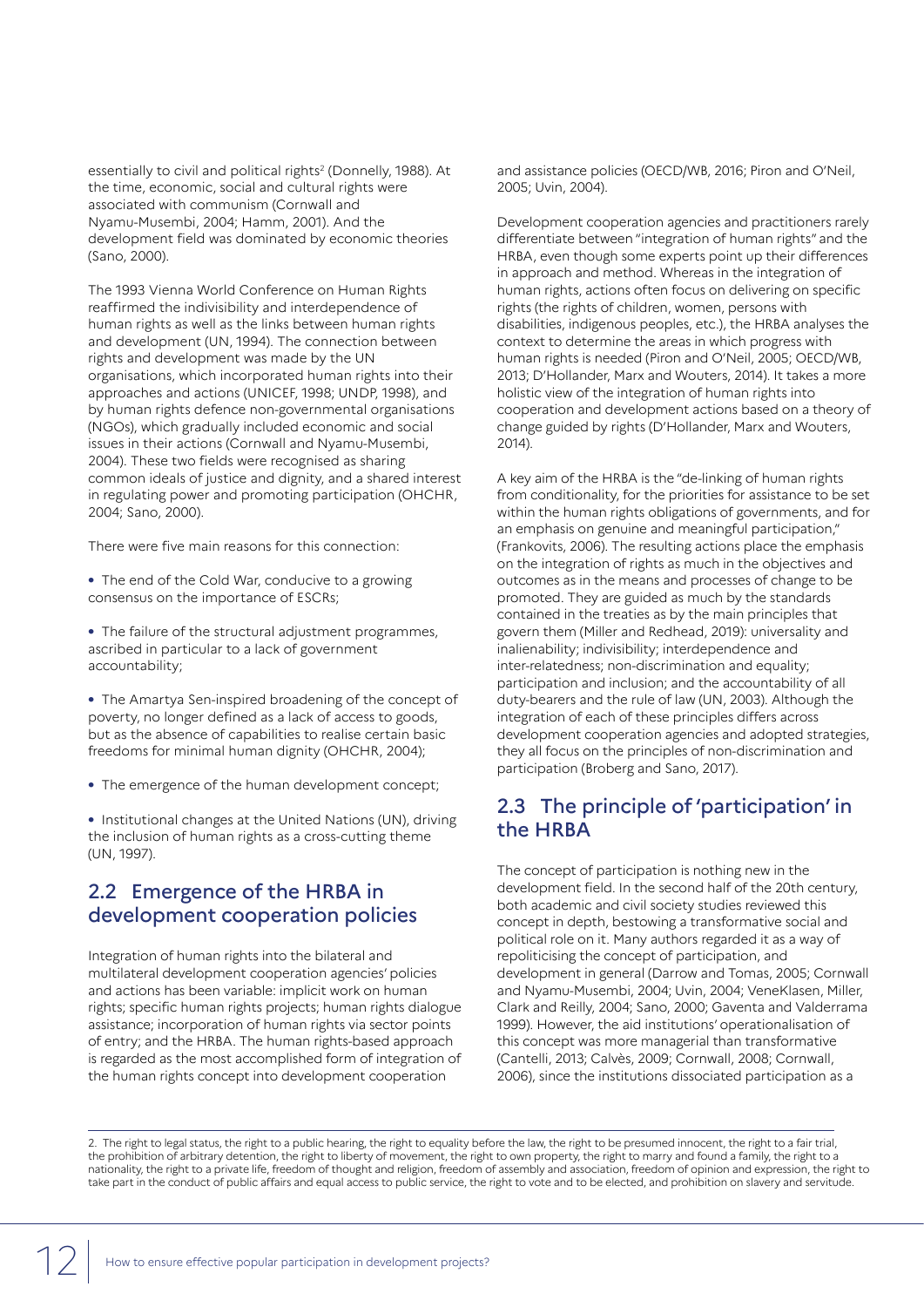essentially to civil and political rights[2] (Donnelly, 1988). At the time, economic, social and cultural rights were associated with communism (Cornwall and Nyamu-Musembi, 2004; Hamm, 2001). And the development field was dominated by economic theories (Sano, 2000).

The 1993 Vienna World Conference on Human Rights reaffirmed the indivisibility and interdependence of human rights as well as the links between human rights and development (UN, 1994). The connection between rights and development was made by the UN organisations, which incorporated human rights into their approaches and actions (UNICEF, 1998; UNDP, 1998), and by human rights defence non-governmental organisations (NGOs), which gradually included economic and social issues in their actions (Cornwall and Nyamu-Musembi, 2004). These two fields were recognised as sharing common ideals of justice and dignity, and a shared interest in regulating power and promoting participation (OHCHR, 2004; Sano, 2000).

There were five main reasons for this connection:

- The end of the Cold War, conducive to a growing consensus on the importance of ESCRs;
- The failure of the structural adjustment programmes, ascribed in particular to a lack of government accountability;
- The Amartya Sen-inspired broadening of the concept of poverty, no longer defined as a lack of access to goods, but as the absence of capabilities to realise certain basic freedoms for minimal human dignity (OHCHR, 2004);
- The emergence of the human development concept;
- Institutional changes at the United Nations (UN), driving the inclusion of human rights as a cross-cutting theme (UN, 1997).

## 2.2 Emergence of the HRBA in development cooperation policies

Integration of human rights into the bilateral and multilateral development cooperation agencies' policies and actions has been variable: implicit work on human rights; specific human rights projects; human rights dialogue assistance; incorporation of human rights via sector points of entry; and the HRBA. The human rights-based approach is regarded as the most accomplished form of integration of the human rights concept into development cooperation and assistance policies (OECD/WB, 2016; Piron and O'Neil, 2005; Uvin, 2004).

Development cooperation agencies and practitioners rarely differentiate between "integration of human rights" and the HRBA, even though some experts point up their differences in approach and method. Whereas in the integration of human rights, actions often focus on delivering on specific rights (the rights of children, women, persons with disabilities, indigenous peoples, etc.), the HRBA analyses the context to determine the areas in which progress with human rights is needed (Piron and O'Neil, 2005; OECD/WB, 2013; D'Hollander, Marx and Wouters, 2014). It takes a more holistic view of the integration of human rights into cooperation and development actions based on a theory of change guided by rights (D'Hollander, Marx and Wouters, 2014).

A key aim of the HRBA is the "de-linking of human rights from conditionality, for the priorities for assistance to be set within the human rights obligations of governments, and for an emphasis on genuine and meaningful participation," (Frankovits, 2006). The resulting actions place the emphasis on the integration of rights as much in the objectives and outcomes as in the means and processes of change to be promoted. They are guided as much by the standards contained in the treaties as by the main principles that govern them (Miller and Redhead, 2019): universality and inalienability; indivisibility; interdependence and inter-relatedness; non-discrimination and equality; participation and inclusion; and the accountability of all duty-bearers and the rule of law (UN, 2003). Although the integration of each of these principles differs across development cooperation agencies and adopted strategies, they all focus on the principles of non-discrimination and participation (Broberg and Sano, 2017).

## 2.3 The principle of 'participation' in the HRBA

The concept of participation is nothing new in the development field. In the second half of the 20th century, both academic and civil society studies reviewed this concept in depth, bestowing a transformative social and political role on it. Many authors regarded it as a way of repoliticising the concept of participation, and development in general (Darrow and Tomas, 2005; Cornwall and Nyamu-Musembi, 2004; Uvin, 2004; VeneKlasen, Miller, Clark and Reilly, 2004; Sano, 2000; Gaventa and Valderrama 1999). However, the aid institutions' operationalisation of this concept was more managerial than transformative (Cantelli, 2013; Calvès, 2009; Cornwall, 2008; Cornwall, 2006), since the institutions dissociated participation as a

2. The right to legal status, the right to a public hearing, the right to equality before the law, the right to be presumed innocent, the right to a fair trial, the prohibition of arbitrary detention, the right to liberty of movement, the right to own property, the right to marry and found a family, the right to a nationality, the right to a private life, freedom of thought and religion, freedom of assembly and association, freedom of opinion and expression, the right to take part in the conduct of public affairs and equal access to public service, the right to vote and to be elected, and prohibition on slavery and servitude.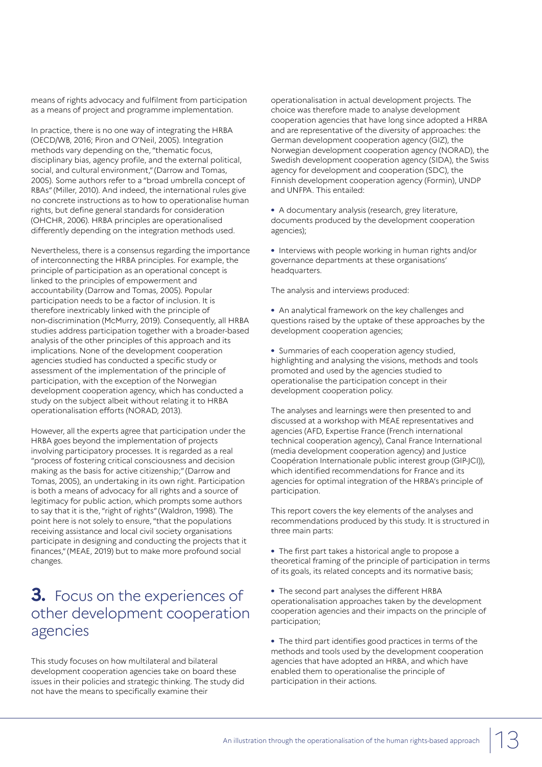means of rights advocacy and fulfilment from participation as a means of project and programme implementation.

In practice, there is no one way of integrating the HRBA (OECD/WB, 2016; Piron and O'Neil, 2005). Integration methods vary depending on the, "thematic focus, disciplinary bias, agency profile, and the external political, social, and cultural environment," (Darrow and Tomas, 2005). Some authors refer to a "broad umbrella concept of RBAs" (Miller, 2010). And indeed, the international rules give no concrete instructions as to how to operationalise human rights, but define general standards for consideration (OHCHR, 2006). HRBA principles are operationalised differently depending on the integration methods used.

Nevertheless, there is a consensus regarding the importance of interconnecting the HRBA principles. For example, the principle of participation as an operational concept is linked to the principles of empowerment and accountability (Darrow and Tomas, 2005). Popular participation needs to be a factor of inclusion. It is therefore inextricably linked with the principle of non-discrimination (McMurry, 2019). Consequently, all HRBA studies address participation together with a broader-based analysis of the other principles of this approach and its implications. None of the development cooperation agencies studied has conducted a specific study or assessment of the implementation of the principle of participation, with the exception of the Norwegian development cooperation agency, which has conducted a study on the subject albeit without relating it to HRBA operationalisation efforts (NORAD, 2013).

However, all the experts agree that participation under the HRBA goes beyond the implementation of projects involving participatory processes. It is regarded as a real "process of fostering critical consciousness and decision making as the basis for active citizenship;" (Darrow and Tomas, 2005), an undertaking in its own right. Participation is both a means of advocacy for all rights and a source of legitimacy for public action, which prompts some authors to say that it is the, "right of rights" (Waldron, 1998). The point here is not solely to ensure, "that the populations receiving assistance and local civil society organisations participate in designing and conducting the projects that it finances," (MEAE, 2019) but to make more profound social changes.

## 3. Focus on the experiences of other development cooperation agencies

This study focuses on how multilateral and bilateral development cooperation agencies take on board these issues in their policies and strategic thinking. The study did not have the means to specifically examine their operationalisation in actual development projects. The choice was therefore made to analyse development cooperation agencies that have long since adopted a HRBA and are representative of the diversity of approaches: the German development cooperation agency (GIZ), the Norwegian development cooperation agency (NORAD), the Swedish development cooperation agency (SIDA), the Swiss agency for development and cooperation (SDC), the Finnish development cooperation agency (Formin), UNDP and UNFPA. This entailed:

- A documentary analysis (research, grey literature, documents produced by the development cooperation agencies);
- Interviews with people working in human rights and/or governance departments at these organisations' headquarters.

The analysis and interviews produced:

- An analytical framework on the key challenges and questions raised by the uptake of these approaches by the development cooperation agencies;
- Summaries of each cooperation agency studied, highlighting and analysing the visions, methods and tools promoted and used by the agencies studied to operationalise the participation concept in their development cooperation policy.

The analyses and learnings were then presented to and discussed at a workshop with MEAE representatives and agencies (AFD, Expertise France (French international technical cooperation agency), Canal France International (media development cooperation agency) and Justice Coopération Internationale public interest group (GIP-JCI)), which identified recommendations for France and its agencies for optimal integration of the HRBA's principle of participation.

This report covers the key elements of the analyses and recommendations produced by this study. It is structured in three main parts:

- The first part takes a historical angle to propose a theoretical framing of the principle of participation in terms of its goals, its related concepts and its normative basis;
- The second part analyses the different HRBA operationalisation approaches taken by the development cooperation agencies and their impacts on the principle of participation;
- The third part identifies good practices in terms of the methods and tools used by the development cooperation agencies that have adopted an HRBA, and which have enabled them to operationalise the principle of participation in their actions.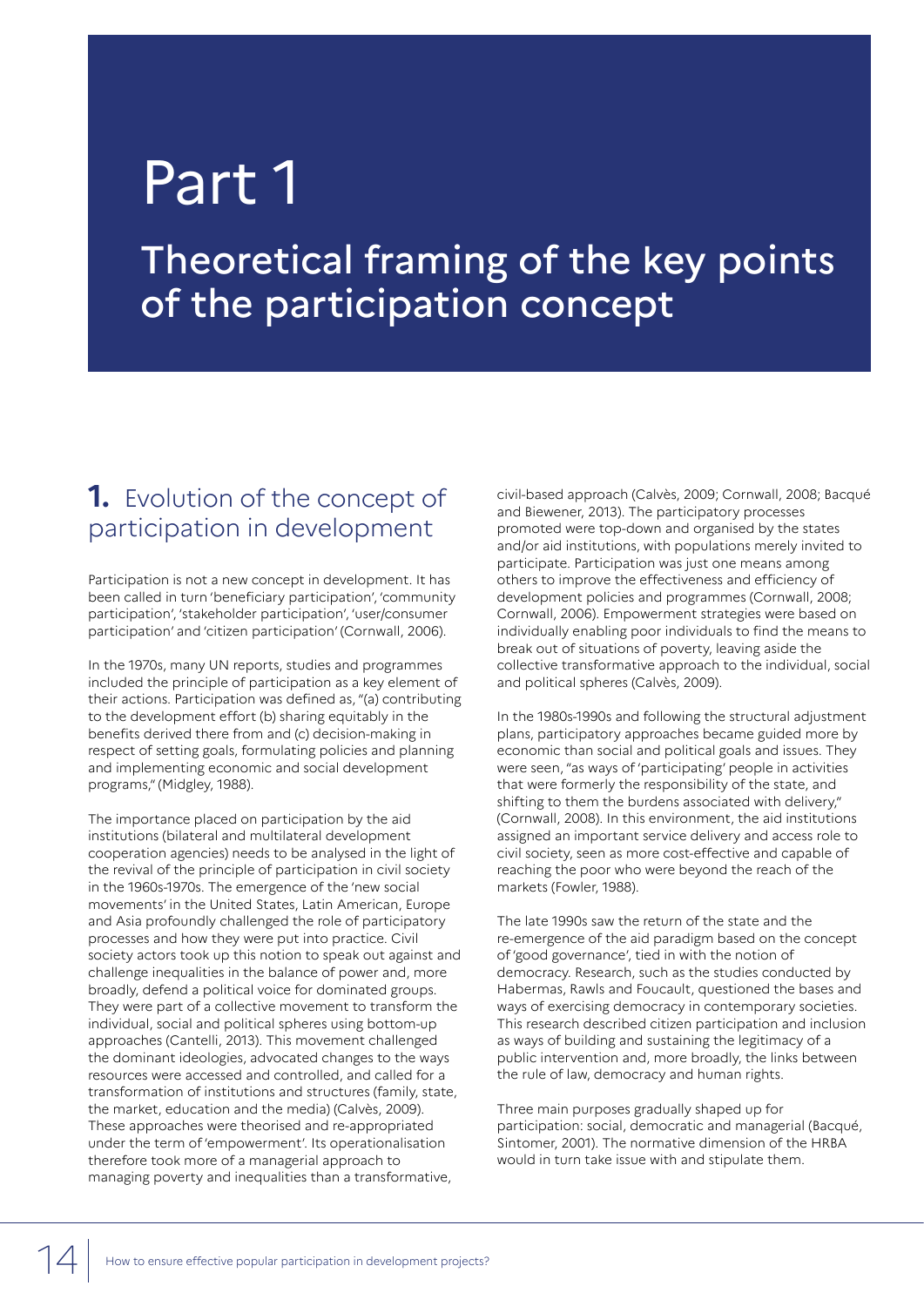# Part 1

## Theoretical framing of the key points of the participation concept

### **1.** Evolution of the concept of participation in development

Participation is not a new concept in development. It has been called in turn 'beneficiary participation', 'community participation', 'stakeholder participation', 'user/consumer participation' and 'citizen participation' (Cornwall, 2006).

In the 1970s, many UN reports, studies and programmes included the principle of participation as a key element of their actions. Participation was defined as, "(a) contributing to the development effort (b) sharing equitably in the benefits derived there from and (c) decision-making in respect of setting goals, formulating policies and planning and implementing economic and social development programs," (Midgley, 1988).

The importance placed on participation by the aid institutions (bilateral and multilateral development cooperation agencies) needs to be analysed in the light of the revival of the principle of participation in civil society in the 1960s-1970s. The emergence of the 'new social movements' in the United States, Latin American, Europe and Asia profoundly challenged the role of participatory processes and how they were put into practice. Civil society actors took up this notion to speak out against and challenge inequalities in the balance of power and, more broadly, defend a political voice for dominated groups. They were part of a collective movement to transform the individual, social and political spheres using bottom-up approaches (Cantelli, 2013). This movement challenged the dominant ideologies, advocated changes to the ways resources were accessed and controlled, and called for a transformation of institutions and structures (family, state, the market, education and the media) (Calvès, 2009). These approaches were theorised and re-appropriated under the term of 'empowerment'. Its operationalisation therefore took more of a managerial approach to managing poverty and inequalities than a transformative, civil-based approach (Calvès, 2009; Cornwall, 2008; Bacqué and Biewener, 2013). The participatory processes promoted were top-down and organised by the states and/or aid institutions, with populations merely invited to participate. Participation was just one means among others to improve the effectiveness and efficiency of development policies and programmes (Cornwall, 2008; Cornwall, 2006). Empowerment strategies were based on individually enabling poor individuals to find the means to break out of situations of poverty, leaving aside the collective transformative approach to the individual, social and political spheres (Calvès, 2009).

In the 1980s-1990s and following the structural adjustment plans, participatory approaches became guided more by economic than social and political goals and issues. They were seen, "as ways of 'participating' people in activities that were formerly the responsibility of the state, and shifting to them the burdens associated with delivery," (Cornwall, 2008). In this environment, the aid institutions assigned an important service delivery and access role to civil society, seen as more cost-effective and capable of reaching the poor who were beyond the reach of the markets (Fowler, 1988).

The late 1990s saw the return of the state and the re-emergence of the aid paradigm based on the concept of 'good governance', tied in with the notion of democracy. Research, such as the studies conducted by Habermas, Rawls and Foucault, questioned the bases and ways of exercising democracy in contemporary societies. This research described citizen participation and inclusion as ways of building and sustaining the legitimacy of a public intervention and, more broadly, the links between the rule of law, democracy and human rights.

Three main purposes gradually shaped up for participation: social, democratic and managerial (Bacqué, Sintomer, 2001). The normative dimension of the HRBA would in turn take issue with and stipulate them.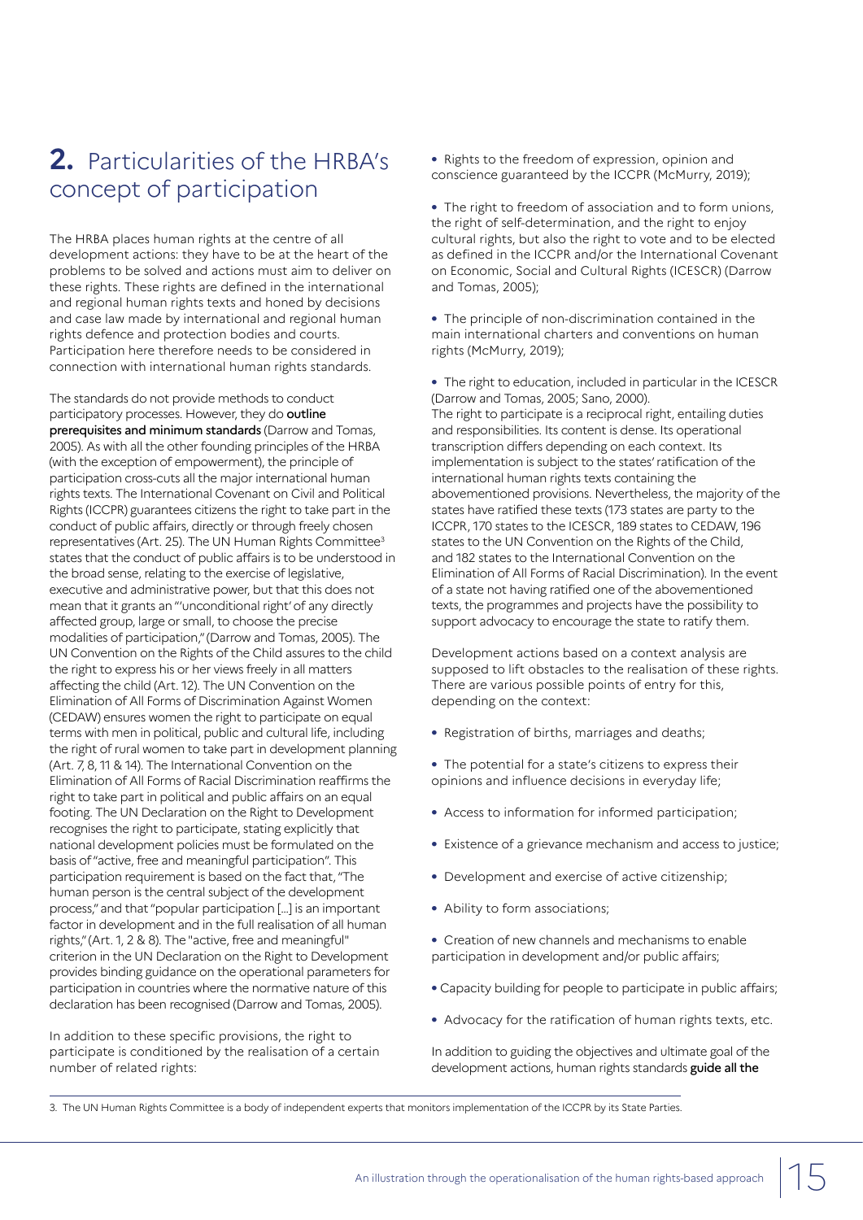## 2. Particularities of the HRBA's concept of participation

The HRBA places human rights at the centre of all development actions: they have to be at the heart of the problems to be solved and actions must aim to deliver on these rights. These rights are defined in the international and regional human rights texts and honed by decisions and case law made by international and regional human rights defence and protection bodies and courts. Participation here therefore needs to be considered in connection with international human rights standards.

The standards do not provide methods to conduct participatory processes. However, they do **outline prerequisites and minimum standards** (Darrow and Tomas, 2005). As with all the other founding principles of the HRBA (with the exception of empowerment), the principle of participation cross-cuts all the major international human rights texts. The International Covenant on Civil and Political Rights (ICCPR) guarantees citizens the right to take part in the conduct of public affairs, directly or through freely chosen representatives (Art. 25). The UN Human Rights Committee[3] states that the conduct of public affairs is to be understood in the broad sense, relating to the exercise of legislative, executive and administrative power, but that this does not mean that it grants an "'unconditional right' of any directly affected group, large or small, to choose the precise modalities of participation," (Darrow and Tomas, 2005). The UN Convention on the Rights of the Child assures to the child the right to express his or her views freely in all matters affecting the child (Art. 12). The UN Convention on the Elimination of All Forms of Discrimination Against Women (CEDAW) ensures women the right to participate on equal terms with men in political, public and cultural life, including the right of rural women to take part in development planning (Art. 7, 8, 11 & 14). The International Convention on the Elimination of All Forms of Racial Discrimination reaffirms the right to take part in political and public affairs on an equal footing. The UN Declaration on the Right to Development recognises the right to participate, stating explicitly that national development policies must be formulated on the basis of "active, free and meaningful participation". This participation requirement is based on the fact that, "The human person is the central subject of the development process," and that "popular participation [...] is an important factor in development and in the full realisation of all human rights," (Art. 1, 2 & 8). The "active, free and meaningful" criterion in the UN Declaration on the Right to Development provides binding guidance on the operational parameters for participation in countries where the normative nature of this declaration has been recognised (Darrow and Tomas, 2005).

In addition to these specific provisions, the right to participate is conditioned by the realisation of a certain number of related rights:

- Rights to the freedom of expression, opinion and conscience guaranteed by the ICCPR (McMurry, 2019);
- The right to freedom of association and to form unions, the right of self-determination, and the right to enjoy cultural rights, but also the right to vote and to be elected as defined in the ICCPR and/or the International Covenant on Economic, Social and Cultural Rights (ICESCR) (Darrow and Tomas, 2005);
- The principle of non-discrimination contained in the main international charters and conventions on human rights (McMurry, 2019);
- The right to education, included in particular in the ICESCR (Darrow and Tomas, 2005; Sano, 2000).

The right to participate is a reciprocal right, entailing duties and responsibilities. Its content is dense. Its operational transcription differs depending on each context. Its implementation is subject to the states' ratification of the international human rights texts containing the abovementioned provisions. Nevertheless, the majority of the states have ratified these texts (173 states are party to the ICCPR, 170 states to the ICESCR, 189 states to CEDAW, 196 states to the UN Convention on the Rights of the Child, and 182 states to the International Convention on the Elimination of All Forms of Racial Discrimination). In the event of a state not having ratified one of the abovementioned texts, the programmes and projects have the possibility to support advocacy to encourage the state to ratify them.

Development actions based on a context analysis are supposed to lift obstacles to the realisation of these rights. There are various possible points of entry for this, depending on the context:

- Registration of births, marriages and deaths;
- The potential for a state's citizens to express their opinions and influence decisions in everyday life;
- Access to information for informed participation;
- Existence of a grievance mechanism and access to justice;
- Development and exercise of active citizenship;
- Ability to form associations;
- Creation of new channels and mechanisms to enable participation in development and/or public affairs;
- Capacity building for people to participate in public affairs;
- Advocacy for the ratification of human rights texts, etc.

In addition to guiding the objectives and ultimate goal of the development actions, human rights standards **guide all the**

3. The UN Human Rights Committee is a body of independent experts that monitors implementation of the ICCPR by its State Parties.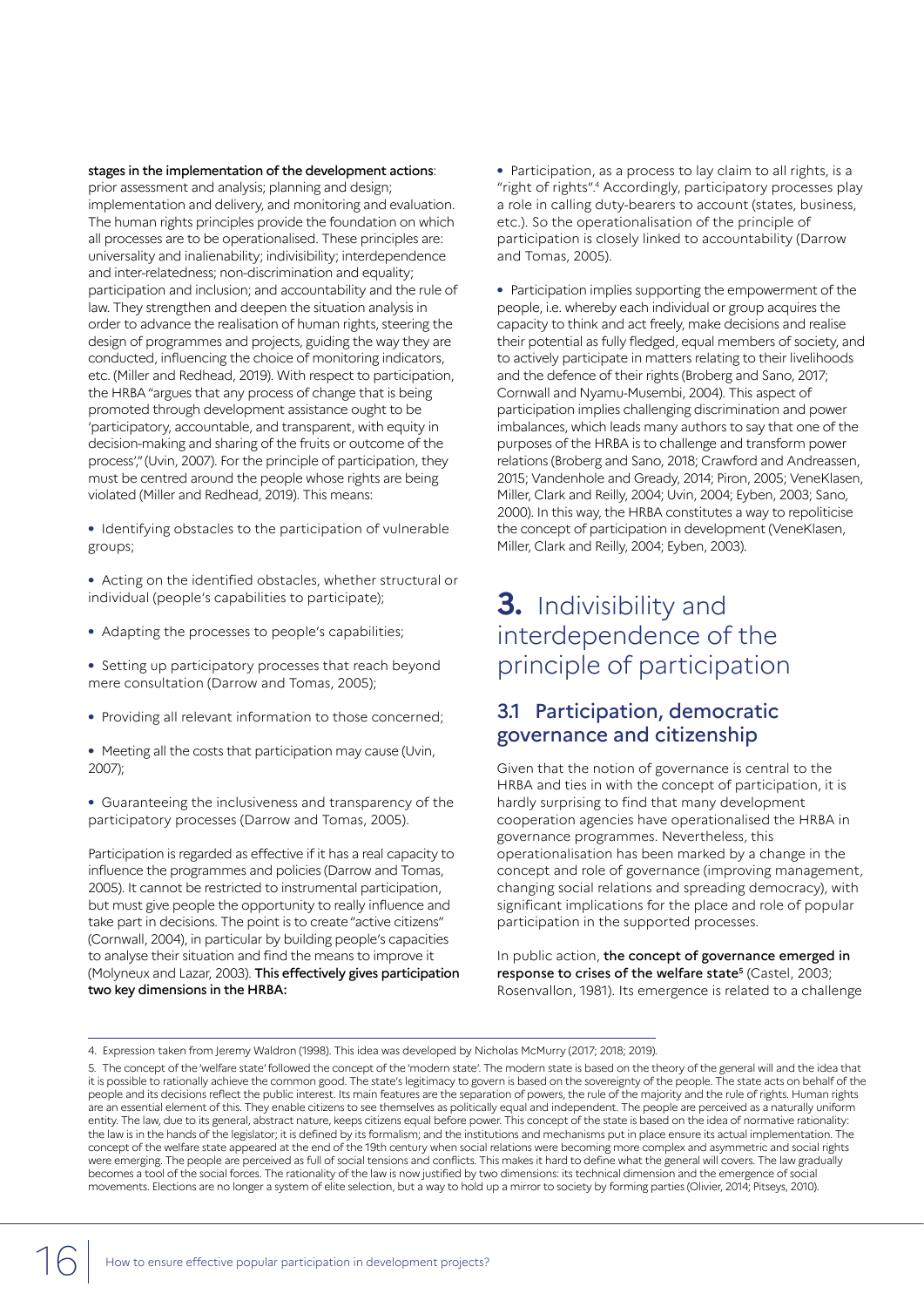**stages in the implementation of the development actions**: prior assessment and analysis; planning and design; implementation and delivery, and monitoring and evaluation. The human rights principles provide the foundation on which all processes are to be operationalised. These principles are: universality and inalienability; indivisibility; interdependence and inter-relatedness; non-discrimination and equality; participation and inclusion; and accountability and the rule of law. They strengthen and deepen the situation analysis in order to advance the realisation of human rights, steering the design of programmes and projects, guiding the way they are conducted, influencing the choice of monitoring indicators, etc. (Miller and Redhead, 2019). With respect to participation, the HRBA "argues that any process of change that is being promoted through development assistance ought to be 'participatory, accountable, and transparent, with equity in decision-making and sharing of the fruits or outcome of the process'," (Uvin, 2007). For the principle of participation, they must be centred around the people whose rights are being violated (Miller and Redhead, 2019). This means:

- Identifying obstacles to the participation of vulnerable groups;
- Acting on the identified obstacles, whether structural or individual (people's capabilities to participate);
- Adapting the processes to people's capabilities;
- Setting up participatory processes that reach beyond mere consultation (Darrow and Tomas, 2005);
- Providing all relevant information to those concerned;
- Meeting all the costs that participation may cause (Uvin, 2007);
- Guaranteeing the inclusiveness and transparency of the participatory processes (Darrow and Tomas, 2005).

Participation is regarded as effective if it has a real capacity to influence the programmes and policies (Darrow and Tomas, 2005). It cannot be restricted to instrumental participation, but must give people the opportunity to really influence and take part in decisions. The point is to create "active citizens" (Cornwall, 2004), in particular by building people's capacities to analyse their situation and find the means to improve it (Molyneux and Lazar, 2003). **This effectively gives participation two key dimensions in the HRBA:**

- Participation, as a process to lay claim to all rights, is a "right of rights".[4] Accordingly, participatory processes play a role in calling duty-bearers to account (states, business, etc.). So the operationalisation of the principle of participation is closely linked to accountability (Darrow and Tomas, 2005).
- Participation implies supporting the empowerment of the people, i.e. whereby each individual or group acquires the capacity to think and act freely, make decisions and realise their potential as fully fledged, equal members of society, and to actively participate in matters relating to their livelihoods and the defence of their rights (Broberg and Sano, 2017; Cornwall and Nyamu-Musembi, 2004). This aspect of participation implies challenging discrimination and power imbalances, which leads many authors to say that one of the purposes of the HRBA is to challenge and transform power relations (Broberg and Sano, 2018; Crawford and Andreassen, 2015; Vandenhole and Gready, 2014; Piron, 2005; VeneKlasen, Miller, Clark and Reilly, 2004; Uvin, 2004; Eyben, 2003; Sano, 2000). In this way, the HRBA constitutes a way to repoliticise the concept of participation in development (VeneKlasen, Miller, Clark and Reilly, 2004; Eyben, 2003).

# 3. Indivisibility and interdependence of the principle of participation

## 3.1 Participation, democratic governance and citizenship

Given that the notion of governance is central to the HRBA and ties in with the concept of participation, it is hardly surprising to find that many development cooperation agencies have operationalised the HRBA in governance programmes. Nevertheless, this operationalisation has been marked by a change in the concept and role of governance (improving management, changing social relations and spreading democracy), with significant implications for the place and role of popular participation in the supported processes.

In public action, **the concept of governance emerged in response to crises of the welfare state**[5] (Castel, 2003; Rosenvallon, 1981). Its emergence is related to a challenge

---

4. Expression taken from Jeremy Waldron (1998). This idea was developed by Nicholas McMurry (2017; 2018; 2019).

5. The concept of the 'welfare state' followed the concept of the 'modern state'. The modern state is based on the theory of the general will and the idea that it is possible to rationally achieve the common good. The state's legitimacy to govern is based on the sovereignty of the people. The state acts on behalf of the people and its decisions reflect the public interest. Its main features are the separation of powers, the rule of the majority and the rule of rights. Human rights are an essential element of this. They enable citizens to see themselves as politically equal and independent. The people are perceived as a naturally uniform entity. The law, due to its general, abstract nature, keeps citizens equal before power. This concept of the state is based on the idea of normative rationality: the law is in the hands of the legislator; it is defined by its formalism; and the institutions and mechanisms put in place ensure its actual implementation. The concept of the welfare state appeared at the end of the 19th century when social relations were becoming more complex and asymmetric and social rights were emerging. The people are perceived as full of social tensions and conflicts. This makes it hard to define what the general will covers. The law gradually becomes a tool of the social forces. The rationality of the law is now justified by two dimensions: its technical dimension and the emergence of social movements. Elections are no longer a system of elite selection, but a way to hold up a mirror to society by forming parties (Olivier, 2014; Pitseys, 2010).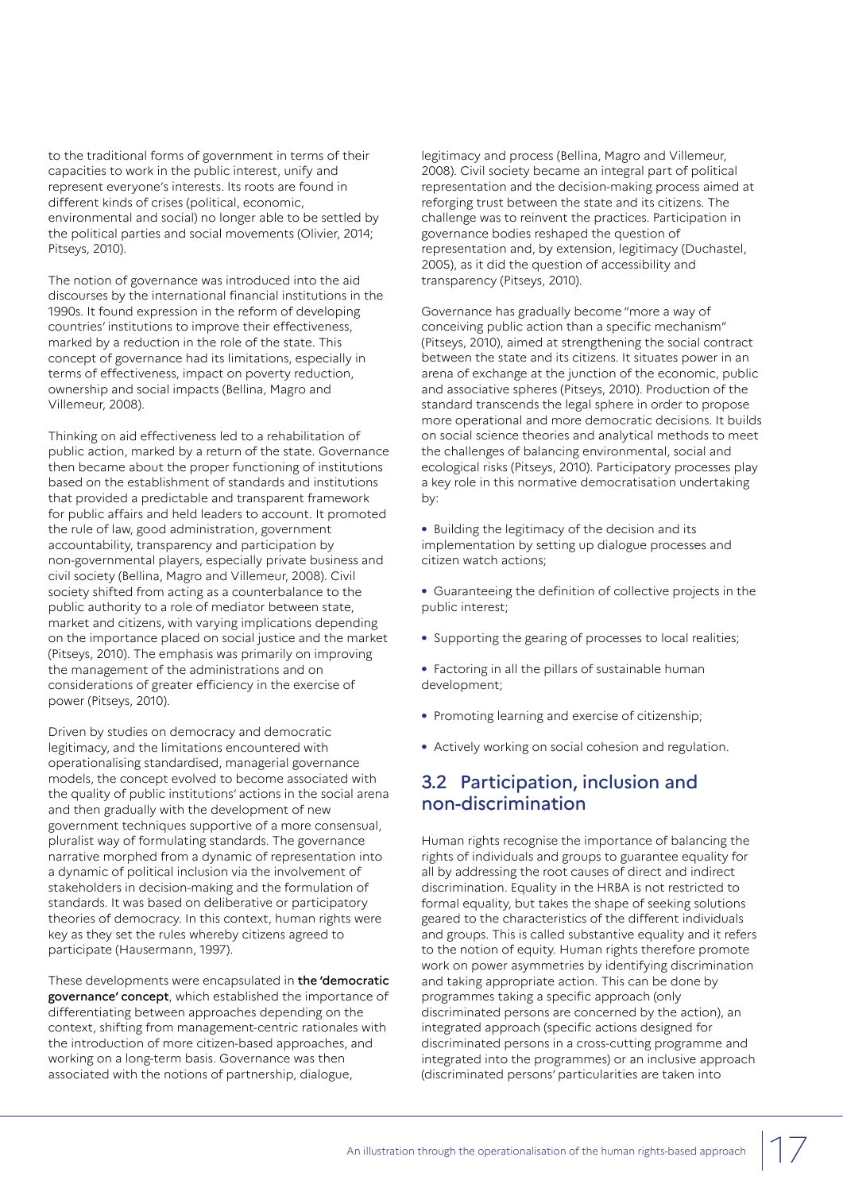to the traditional forms of government in terms of their capacities to work in the public interest, unify and represent everyone's interests. Its roots are found in different kinds of crises (political, economic, environmental and social) no longer able to be settled by the political parties and social movements (Olivier, 2014; Pitseys, 2010).

The notion of governance was introduced into the aid discourses by the international financial institutions in the 1990s. It found expression in the reform of developing countries' institutions to improve their effectiveness, marked by a reduction in the role of the state. This concept of governance had its limitations, especially in terms of effectiveness, impact on poverty reduction, ownership and social impacts (Bellina, Magro and Villemeur, 2008).

Thinking on aid effectiveness led to a rehabilitation of public action, marked by a return of the state. Governance then became about the proper functioning of institutions based on the establishment of standards and institutions that provided a predictable and transparent framework for public affairs and held leaders to account. It promoted the rule of law, good administration, government accountability, transparency and participation by non-governmental players, especially private business and civil society (Bellina, Magro and Villemeur, 2008). Civil society shifted from acting as a counterbalance to the public authority to a role of mediator between state, market and citizens, with varying implications depending on the importance placed on social justice and the market (Pitseys, 2010). The emphasis was primarily on improving the management of the administrations and on considerations of greater efficiency in the exercise of power (Pitseys, 2010).

Driven by studies on democracy and democratic legitimacy, and the limitations encountered with operationalising standardised, managerial governance models, the concept evolved to become associated with the quality of public institutions' actions in the social arena and then gradually with the development of new government techniques supportive of a more consensual, pluralist way of formulating standards. The governance narrative morphed from a dynamic of representation into a dynamic of political inclusion via the involvement of stakeholders in decision-making and the formulation of standards. It was based on deliberative or participatory theories of democracy. In this context, human rights were key as they set the rules whereby citizens agreed to participate (Hausermann, 1997).

These developments were encapsulated in **the 'democratic governance' concept**, which established the importance of differentiating between approaches depending on the context, shifting from management-centric rationales with the introduction of more citizen-based approaches, and working on a long-term basis. Governance was then associated with the notions of partnership, dialogue, legitimacy and process (Bellina, Magro and Villemeur, 2008). Civil society became an integral part of political representation and the decision-making process aimed at reforging trust between the state and its citizens. The challenge was to reinvent the practices. Participation in governance bodies reshaped the question of representation and, by extension, legitimacy (Duchastel, 2005), as it did the question of accessibility and transparency (Pitseys, 2010).

Governance has gradually become "more a way of conceiving public action than a specific mechanism" (Pitseys, 2010), aimed at strengthening the social contract between the state and its citizens. It situates power in an arena of exchange at the junction of the economic, public and associative spheres (Pitseys, 2010). Production of the standard transcends the legal sphere in order to propose more operational and more democratic decisions. It builds on social science theories and analytical methods to meet the challenges of balancing environmental, social and ecological risks (Pitseys, 2010). Participatory processes play a key role in this normative democratisation undertaking by:

- Building the legitimacy of the decision and its implementation by setting up dialogue processes and citizen watch actions;
- Guaranteeing the definition of collective projects in the public interest;
- Supporting the gearing of processes to local realities;
- Factoring in all the pillars of sustainable human development;
- Promoting learning and exercise of citizenship;
- Actively working on social cohesion and regulation.

## 3.2 Participation, inclusion and non-discrimination

Human rights recognise the importance of balancing the rights of individuals and groups to guarantee equality for all by addressing the root causes of direct and indirect discrimination. Equality in the HRBA is not restricted to formal equality, but takes the shape of seeking solutions geared to the characteristics of the different individuals and groups. This is called substantive equality and it refers to the notion of equity. Human rights therefore promote work on power asymmetries by identifying discrimination and taking appropriate action. This can be done by programmes taking a specific approach (only discriminated persons are concerned by the action), an integrated approach (specific actions designed for discriminated persons in a cross-cutting programme and integrated into the programmes) or an inclusive approach (discriminated persons' particularities are taken into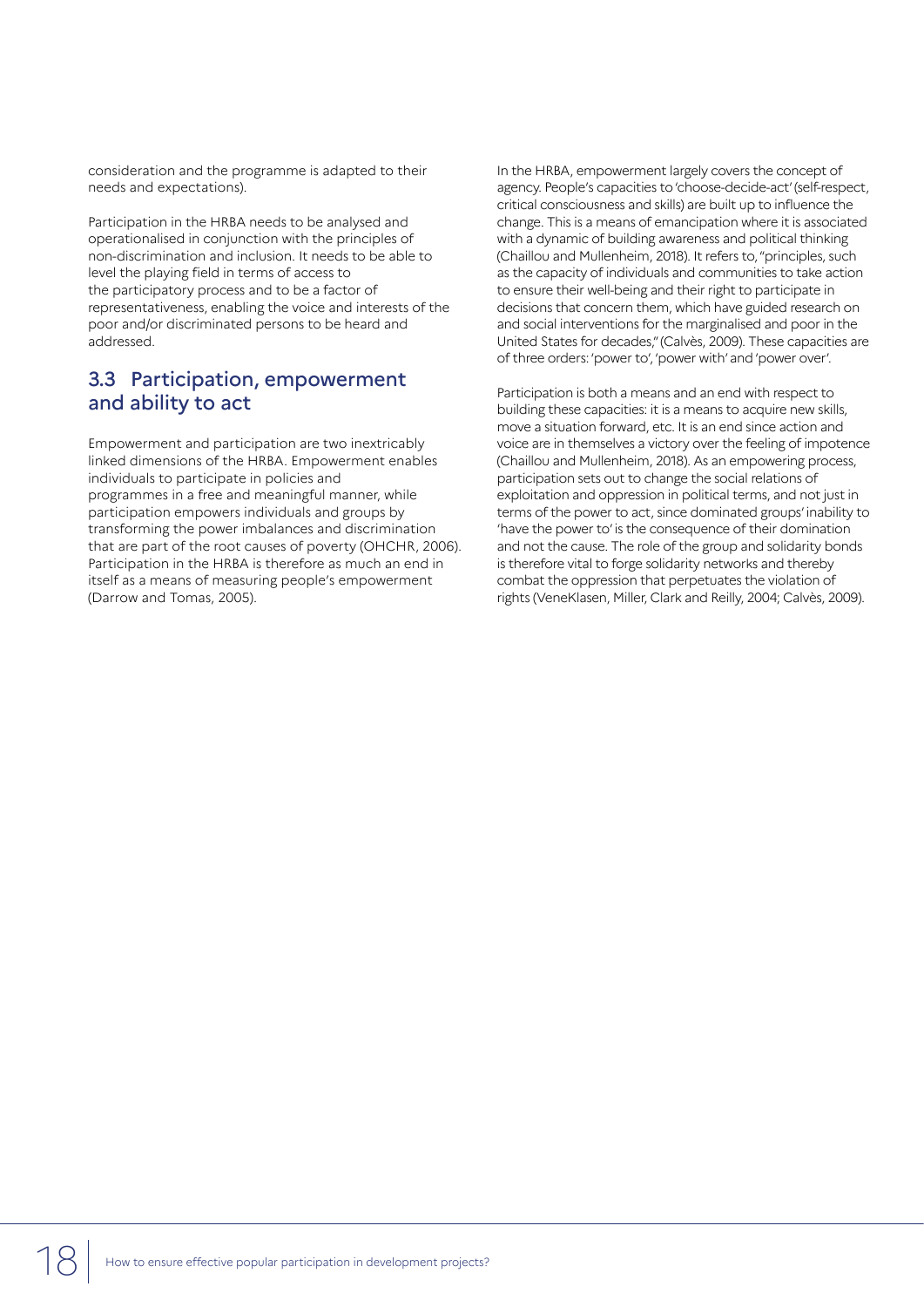consideration and the programme is adapted to their needs and expectations).

Participation in the HRBA needs to be analysed and operationalised in conjunction with the principles of non-discrimination and inclusion. It needs to be able to level the playing field in terms of access to the participatory process and to be a factor of representativeness, enabling the voice and interests of the poor and/or discriminated persons to be heard and addressed.

## 3.3 Participation, empowerment and ability to act

Empowerment and participation are two inextricably linked dimensions of the HRBA. Empowerment enables individuals to participate in policies and programmes in a free and meaningful manner, while participation empowers individuals and groups by transforming the power imbalances and discrimination that are part of the root causes of poverty (OHCHR, 2006). Participation in the HRBA is therefore as much an end in itself as a means of measuring people's empowerment (Darrow and Tomas, 2005).

In the HRBA, empowerment largely covers the concept of agency. People's capacities to 'choose-decide-act' (self-respect, critical consciousness and skills) are built up to influence the change. This is a means of emancipation where it is associated with a dynamic of building awareness and political thinking (Chaillou and Mullenheim, 2018). It refers to, "principles, such as the capacity of individuals and communities to take action to ensure their well-being and their right to participate in decisions that concern them, which have guided research on and social interventions for the marginalised and poor in the United States for decades," (Calvès, 2009). These capacities are of three orders: 'power to', 'power with' and 'power over'.

Participation is both a means and an end with respect to building these capacities: it is a means to acquire new skills, move a situation forward, etc. It is an end since action and voice are in themselves a victory over the feeling of impotence (Chaillou and Mullenheim, 2018). As an empowering process, participation sets out to change the social relations of exploitation and oppression in political terms, and not just in terms of the power to act, since dominated groups' inability to 'have the power to' is the consequence of their domination and not the cause. The role of the group and solidarity bonds is therefore vital to forge solidarity networks and thereby combat the oppression that perpetuates the violation of rights (VeneKlasen, Miller, Clark and Reilly, 2004; Calvès, 2009).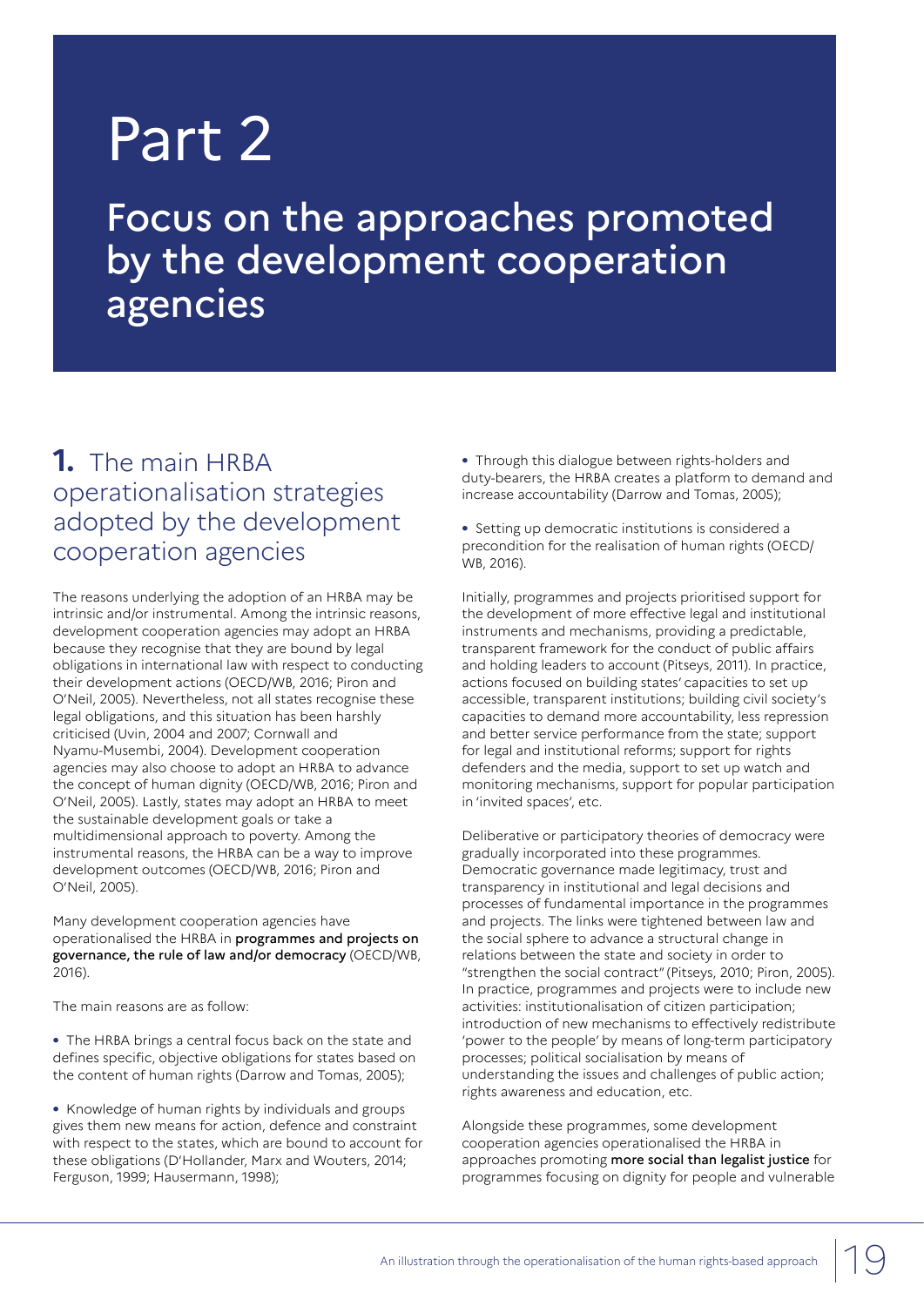# Part 2

## Focus on the approaches promoted by the development cooperation agencies

### 1. The main HRBA operationalisation strategies adopted by the development cooperation agencies

The reasons underlying the adoption of an HRBA may be intrinsic and/or instrumental. Among the intrinsic reasons, development cooperation agencies may adopt an HRBA because they recognise that they are bound by legal obligations in international law with respect to conducting their development actions (OECD/WB, 2016; Piron and O'Neil, 2005). Nevertheless, not all states recognise these legal obligations, and this situation has been harshly criticised (Uvin, 2004 and 2007; Cornwall and Nyamu-Musembi, 2004). Development cooperation agencies may also choose to adopt an HRBA to advance the concept of human dignity (OECD/WB, 2016; Piron and O'Neil, 2005). Lastly, states may adopt an HRBA to meet the sustainable development goals or take a multidimensional approach to poverty. Among the instrumental reasons, the HRBA can be a way to improve development outcomes (OECD/WB, 2016; Piron and O'Neil, 2005).

Many development cooperation agencies have operationalised the HRBA in **programmes and projects on governance, the rule of law and/or democracy** (OECD/WB, 2016).

The main reasons are as follow:

- The HRBA brings a central focus back on the state and defines specific, objective obligations for states based on the content of human rights (Darrow and Tomas, 2005);
- Knowledge of human rights by individuals and groups gives them new means for action, defence and constraint with respect to the states, which are bound to account for these obligations (D'Hollander, Marx and Wouters, 2014; Ferguson, 1999; Hausermann, 1998);
- Through this dialogue between rights-holders and duty-bearers, the HRBA creates a platform to demand and increase accountability (Darrow and Tomas, 2005);
- Setting up democratic institutions is considered a precondition for the realisation of human rights (OECD/WB, 2016).

Initially, programmes and projects prioritised support for the development of more effective legal and institutional instruments and mechanisms, providing a predictable, transparent framework for the conduct of public affairs and holding leaders to account (Pitseys, 2011). In practice, actions focused on building states' capacities to set up accessible, transparent institutions; building civil society's capacities to demand more accountability, less repression and better service performance from the state; support for legal and institutional reforms; support for rights defenders and the media, support to set up watch and monitoring mechanisms, support for popular participation in 'invited spaces', etc.

Deliberative or participatory theories of democracy were gradually incorporated into these programmes. Democratic governance made legitimacy, trust and transparency in institutional and legal decisions and processes of fundamental importance in the programmes and projects. The links were tightened between law and the social sphere to advance a structural change in relations between the state and society in order to "strengthen the social contract" (Pitseys, 2010; Piron, 2005). In practice, programmes and projects were to include new activities: institutionalisation of citizen participation; introduction of new mechanisms to effectively redistribute 'power to the people' by means of long-term participatory processes; political socialisation by means of understanding the issues and challenges of public action; rights awareness and education, etc.

Alongside these programmes, some development cooperation agencies operationalised the HRBA in approaches promoting **more social than legalist justice** for programmes focusing on dignity for people and vulnerable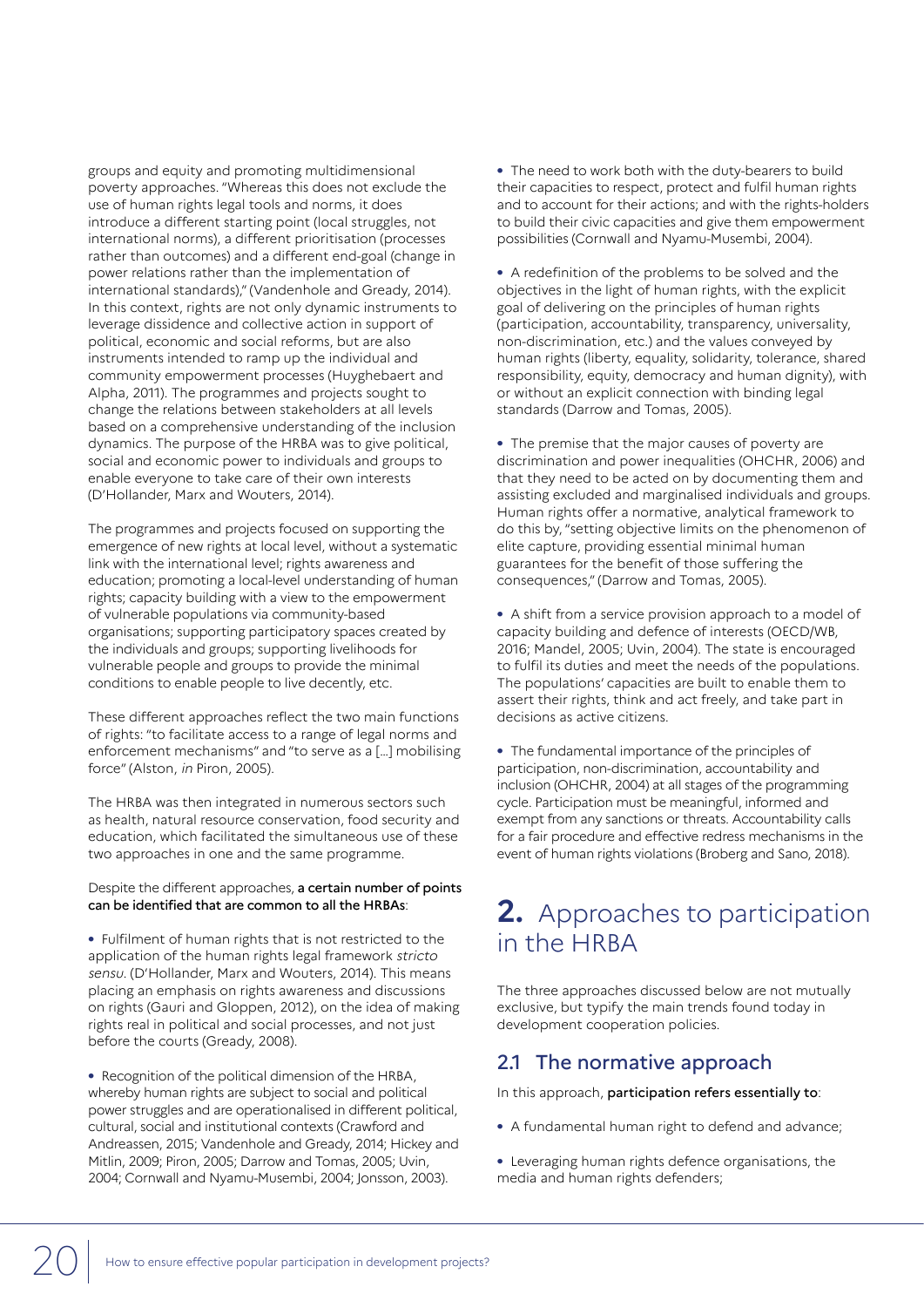groups and equity and promoting multidimensional poverty approaches. "Whereas this does not exclude the use of human rights legal tools and norms, it does introduce a different starting point (local struggles, not international norms), a different prioritisation (processes rather than outcomes) and a different end-goal (change in power relations rather than the implementation of international standards)," (Vandenhole and Gready, 2014). In this context, rights are not only dynamic instruments to leverage dissidence and collective action in support of political, economic and social reforms, but are also instruments intended to ramp up the individual and community empowerment processes (Huyghebaert and Alpha, 2011). The programmes and projects sought to change the relations between stakeholders at all levels based on a comprehensive understanding of the inclusion dynamics. The purpose of the HRBA was to give political, social and economic power to individuals and groups to enable everyone to take care of their own interests (D'Hollander, Marx and Wouters, 2014).

The programmes and projects focused on supporting the emergence of new rights at local level, without a systematic link with the international level; rights awareness and education; promoting a local-level understanding of human rights; capacity building with a view to the empowerment of vulnerable populations via community-based organisations; supporting participatory spaces created by the individuals and groups; supporting livelihoods for vulnerable people and groups to provide the minimal conditions to enable people to live decently, etc.

These different approaches reflect the two main functions of rights: "to facilitate access to a range of legal norms and enforcement mechanisms" and "to serve as a […] mobilising force" (Alston, *in* Piron, 2005).

The HRBA was then integrated in numerous sectors such as health, natural resource conservation, food security and education, which facilitated the simultaneous use of these two approaches in one and the same programme.

Despite the different approaches, **a certain number of points can be identified that are common to all the HRBAs**:

- Fulfilment of human rights that is not restricted to the application of the human rights legal framework *stricto sensu*. (D'Hollander, Marx and Wouters, 2014). This means placing an emphasis on rights awareness and discussions on rights (Gauri and Gloppen, 2012), on the idea of making rights real in political and social processes, and not just before the courts (Gready, 2008).

- Recognition of the political dimension of the HRBA, whereby human rights are subject to social and political power struggles and are operationalised in different political, cultural, social and institutional contexts (Crawford and Andreassen, 2015; Vandenhole and Gready, 2014; Hickey and Mitlin, 2009; Piron, 2005; Darrow and Tomas, 2005; Uvin, 2004; Cornwall and Nyamu-Musembi, 2004; Jonsson, 2003).

- The need to work both with the duty-bearers to build their capacities to respect, protect and fulfil human rights and to account for their actions; and with the rights-holders to build their civic capacities and give them empowerment possibilities (Cornwall and Nyamu-Musembi, 2004).

- A redefinition of the problems to be solved and the objectives in the light of human rights, with the explicit goal of delivering on the principles of human rights (participation, accountability, transparency, universality, non-discrimination, etc.) and the values conveyed by human rights (liberty, equality, solidarity, tolerance, shared responsibility, equity, democracy and human dignity), with or without an explicit connection with binding legal standards (Darrow and Tomas, 2005).

- The premise that the major causes of poverty are discrimination and power inequalities (OHCHR, 2006) and that they need to be acted on by documenting them and assisting excluded and marginalised individuals and groups. Human rights offer a normative, analytical framework to do this by, "setting objective limits on the phenomenon of elite capture, providing essential minimal human guarantees for the benefit of those suffering the consequences," (Darrow and Tomas, 2005).

- A shift from a service provision approach to a model of capacity building and defence of interests (OECD/WB, 2016; Mandel, 2005; Uvin, 2004). The state is encouraged to fulfil its duties and meet the needs of the populations. The populations' capacities are built to enable them to assert their rights, think and act freely, and take part in decisions as active citizens.

- The fundamental importance of the principles of participation, non-discrimination, accountability and inclusion (OHCHR, 2004) at all stages of the programming cycle. Participation must be meaningful, informed and exempt from any sanctions or threats. Accountability calls for a fair procedure and effective redress mechanisms in the event of human rights violations (Broberg and Sano, 2018).

# **2.** Approaches to participation in the HRBA

The three approaches discussed below are not mutually exclusive, but typify the main trends found today in development cooperation policies.

## 2.1 The normative approach

In this approach, **participation refers essentially to**:

- A fundamental human right to defend and advance;

- Leveraging human rights defence organisations, the media and human rights defenders;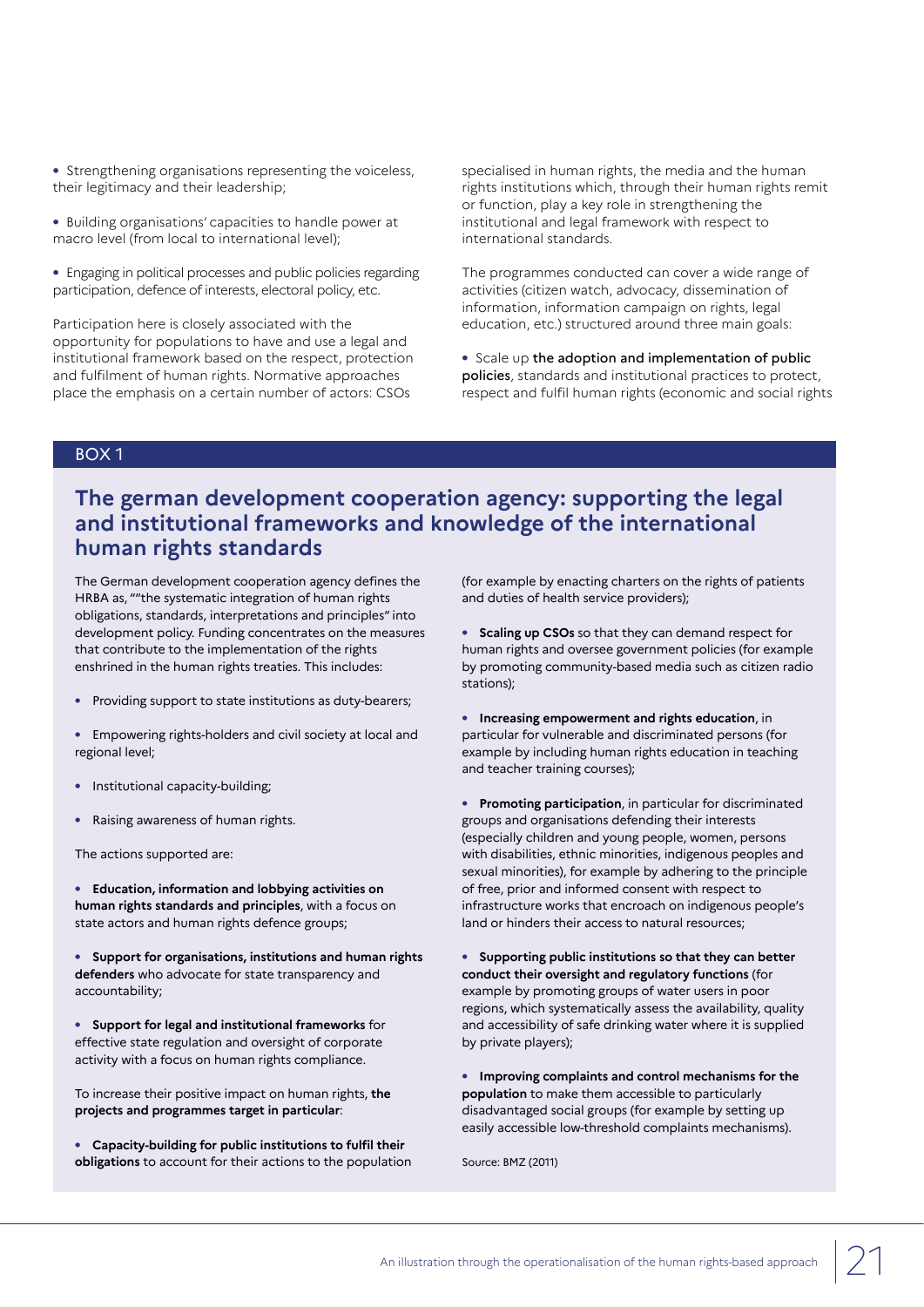- Strengthening organisations representing the voiceless, their legitimacy and their leadership;
- Building organisations' capacities to handle power at macro level (from local to international level);
- Engaging in political processes and public policies regarding participation, defence of interests, electoral policy, etc.

Participation here is closely associated with the opportunity for populations to have and use a legal and institutional framework based on the respect, protection and fulfilment of human rights. Normative approaches place the emphasis on a certain number of actors: CSOs specialised in human rights, the media and the human rights institutions which, through their human rights remit or function, play a key role in strengthening the institutional and legal framework with respect to international standards.

The programmes conducted can cover a wide range of activities (citizen watch, advocacy, dissemination of information, information campaign on rights, legal education, etc.) structured around three main goals:

- Scale up **the adoption and implementation of public policies**, standards and institutional practices to protect, respect and fulfil human rights (economic and social rights

BOX 1

## The german development cooperation agency: supporting the legal and institutional frameworks and knowledge of the international human rights standards

The German development cooperation agency defines the HRBA as, ""the systematic integration of human rights obligations, standards, interpretations and principles" into development policy. Funding concentrates on the measures that contribute to the implementation of the rights enshrined in the human rights treaties. This includes:

- Providing support to state institutions as duty-bearers;
- Empowering rights-holders and civil society at local and regional level;
- Institutional capacity-building;
- Raising awareness of human rights.

The actions supported are:

- **Education, information and lobbying activities on human rights standards and principles**, with a focus on state actors and human rights defence groups;
- **Support for organisations, institutions and human rights defenders** who advocate for state transparency and accountability;
- **Support for legal and institutional frameworks** for effective state regulation and oversight of corporate activity with a focus on human rights compliance.

To increase their positive impact on human rights, **the projects and programmes target in particular**:

- **Capacity-building for public institutions to fulfil their obligations** to account for their actions to the population (for example by enacting charters on the rights of patients and duties of health service providers);
- **Scaling up CSOs** so that they can demand respect for human rights and oversee government policies (for example by promoting community-based media such as citizen radio stations);
- **Increasing empowerment and rights education**, in particular for vulnerable and discriminated persons (for example by including human rights education in teaching and teacher training courses);
- **Promoting participation**, in particular for discriminated groups and organisations defending their interests (especially children and young people, women, persons with disabilities, ethnic minorities, indigenous peoples and sexual minorities), for example by adhering to the principle of free, prior and informed consent with respect to infrastructure works that encroach on indigenous people's land or hinders their access to natural resources;
- **Supporting public institutions so that they can better conduct their oversight and regulatory functions** (for example by promoting groups of water users in poor regions, which systematically assess the availability, quality and accessibility of safe drinking water where it is supplied by private players);
- **Improving complaints and control mechanisms for the population** to make them accessible to particularly disadvantaged social groups (for example by setting up easily accessible low-threshold complaints mechanisms).

Source: BMZ (2011)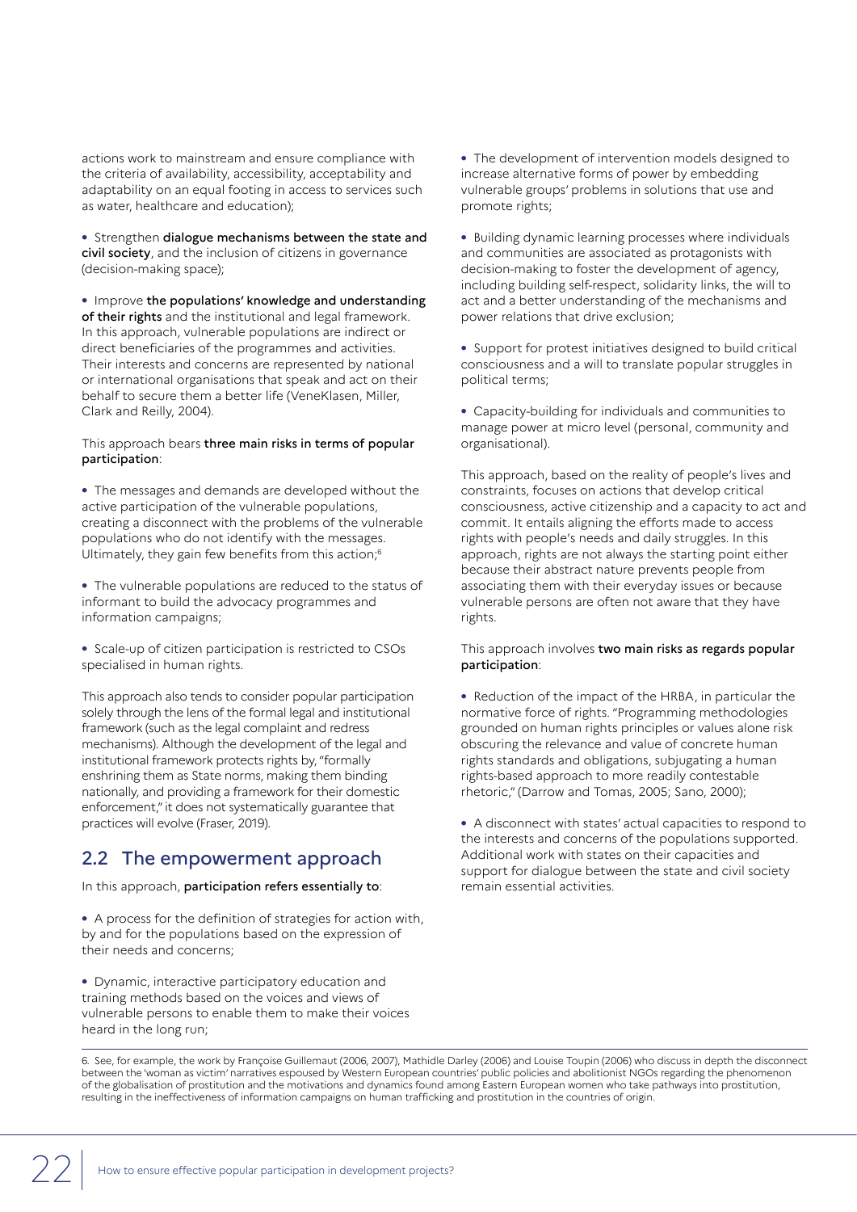actions work to mainstream and ensure compliance with the criteria of availability, accessibility, acceptability and adaptability on an equal footing in access to services such as water, healthcare and education);

- Strengthen **dialogue mechanisms between the state and civil society**, and the inclusion of citizens in governance (decision-making space);

- Improve **the populations' knowledge and understanding of their rights** and the institutional and legal framework. In this approach, vulnerable populations are indirect or direct beneficiaries of the programmes and activities. Their interests and concerns are represented by national or international organisations that speak and act on their behalf to secure them a better life (VeneKlasen, Miller, Clark and Reilly, 2004).

This approach bears **three main risks in terms of popular participation**:

- The messages and demands are developed without the active participation of the vulnerable populations, creating a disconnect with the problems of the vulnerable populations who do not identify with the messages. Ultimately, they gain few benefits from this action;[6]

- The vulnerable populations are reduced to the status of informant to build the advocacy programmes and information campaigns;

- Scale-up of citizen participation is restricted to CSOs specialised in human rights.

This approach also tends to consider popular participation solely through the lens of the formal legal and institutional framework (such as the legal complaint and redress mechanisms). Although the development of the legal and institutional framework protects rights by, "formally enshrining them as State norms, making them binding nationally, and providing a framework for their domestic enforcement," it does not systematically guarantee that practices will evolve (Fraser, 2019).

## 2.2 The empowerment approach

In this approach, **participation refers essentially to**:

- A process for the definition of strategies for action with, by and for the populations based on the expression of their needs and concerns;

- Dynamic, interactive participatory education and training methods based on the voices and views of vulnerable persons to enable them to make their voices heard in the long run;

- The development of intervention models designed to increase alternative forms of power by embedding vulnerable groups' problems in solutions that use and promote rights;

- Building dynamic learning processes where individuals and communities are associated as protagonists with decision-making to foster the development of agency, including building self-respect, solidarity links, the will to act and a better understanding of the mechanisms and power relations that drive exclusion;

- Support for protest initiatives designed to build critical consciousness and a will to translate popular struggles in political terms;

- Capacity-building for individuals and communities to manage power at micro level (personal, community and organisational).

This approach, based on the reality of people's lives and constraints, focuses on actions that develop critical consciousness, active citizenship and a capacity to act and commit. It entails aligning the efforts made to access rights with people's needs and daily struggles. In this approach, rights are not always the starting point either because their abstract nature prevents people from associating them with their everyday issues or because vulnerable persons are often not aware that they have rights.

This approach involves **two main risks as regards popular participation**:

- Reduction of the impact of the HRBA, in particular the normative force of rights. "Programming methodologies grounded on human rights principles or values alone risk obscuring the relevance and value of concrete human rights standards and obligations, subjugating a human rights-based approach to more readily contestable rhetoric," (Darrow and Tomas, 2005; Sano, 2000);

- A disconnect with states' actual capacities to respond to the interests and concerns of the populations supported. Additional work with states on their capacities and support for dialogue between the state and civil society remain essential activities.

---

6. See, for example, the work by Françoise Guillemaut (2006, 2007), Mathidle Darley (2006) and Louise Toupin (2006) who discuss in depth the disconnect between the 'woman as victim' narratives espoused by Western European countries' public policies and abolitionist NGOs regarding the phenomenon of the globalisation of prostitution and the motivations and dynamics found among Eastern European women who take pathways into prostitution, resulting in the ineffectiveness of information campaigns on human trafficking and prostitution in the countries of origin.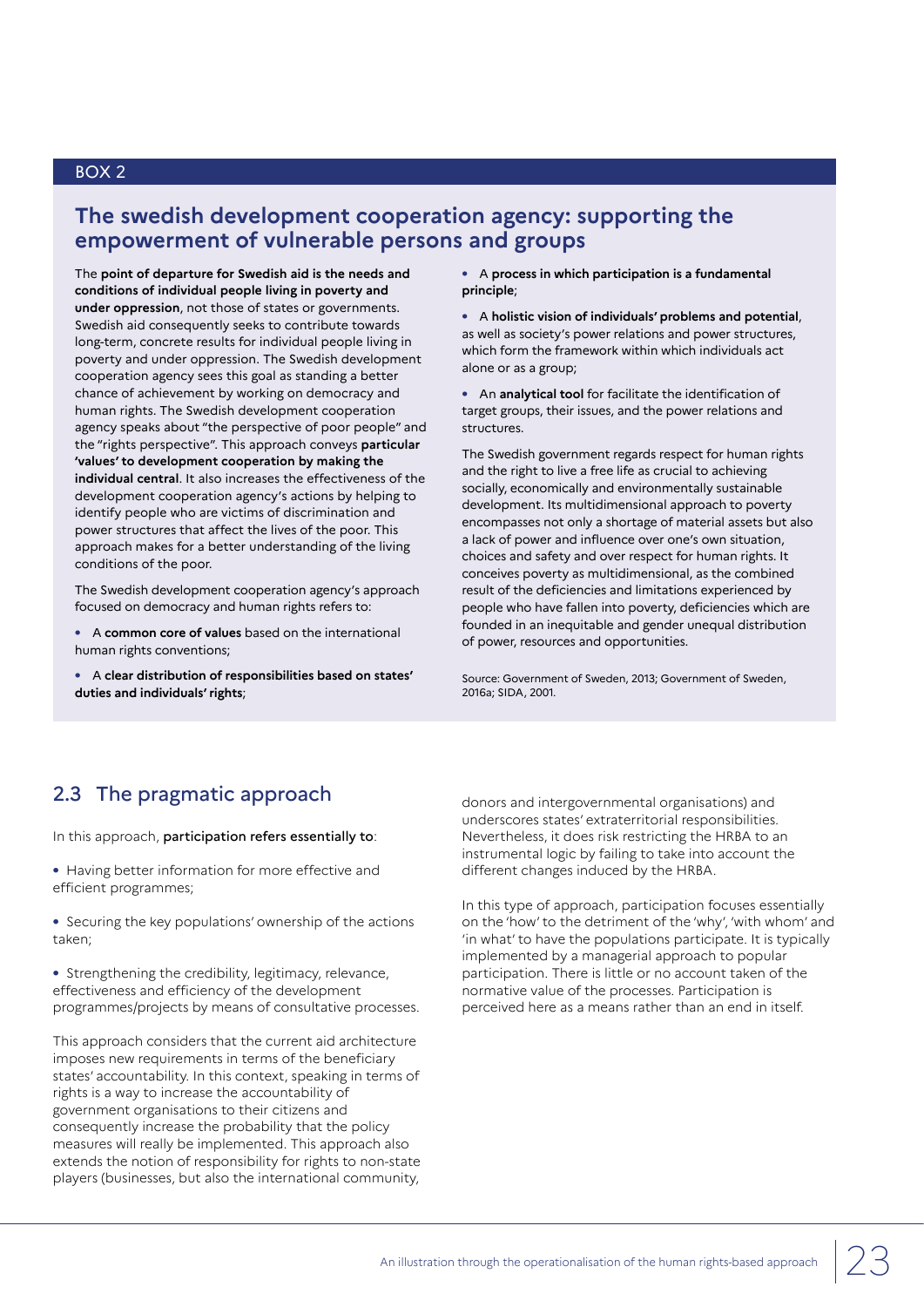BOX 2

## The swedish development cooperation agency: supporting the empowerment of vulnerable persons and groups

The **point of departure for Swedish aid is the needs and conditions of individual people living in poverty and under oppression**, not those of states or governments. Swedish aid consequently seeks to contribute towards long-term, concrete results for individual people living in poverty and under oppression. The Swedish development cooperation agency sees this goal as standing a better chance of achievement by working on democracy and human rights. The Swedish development cooperation agency speaks about "the perspective of poor people" and the "rights perspective". This approach conveys **particular 'values' to development cooperation by making the individual central**. It also increases the effectiveness of the development cooperation agency's actions by helping to identify people who are victims of discrimination and power structures that affect the lives of the poor. This approach makes for a better understanding of the living conditions of the poor.

The Swedish development cooperation agency's approach focused on democracy and human rights refers to:

- A **common core of values** based on the international human rights conventions;
- A **clear distribution of responsibilities based on states' duties and individuals' rights**;
- A **process in which participation is a fundamental principle**;
- A **holistic vision of individuals' problems and potential**, as well as society's power relations and power structures, which form the framework within which individuals act alone or as a group;
- An **analytical tool** for facilitate the identification of target groups, their issues, and the power relations and structures.

The Swedish government regards respect for human rights and the right to live a free life as crucial to achieving socially, economically and environmentally sustainable development. Its multidimensional approach to poverty encompasses not only a shortage of material assets but also a lack of power and influence over one's own situation, choices and safety and over respect for human rights. It conceives poverty as multidimensional, as the combined result of the deficiencies and limitations experienced by people who have fallen into poverty, deficiencies which are founded in an inequitable and gender unequal distribution of power, resources and opportunities.

Source: Government of Sweden, 2013; Government of Sweden, 2016a; SIDA, 2001.

## 2.3 The pragmatic approach

In this approach, **participation refers essentially to**:

- Having better information for more effective and efficient programmes;
- Securing the key populations' ownership of the actions taken;
- Strengthening the credibility, legitimacy, relevance, effectiveness and efficiency of the development programmes/projects by means of consultative processes.

This approach considers that the current aid architecture imposes new requirements in terms of the beneficiary states' accountability. In this context, speaking in terms of rights is a way to increase the accountability of government organisations to their citizens and consequently increase the probability that the policy measures will really be implemented. This approach also extends the notion of responsibility for rights to non-state players (businesses, but also the international community, donors and intergovernmental organisations) and underscores states' extraterritorial responsibilities. Nevertheless, it does risk restricting the HRBA to an instrumental logic by failing to take into account the different changes induced by the HRBA.

In this type of approach, participation focuses essentially on the 'how' to the detriment of the 'why', 'with whom' and 'in what' to have the populations participate. It is typically implemented by a managerial approach to popular participation. There is little or no account taken of the normative value of the processes. Participation is perceived here as a means rather than an end in itself.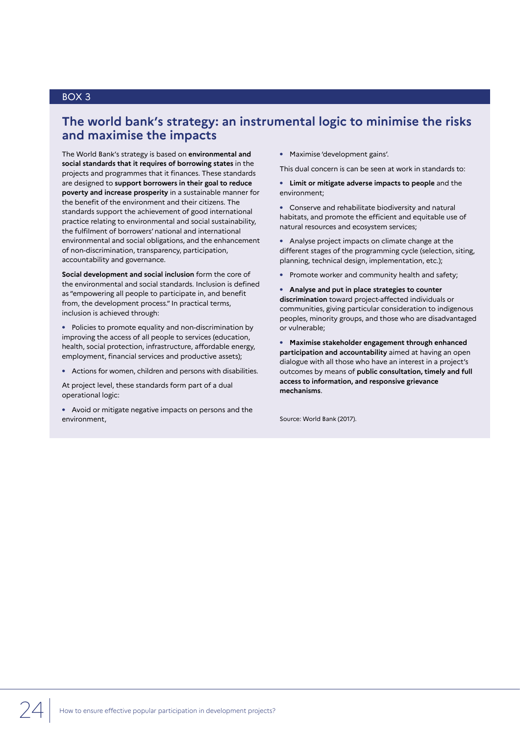BOX 3

## The world bank's strategy: an instrumental logic to minimise the risks and maximise the impacts

The World Bank's strategy is based on **environmental and social standards that it requires of borrowing states** in the projects and programmes that it finances. These standards are designed to **support borrowers in their goal to reduce poverty and increase prosperity** in a sustainable manner for the benefit of the environment and their citizens. The standards support the achievement of good international practice relating to environmental and social sustainability, the fulfilment of borrowers' national and international environmental and social obligations, and the enhancement of non-discrimination, transparency, participation, accountability and governance.

**Social development and social inclusion** form the core of the environmental and social standards. Inclusion is defined as "empowering all people to participate in, and benefit from, the development process." In practical terms, inclusion is achieved through:

- Policies to promote equality and non-discrimination by improving the access of all people to services (education, health, social protection, infrastructure, affordable energy, employment, financial services and productive assets);
- Actions for women, children and persons with disabilities.

At project level, these standards form part of a dual operational logic:

- Avoid or mitigate negative impacts on persons and the environment,
- Maximise 'development gains'.

This dual concern is can be seen at work in standards to:

- **Limit or mitigate adverse impacts to people** and the environment;
- Conserve and rehabilitate biodiversity and natural habitats, and promote the efficient and equitable use of natural resources and ecosystem services;
- Analyse project impacts on climate change at the different stages of the programming cycle (selection, siting, planning, technical design, implementation, etc.);
- Promote worker and community health and safety;
- **Analyse and put in place strategies to counter discrimination** toward project-affected individuals or communities, giving particular consideration to indigenous peoples, minority groups, and those who are disadvantaged or vulnerable;
- **Maximise stakeholder engagement through enhanced participation and accountability** aimed at having an open dialogue with all those who have an interest in a project's outcomes by means of **public consultation, timely and full access to information, and responsive grievance mechanisms**.

Source: World Bank (2017).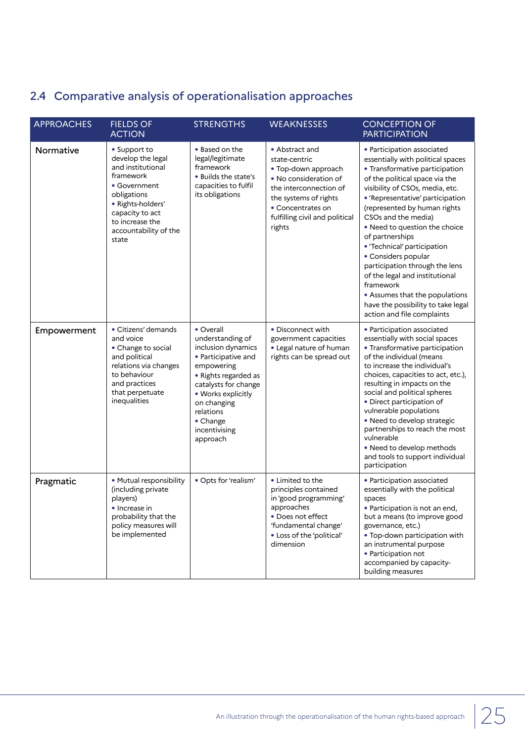## 2.4 Comparative analysis of operationalisation approaches

| APPROACHES | FIELDS OF ACTION | STRENGTHS | WEAKNESSES | CONCEPTION OF PARTICIPATION |
|---|---|---|---|---|
| **Normative** | • Support to develop the legal and institutional framework<br>• Government obligations<br>• Rights-holders' capacity to act to increase the accountability of the state | • Based on the legal/legitimate framework<br>• Builds the state's capacities to fulfil its obligations | • Abstract and state-centric<br>• Top-down approach<br>• No consideration of the interconnection of the systems of rights<br>• Concentrates on fulfilling civil and political rights | • Participation associated essentially with political spaces<br>• Transformative participation of the political space via the visibility of CSOs, media, etc.<br>• 'Representative' participation (represented by human rights CSOs and the media)<br>• Need to question the choice of partnerships<br>• 'Technical' participation<br>• Considers popular participation through the lens of the legal and institutional framework<br>• Assumes that the populations have the possibility to take legal action and file complaints |
| **Empowerment** | • Citizens' demands and voice<br>• Change to social and political relations via changes to behaviour and practices that perpetuate inequalities | • Overall understanding of inclusion dynamics<br>• Participative and empowering<br>• Rights regarded as catalysts for change<br>• Works explicitly on changing relations<br>• Change incentivising approach | • Disconnect with government capacities<br>• Legal nature of human rights can be spread out | • Participation associated essentially with social spaces<br>• Transformative participation of the individual (means to increase the individual's choices, capacities to act, etc.), resulting in impacts on the social and political spheres<br>• Direct participation of vulnerable populations<br>• Need to develop strategic partnerships to reach the most vulnerable<br>• Need to develop methods and tools to support individual participation |
| **Pragmatic** | • Mutual responsibility (including private players)<br>• Increase in probability that the policy measures will be implemented | • Opts for 'realism' | • Limited to the principles contained in 'good programming' approaches<br>• Does not effect 'fundamental change'<br>• Loss of the 'political' dimension | • Participation associated essentially with the political spaces<br>• Participation is not an end, but a means (to improve good governance, etc.)<br>• Top-down participation with an instrumental purpose<br>• Participation not accompanied by capacity-building measures |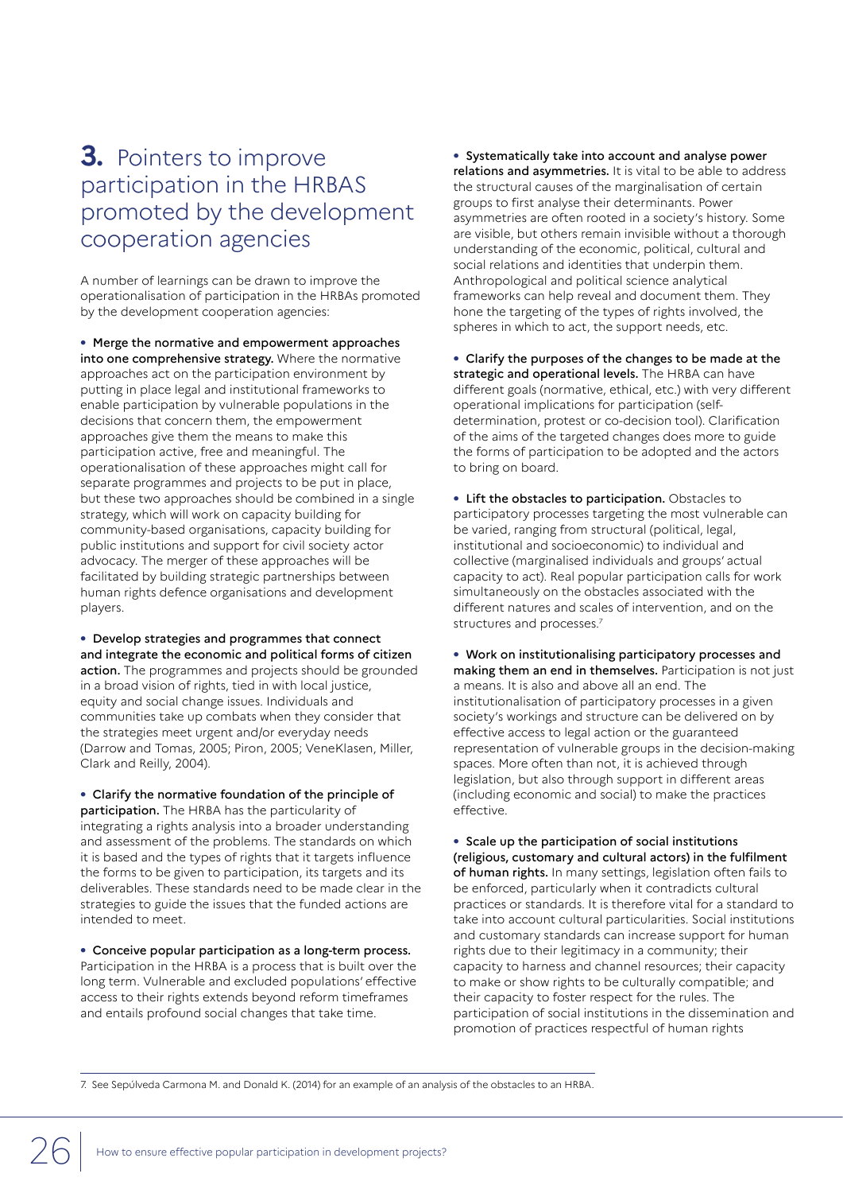# 3. Pointers to improve participation in the HRBAS promoted by the development cooperation agencies

A number of learnings can be drawn to improve the operationalisation of participation in the HRBAs promoted by the development cooperation agencies:

- **Merge the normative and empowerment approaches into one comprehensive strategy.** Where the normative approaches act on the participation environment by putting in place legal and institutional frameworks to enable participation by vulnerable populations in the decisions that concern them, the empowerment approaches give them the means to make this participation active, free and meaningful. The operationalisation of these approaches might call for separate programmes and projects to be put in place, but these two approaches should be combined in a single strategy, which will work on capacity building for community-based organisations, capacity building for public institutions and support for civil society actor advocacy. The merger of these approaches will be facilitated by building strategic partnerships between human rights defence organisations and development players.

- **Develop strategies and programmes that connect and integrate the economic and political forms of citizen action.** The programmes and projects should be grounded in a broad vision of rights, tied in with local justice, equity and social change issues. Individuals and communities take up combats when they consider that the strategies meet urgent and/or everyday needs (Darrow and Tomas, 2005; Piron, 2005; VeneKlasen, Miller, Clark and Reilly, 2004).

- **Clarify the normative foundation of the principle of participation.** The HRBA has the particularity of integrating a rights analysis into a broader understanding and assessment of the problems. The standards on which it is based and the types of rights that it targets influence the forms to be given to participation, its targets and its deliverables. These standards need to be made clear in the strategies to guide the issues that the funded actions are intended to meet.

- **Conceive popular participation as a long-term process.** Participation in the HRBA is a process that is built over the long term. Vulnerable and excluded populations' effective access to their rights extends beyond reform timeframes and entails profound social changes that take time.

- **Systematically take into account and analyse power relations and asymmetries.** It is vital to be able to address the structural causes of the marginalisation of certain groups to first analyse their determinants. Power asymmetries are often rooted in a society's history. Some are visible, but others remain invisible without a thorough understanding of the economic, political, cultural and social relations and identities that underpin them. Anthropological and political science analytical frameworks can help reveal and document them. They hone the targeting of the types of rights involved, the spheres in which to act, the support needs, etc.

- **Clarify the purposes of the changes to be made at the strategic and operational levels.** The HRBA can have different goals (normative, ethical, etc.) with very different operational implications for participation (self-determination, protest or co-decision tool). Clarification of the aims of the targeted changes does more to guide the forms of participation to be adopted and the actors to bring on board.

- **Lift the obstacles to participation.** Obstacles to participatory processes targeting the most vulnerable can be varied, ranging from structural (political, legal, institutional and socioeconomic) to individual and collective (marginalised individuals and groups' actual capacity to act). Real popular participation calls for work simultaneously on the obstacles associated with the different natures and scales of intervention, and on the structures and processes.[7]

- **Work on institutionalising participatory processes and making them an end in themselves.** Participation is not just a means. It is also and above all an end. The institutionalisation of participatory processes in a given society's workings and structure can be delivered on by effective access to legal action or the guaranteed representation of vulnerable groups in the decision-making spaces. More often than not, it is achieved through legislation, but also through support in different areas (including economic and social) to make the practices effective.

- **Scale up the participation of social institutions (religious, customary and cultural actors) in the fulfilment of human rights.** In many settings, legislation often fails to be enforced, particularly when it contradicts cultural practices or standards. It is therefore vital for a standard to take into account cultural particularities. Social institutions and customary standards can increase support for human rights due to their legitimacy in a community; their capacity to harness and channel resources; their capacity to make or show rights to be culturally compatible; and their capacity to foster respect for the rules. The participation of social institutions in the dissemination and promotion of practices respectful of human rights

7. See Sepúlveda Carmona M. and Donald K. (2014) for an example of an analysis of the obstacles to an HRBA.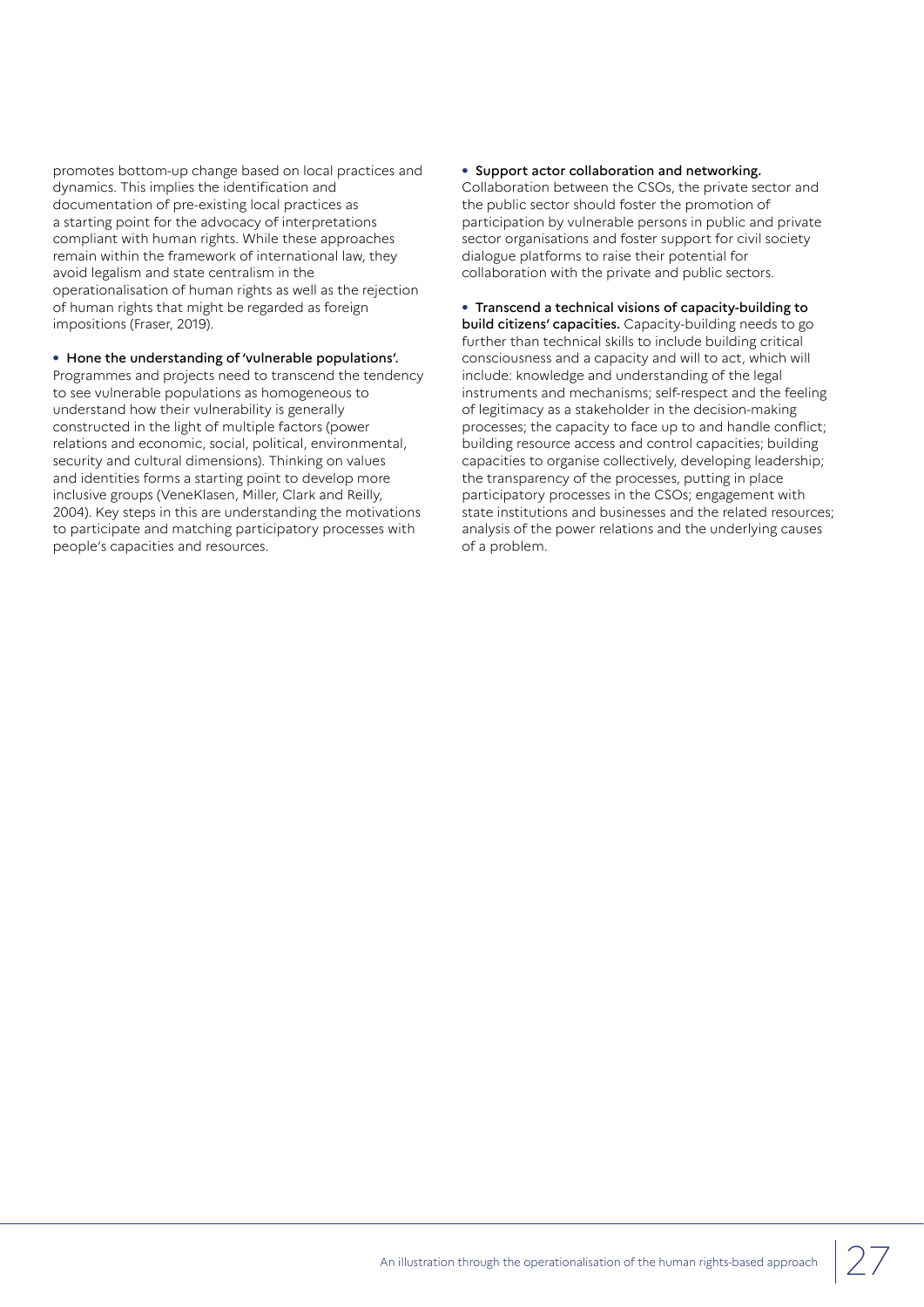promotes bottom-up change based on local practices and dynamics. This implies the identification and documentation of pre-existing local practices as a starting point for the advocacy of interpretations compliant with human rights. While these approaches remain within the framework of international law, they avoid legalism and state centralism in the operationalisation of human rights as well as the rejection of human rights that might be regarded as foreign impositions (Fraser, 2019).

- **Hone the understanding of 'vulnerable populations'.** Programmes and projects need to transcend the tendency to see vulnerable populations as homogeneous to understand how their vulnerability is generally constructed in the light of multiple factors (power relations and economic, social, political, environmental, security and cultural dimensions). Thinking on values and identities forms a starting point to develop more inclusive groups (VeneKlasen, Miller, Clark and Reilly, 2004). Key steps in this are understanding the motivations to participate and matching participatory processes with people's capacities and resources.

- **Support actor collaboration and networking.** Collaboration between the CSOs, the private sector and the public sector should foster the promotion of participation by vulnerable persons in public and private sector organisations and foster support for civil society dialogue platforms to raise their potential for collaboration with the private and public sectors.

- **Transcend a technical visions of capacity-building to build citizens' capacities.** Capacity-building needs to go further than technical skills to include building critical consciousness and a capacity and will to act, which will include: knowledge and understanding of the legal instruments and mechanisms; self-respect and the feeling of legitimacy as a stakeholder in the decision-making processes; the capacity to face up to and handle conflict; building resource access and control capacities; building capacities to organise collectively, developing leadership; the transparency of the processes, putting in place participatory processes in the CSOs; engagement with state institutions and businesses and the related resources; analysis of the power relations and the underlying causes of a problem.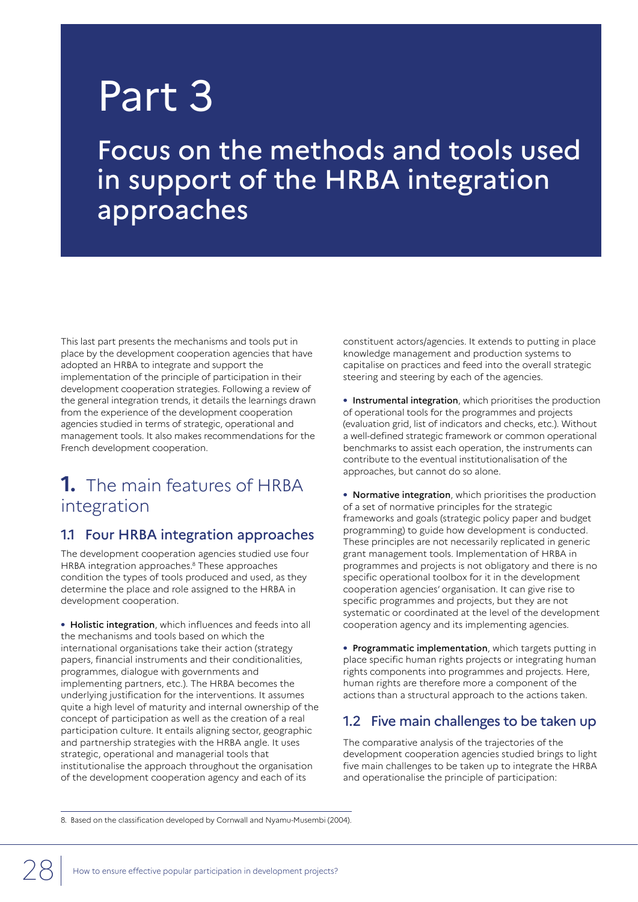# Part 3

## Focus on the methods and tools used in support of the HRBA integration approaches

This last part presents the mechanisms and tools put in place by the development cooperation agencies that have adopted an HRBA to integrate and support the implementation of the principle of participation in their development cooperation strategies. Following a review of the general integration trends, it details the learnings drawn from the experience of the development cooperation agencies studied in terms of strategic, operational and management tools. It also makes recommendations for the French development cooperation.

## 1. The main features of HRBA integration

### 1.1 Four HRBA integration approaches

The development cooperation agencies studied use four HRBA integration approaches.[8] These approaches condition the types of tools produced and used, as they determine the place and role assigned to the HRBA in development cooperation.

- **Holistic integration**, which influences and feeds into all the mechanisms and tools based on which the international organisations take their action (strategy papers, financial instruments and their conditionalities, programmes, dialogue with governments and implementing partners, etc.). The HRBA becomes the underlying justification for the interventions. It assumes quite a high level of maturity and internal ownership of the concept of participation as well as the creation of a real participation culture. It entails aligning sector, geographic and partnership strategies with the HRBA angle. It uses strategic, operational and managerial tools that institutionalise the approach throughout the organisation of the development cooperation agency and each of its constituent actors/agencies. It extends to putting in place knowledge management and production systems to capitalise on practices and feed into the overall strategic steering and steering by each of the agencies.

- **Instrumental integration**, which prioritises the production of operational tools for the programmes and projects (evaluation grid, list of indicators and checks, etc.). Without a well-defined strategic framework or common operational benchmarks to assist each operation, the instruments can contribute to the eventual institutionalisation of the approaches, but cannot do so alone.

- **Normative integration**, which prioritises the production of a set of normative principles for the strategic frameworks and goals (strategic policy paper and budget programming) to guide how development is conducted. These principles are not necessarily replicated in generic grant management tools. Implementation of HRBA in programmes and projects is not obligatory and there is no specific operational toolbox for it in the development cooperation agencies' organisation. It can give rise to specific programmes and projects, but they are not systematic or coordinated at the level of the development cooperation agency and its implementing agencies.

- **Programmatic implementation**, which targets putting in place specific human rights projects or integrating human rights components into programmes and projects. Here, human rights are therefore more a component of the actions than a structural approach to the actions taken.

### 1.2 Five main challenges to be taken up

The comparative analysis of the trajectories of the development cooperation agencies studied brings to light five main challenges to be taken up to integrate the HRBA and operationalise the principle of participation:

8. Based on the classification developed by Cornwall and Nyamu-Musembi (2004).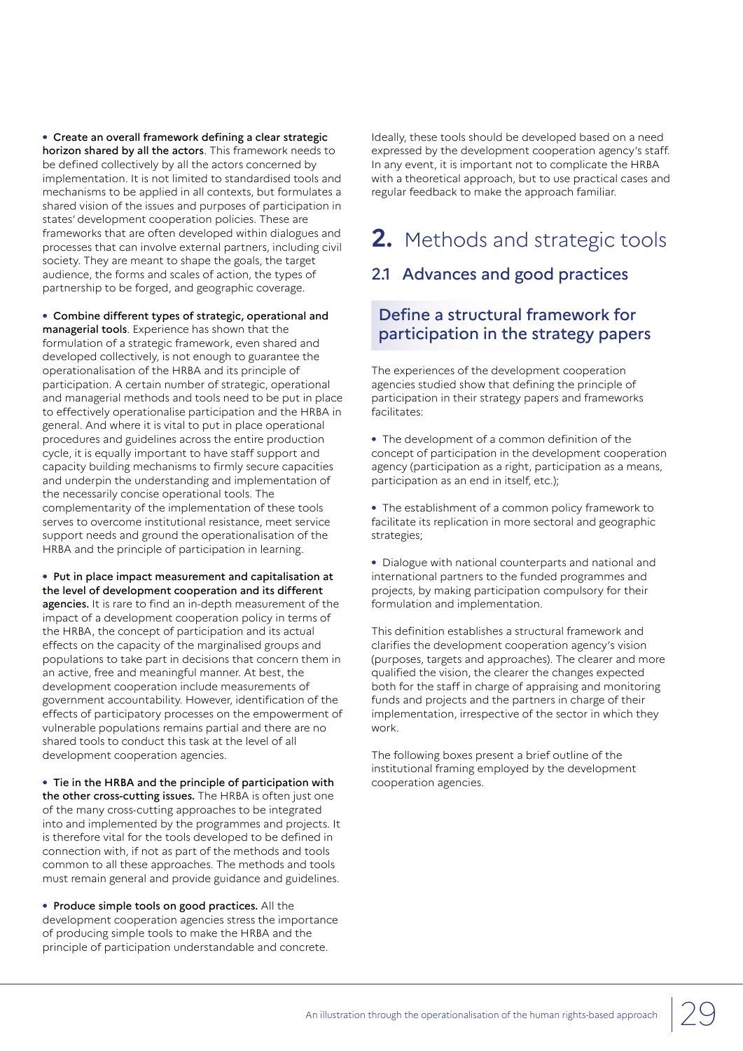- **Create an overall framework defining a clear strategic horizon shared by all the actors**. This framework needs to be defined collectively by all the actors concerned by implementation. It is not limited to standardised tools and mechanisms to be applied in all contexts, but formulates a shared vision of the issues and purposes of participation in states' development cooperation policies. These are frameworks that are often developed within dialogues and processes that can involve external partners, including civil society. They are meant to shape the goals, the target audience, the forms and scales of action, the types of partnership to be forged, and geographic coverage.

- **Combine different types of strategic, operational and managerial tools**. Experience has shown that the formulation of a strategic framework, even shared and developed collectively, is not enough to guarantee the operationalisation of the HRBA and its principle of participation. A certain number of strategic, operational and managerial methods and tools need to be put in place to effectively operationalise participation and the HRBA in general. And where it is vital to put in place operational procedures and guidelines across the entire production cycle, it is equally important to have staff support and capacity building mechanisms to firmly secure capacities and underpin the understanding and implementation of the necessarily concise operational tools. The complementarity of the implementation of these tools serves to overcome institutional resistance, meet service support needs and ground the operationalisation of the HRBA and the principle of participation in learning.

- **Put in place impact measurement and capitalisation at the level of development cooperation and its different agencies.** It is rare to find an in-depth measurement of the impact of a development cooperation policy in terms of the HRBA, the concept of participation and its actual effects on the capacity of the marginalised groups and populations to take part in decisions that concern them in an active, free and meaningful manner. At best, the development cooperation include measurements of government accountability. However, identification of the effects of participatory processes on the empowerment of vulnerable populations remains partial and there are no shared tools to conduct this task at the level of all development cooperation agencies.

- **Tie in the HRBA and the principle of participation with the other cross-cutting issues.** The HRBA is often just one of the many cross-cutting approaches to be integrated into and implemented by the programmes and projects. It is therefore vital for the tools developed to be defined in connection with, if not as part of the methods and tools common to all these approaches. The methods and tools must remain general and provide guidance and guidelines.

- **Produce simple tools on good practices.** All the development cooperation agencies stress the importance of producing simple tools to make the HRBA and the principle of participation understandable and concrete.

Ideally, these tools should be developed based on a need expressed by the development cooperation agency's staff. In any event, it is important not to complicate the HRBA with a theoretical approach, but to use practical cases and regular feedback to make the approach familiar.

# 2. Methods and strategic tools

## 2.1 Advances and good practices

### Define a structural framework for participation in the strategy papers

The experiences of the development cooperation agencies studied show that defining the principle of participation in their strategy papers and frameworks facilitates:

- The development of a common definition of the concept of participation in the development cooperation agency (participation as a right, participation as a means, participation as an end in itself, etc.);

- The establishment of a common policy framework to facilitate its replication in more sectoral and geographic strategies;

- Dialogue with national counterparts and national and international partners to the funded programmes and projects, by making participation compulsory for their formulation and implementation.

This definition establishes a structural framework and clarifies the development cooperation agency's vision (purposes, targets and approaches). The clearer and more qualified the vision, the clearer the changes expected both for the staff in charge of appraising and monitoring funds and projects and the partners in charge of their implementation, irrespective of the sector in which they work.

The following boxes present a brief outline of the institutional framing employed by the development cooperation agencies.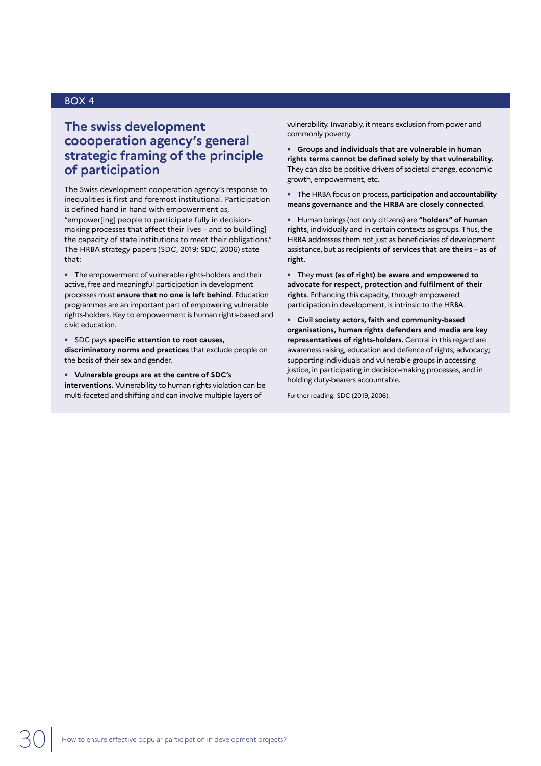BOX 4

## The swiss development coooperation agency's general strategic framing of the principle of participation

The Swiss development cooperation agency's response to inequalities is first and foremost institutional. Participation is defined hand in hand with empowerment as, "empower[ing] people to participate fully in decision-making processes that affect their lives – and to build[ing] the capacity of state institutions to meet their obligations." The HRBA strategy papers (SDC, 2019; SDC, 2006) state that:

- The empowerment of vulnerable rights-holders and their active, free and meaningful participation in development processes must **ensure that no one is left behind**. Education programmes are an important part of empowering vulnerable rights-holders. Key to empowerment is human rights-based and civic education.
- SDC pays **specific attention to root causes, discriminatory norms and practices** that exclude people on the basis of their sex and gender.
- **Vulnerable groups are at the centre of SDC's interventions.** Vulnerability to human rights violation can be multi-faceted and shifting and can involve multiple layers of vulnerability. Invariably, it means exclusion from power and commonly poverty.
- **Groups and individuals that are vulnerable in human rights terms cannot be defined solely by that vulnerability.** They can also be positive drivers of societal change, economic growth, empowerment, etc.
- The HRBA focus on process, **participation and accountability means governance and the HRBA are closely connected**.
- Human beings (not only citizens) are **"holders" of human rights**, individually and in certain contexts as groups. Thus, the HRBA addresses them not just as beneficiaries of development assistance, but as **recipients of services that are theirs – as of right**.
- They **must (as of right) be aware and empowered to advocate for respect, protection and fulfilment of their rights**. Enhancing this capacity, through empowered participation in development, is intrinsic to the HRBA.
- **Civil society actors, faith and community-based organisations, human rights defenders and media are key representatives of rights-holders.** Central in this regard are awareness raising, education and defence of rights; advocacy; supporting individuals and vulnerable groups in accessing justice, in participating in decision-making processes, and in holding duty-bearers accountable.

Further reading: SDC (2019, 2006).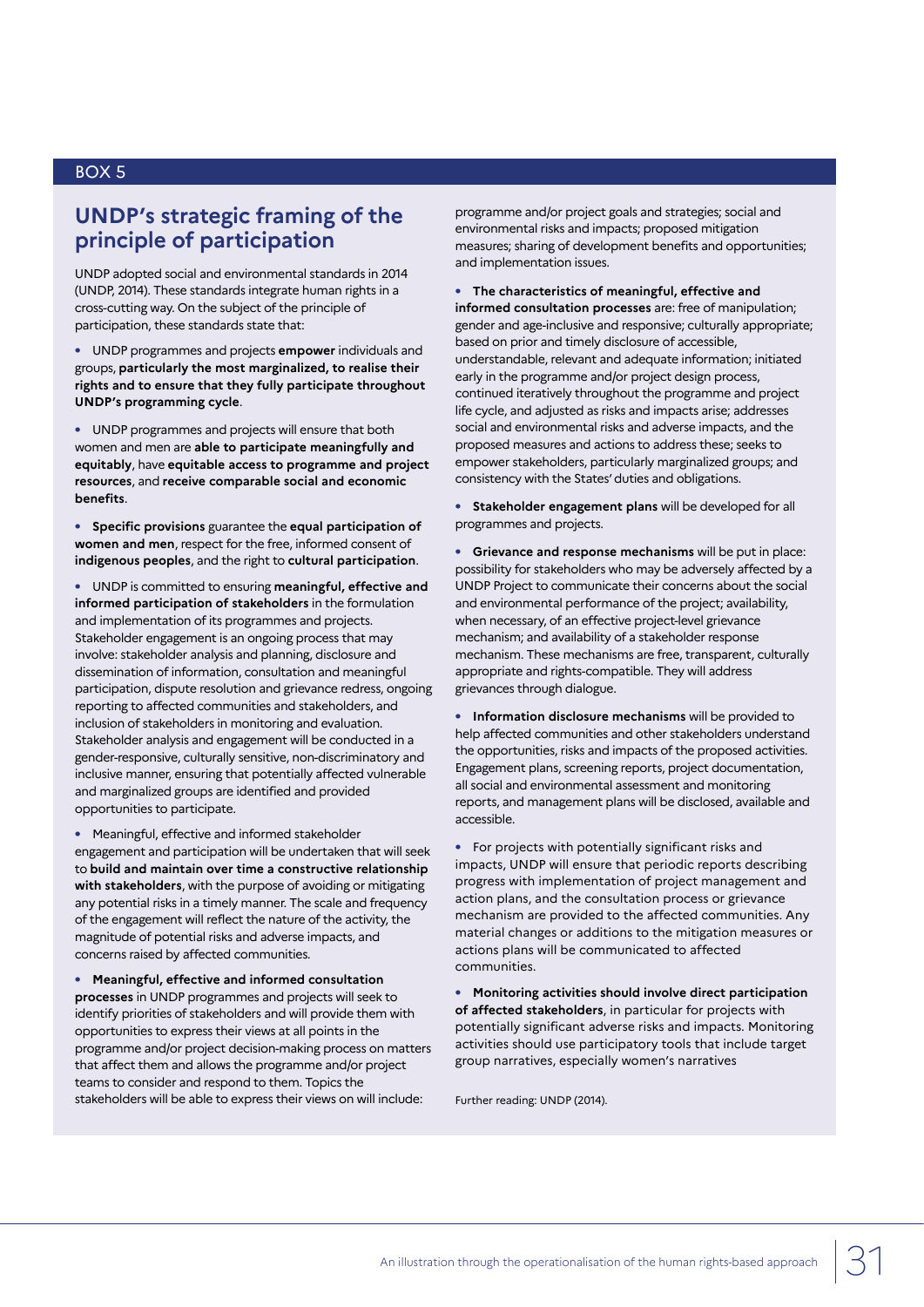BOX 5

## UNDP's strategic framing of the principle of participation

UNDP adopted social and environmental standards in 2014 (UNDP, 2014). These standards integrate human rights in a cross-cutting way. On the subject of the principle of participation, these standards state that:

- UNDP programmes and projects **empower** individuals and groups, **particularly the most marginalized, to realise their rights and to ensure that they fully participate throughout UNDP's programming cycle**.

- UNDP programmes and projects will ensure that both women and men are **able to participate meaningfully and equitably**, have **equitable access to programme and project resources**, and **receive comparable social and economic benefits**.

- **Specific provisions** guarantee the **equal participation of women and men**, respect for the free, informed consent of **indigenous peoples**, and the right to **cultural participation**.

- UNDP is committed to ensuring **meaningful, effective and informed participation of stakeholders** in the formulation and implementation of its programmes and projects. Stakeholder engagement is an ongoing process that may involve: stakeholder analysis and planning, disclosure and dissemination of information, consultation and meaningful participation, dispute resolution and grievance redress, ongoing reporting to affected communities and stakeholders, and inclusion of stakeholders in monitoring and evaluation. Stakeholder analysis and engagement will be conducted in a gender-responsive, culturally sensitive, non-discriminatory and inclusive manner, ensuring that potentially affected vulnerable and marginalized groups are identified and provided opportunities to participate.

- Meaningful, effective and informed stakeholder engagement and participation will be undertaken that will seek to **build and maintain over time a constructive relationship with stakeholders**, with the purpose of avoiding or mitigating any potential risks in a timely manner. The scale and frequency of the engagement will reflect the nature of the activity, the magnitude of potential risks and adverse impacts, and concerns raised by affected communities.

- **Meaningful, effective and informed consultation processes** in UNDP programmes and projects will seek to identify priorities of stakeholders and will provide them with opportunities to express their views at all points in the programme and/or project decision-making process on matters that affect them and allows the programme and/or project teams to consider and respond to them. Topics the stakeholders will be able to express their views on will include: programme and/or project goals and strategies; social and environmental risks and impacts; proposed mitigation measures; sharing of development benefits and opportunities; and implementation issues.

- **The characteristics of meaningful, effective and informed consultation processes** are: free of manipulation; gender and age-inclusive and responsive; culturally appropriate; based on prior and timely disclosure of accessible, understandable, relevant and adequate information; initiated early in the programme and/or project design process, continued iteratively throughout the programme and project life cycle, and adjusted as risks and impacts arise; addresses social and environmental risks and adverse impacts, and the proposed measures and actions to address these; seeks to empower stakeholders, particularly marginalized groups; and consistency with the States' duties and obligations.

- **Stakeholder engagement plans** will be developed for all programmes and projects.

- **Grievance and response mechanisms** will be put in place: possibility for stakeholders who may be adversely affected by a UNDP Project to communicate their concerns about the social and environmental performance of the project; availability, when necessary, of an effective project-level grievance mechanism; and availability of a stakeholder response mechanism. These mechanisms are free, transparent, culturally appropriate and rights-compatible. They will address grievances through dialogue.

- **Information disclosure mechanisms** will be provided to help affected communities and other stakeholders understand the opportunities, risks and impacts of the proposed activities. Engagement plans, screening reports, project documentation, all social and environmental assessment and monitoring reports, and management plans will be disclosed, available and accessible.

- For projects with potentially significant risks and impacts, UNDP will ensure that periodic reports describing progress with implementation of project management and action plans, and the consultation process or grievance mechanism are provided to the affected communities. Any material changes or additions to the mitigation measures or actions plans will be communicated to affected communities.

- **Monitoring activities should involve direct participation of affected stakeholders**, in particular for projects with potentially significant adverse risks and impacts. Monitoring activities should use participatory tools that include target group narratives, especially women's narratives

Further reading: UNDP (2014).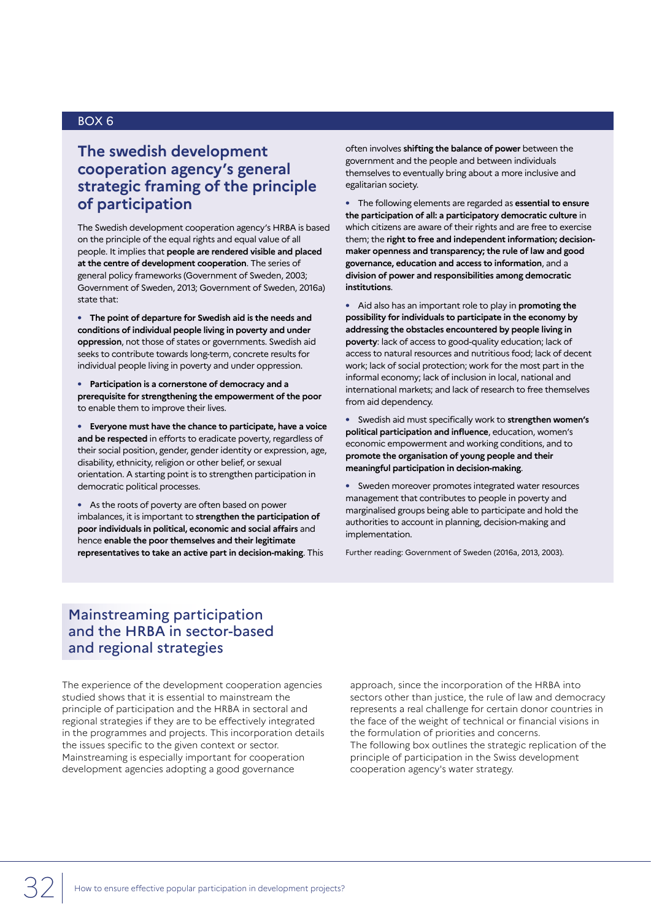BOX 6

### The swedish development cooperation agency's general strategic framing of the principle of participation

The Swedish development cooperation agency's HRBA is based on the principle of the equal rights and equal value of all people. It implies that **people are rendered visible and placed at the centre of development cooperation**. The series of general policy frameworks (Government of Sweden, 2003; Government of Sweden, 2013; Government of Sweden, 2016a) state that:

- **The point of departure for Swedish aid is the needs and conditions of individual people living in poverty and under oppression**, not those of states or governments. Swedish aid seeks to contribute towards long-term, concrete results for individual people living in poverty and under oppression.
- **Participation is a cornerstone of democracy and a prerequisite for strengthening the empowerment of the poor** to enable them to improve their lives.
- **Everyone must have the chance to participate, have a voice and be respected** in efforts to eradicate poverty, regardless of their social position, gender, gender identity or expression, age, disability, ethnicity, religion or other belief, or sexual orientation. A starting point is to strengthen participation in democratic political processes.
- As the roots of poverty are often based on power imbalances, it is important to **strengthen the participation of poor individuals in political, economic and social affairs** and hence **enable the poor themselves and their legitimate representatives to take an active part in decision-making**. This often involves **shifting the balance of power** between the government and the people and between individuals themselves to eventually bring about a more inclusive and egalitarian society.
- The following elements are regarded as **essential to ensure the participation of all: a participatory democratic culture** in which citizens are aware of their rights and are free to exercise them; the **right to free and independent information; decision-maker openness and transparency; the rule of law and good governance, education and access to information**, and a **division of power and responsibilities among democratic institutions**.
- Aid also has an important role to play in **promoting the possibility for individuals to participate in the economy by addressing the obstacles encountered by people living in poverty**: lack of access to good-quality education; lack of access to natural resources and nutritious food; lack of decent work; lack of social protection; work for the most part in the informal economy; lack of inclusion in local, national and international markets; and lack of research to free themselves from aid dependency.
- Swedish aid must specifically work to **strengthen women's political participation and influence**, education, women's economic empowerment and working conditions, and to **promote the organisation of young people and their meaningful participation in decision-making**.
- Sweden moreover promotes integrated water resources management that contributes to people in poverty and marginalised groups being able to participate and hold the authorities to account in planning, decision-making and implementation.

Further reading: Government of Sweden (2016a, 2013, 2003).

## Mainstreaming participation and the HRBA in sector-based and regional strategies

The experience of the development cooperation agencies studied shows that it is essential to mainstream the principle of participation and the HRBA in sectoral and regional strategies if they are to be effectively integrated in the programmes and projects. This incorporation details the issues specific to the given context or sector. Mainstreaming is especially important for cooperation development agencies adopting a good governance approach, since the incorporation of the HRBA into sectors other than justice, the rule of law and democracy represents a real challenge for certain donor countries in the face of the weight of technical or financial visions in the formulation of priorities and concerns.
The following box outlines the strategic replication of the principle of participation in the Swiss development cooperation agency's water strategy.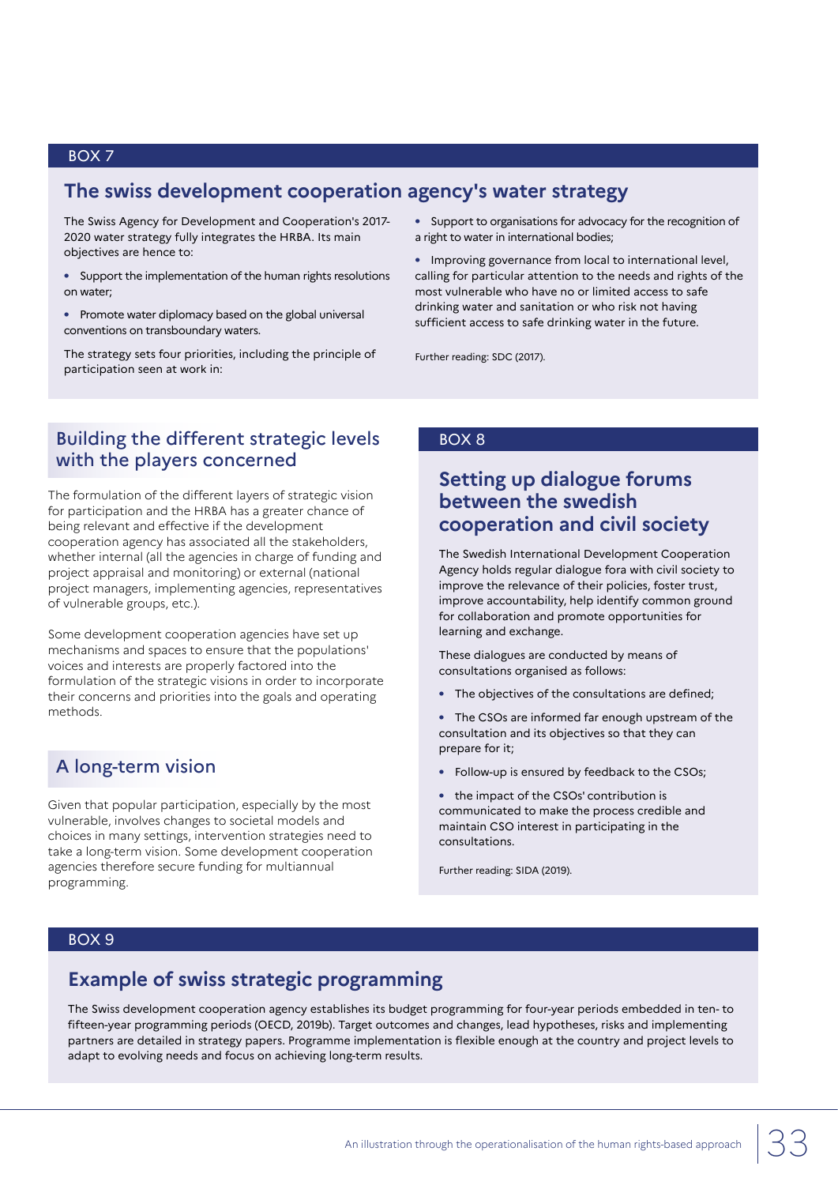BOX 7

## The swiss development cooperation agency's water strategy

The Swiss Agency for Development and Cooperation's 2017-2020 water strategy fully integrates the HRBA. Its main objectives are hence to:

- Support the implementation of the human rights resolutions on water;
- Promote water diplomacy based on the global universal conventions on transboundary waters.

The strategy sets four priorities, including the principle of participation seen at work in:

- Support to organisations for advocacy for the recognition of a right to water in international bodies;
- Improving governance from local to international level, calling for particular attention to the needs and rights of the most vulnerable who have no or limited access to safe drinking water and sanitation or who risk not having sufficient access to safe drinking water in the future.

Further reading: SDC (2017).

## Building the different strategic levels with the players concerned

The formulation of the different layers of strategic vision for participation and the HRBA has a greater chance of being relevant and effective if the development cooperation agency has associated all the stakeholders, whether internal (all the agencies in charge of funding and project appraisal and monitoring) or external (national project managers, implementing agencies, representatives of vulnerable groups, etc.).

Some development cooperation agencies have set up mechanisms and spaces to ensure that the populations' voices and interests are properly factored into the formulation of the strategic visions in order to incorporate their concerns and priorities into the goals and operating methods.

## A long-term vision

Given that popular participation, especially by the most vulnerable, involves changes to societal models and choices in many settings, intervention strategies need to take a long-term vision. Some development cooperation agencies therefore secure funding for multiannual programming.

BOX 8

## Setting up dialogue forums between the swedish cooperation and civil society

The Swedish International Development Cooperation Agency holds regular dialogue fora with civil society to improve the relevance of their policies, foster trust, improve accountability, help identify common ground for collaboration and promote opportunities for learning and exchange.

These dialogues are conducted by means of consultations organised as follows:

- The objectives of the consultations are defined;
- The CSOs are informed far enough upstream of the consultation and its objectives so that they can prepare for it;
- Follow-up is ensured by feedback to the CSOs;
- the impact of the CSOs' contribution is communicated to make the process credible and maintain CSO interest in participating in the consultations.

Further reading: SIDA (2019).

BOX 9

## Example of swiss strategic programming

The Swiss development cooperation agency establishes its budget programming for four-year periods embedded in ten- to fifteen-year programming periods (OECD, 2019b). Target outcomes and changes, lead hypotheses, risks and implementing partners are detailed in strategy papers. Programme implementation is flexible enough at the country and project levels to adapt to evolving needs and focus on achieving long-term results.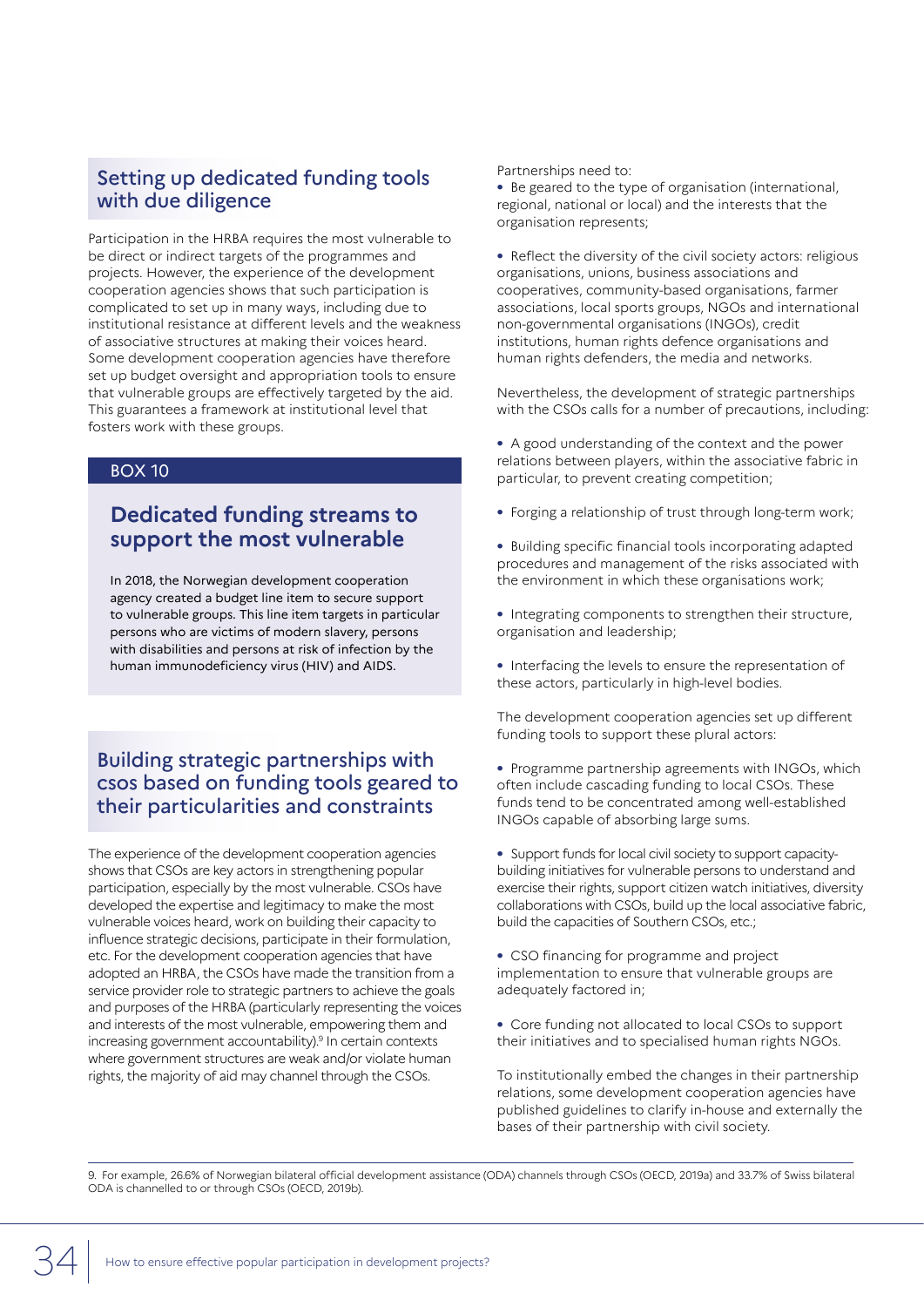## Setting up dedicated funding tools with due diligence

Participation in the HRBA requires the most vulnerable to be direct or indirect targets of the programmes and projects. However, the experience of the development cooperation agencies shows that such participation is complicated to set up in many ways, including due to institutional resistance at different levels and the weakness of associative structures at making their voices heard. Some development cooperation agencies have therefore set up budget oversight and appropriation tools to ensure that vulnerable groups are effectively targeted by the aid. This guarantees a framework at institutional level that fosters work with these groups.

> **BOX 10**
>
> ### Dedicated funding streams to support the most vulnerable
>
> In 2018, the Norwegian development cooperation agency created a budget line item to secure support to vulnerable groups. This line item targets in particular persons who are victims of modern slavery, persons with disabilities and persons at risk of infection by the human immunodeficiency virus (HIV) and AIDS.

## Building strategic partnerships with csos based on funding tools geared to their particularities and constraints

The experience of the development cooperation agencies shows that CSOs are key actors in strengthening popular participation, especially by the most vulnerable. CSOs have developed the expertise and legitimacy to make the most vulnerable voices heard, work on building their capacity to influence strategic decisions, participate in their formulation, etc. For the development cooperation agencies that have adopted an HRBA, the CSOs have made the transition from a service provider role to strategic partners to achieve the goals and purposes of the HRBA (particularly representing the voices and interests of the most vulnerable, empowering them and increasing government accountability).[9] In certain contexts where government structures are weak and/or violate human rights, the majority of aid may channel through the CSOs.

Partnerships need to:

- Be geared to the type of organisation (international, regional, national or local) and the interests that the organisation represents;
- Reflect the diversity of the civil society actors: religious organisations, unions, business associations and cooperatives, community-based organisations, farmer associations, local sports groups, NGOs and international non-governmental organisations (INGOs), credit institutions, human rights defence organisations and human rights defenders, the media and networks.

Nevertheless, the development of strategic partnerships with the CSOs calls for a number of precautions, including:

- A good understanding of the context and the power relations between players, within the associative fabric in particular, to prevent creating competition;
- Forging a relationship of trust through long-term work;
- Building specific financial tools incorporating adapted procedures and management of the risks associated with the environment in which these organisations work;
- Integrating components to strengthen their structure, organisation and leadership;
- Interfacing the levels to ensure the representation of these actors, particularly in high-level bodies.

The development cooperation agencies set up different funding tools to support these plural actors:

- Programme partnership agreements with INGOs, which often include cascading funding to local CSOs. These funds tend to be concentrated among well-established INGOs capable of absorbing large sums.
- Support funds for local civil society to support capacity-building initiatives for vulnerable persons to understand and exercise their rights, support citizen watch initiatives, diversity collaborations with CSOs, build up the local associative fabric, build the capacities of Southern CSOs, etc.;
- CSO financing for programme and project implementation to ensure that vulnerable groups are adequately factored in;
- Core funding not allocated to local CSOs to support their initiatives and to specialised human rights NGOs.

To institutionally embed the changes in their partnership relations, some development cooperation agencies have published guidelines to clarify in-house and externally the bases of their partnership with civil society.

9. For example, 26.6% of Norwegian bilateral official development assistance (ODA) channels through CSOs (OECD, 2019a) and 33.7% of Swiss bilateral ODA is channelled to or through CSOs (OECD, 2019b).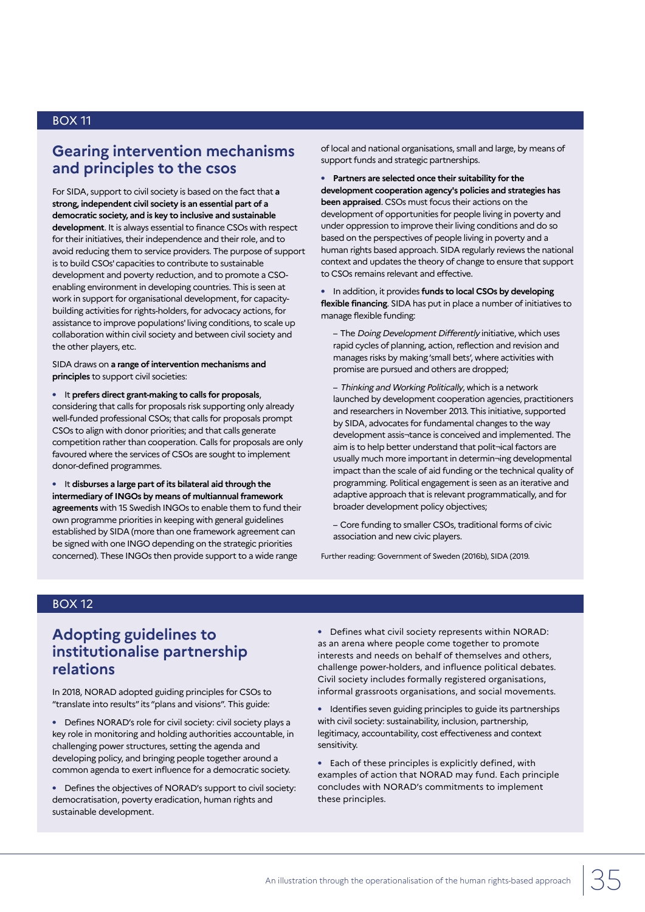BOX 11

## Gearing intervention mechanisms and principles to the csos

For SIDA, support to civil society is based on the fact that **a strong, independent civil society is an essential part of a democratic society, and is key to inclusive and sustainable development**. It is always essential to finance CSOs with respect for their initiatives, their independence and their role, and to avoid reducing them to service providers. The purpose of support is to build CSOs' capacities to contribute to sustainable development and poverty reduction, and to promote a CSO-enabling environment in developing countries. This is seen at work in support for organisational development, for capacity-building activities for rights-holders, for advocacy actions, for assistance to improve populations' living conditions, to scale up collaboration within civil society and between civil society and the other players, etc.

SIDA draws on **a range of intervention mechanisms and principles** to support civil societies:

- It **prefers direct grant-making to calls for proposals**, considering that calls for proposals risk supporting only already well-funded professional CSOs; that calls for proposals prompt CSOs to align with donor priorities; and that calls generate competition rather than cooperation. Calls for proposals are only favoured where the services of CSOs are sought to implement donor-defined programmes.
- It **disburses a large part of its bilateral aid through the intermediary of INGOs by means of multiannual framework agreements** with 15 Swedish INGOs to enable them to fund their own programme priorities in keeping with general guidelines established by SIDA (more than one framework agreement can be signed with one INGO depending on the strategic priorities concerned). These INGOs then provide support to a wide range of local and national organisations, small and large, by means of support funds and strategic partnerships.
- **Partners are selected once their suitability for the development cooperation agency's policies and strategies has been appraised**. CSOs must focus their actions on the development of opportunities for people living in poverty and under oppression to improve their living conditions and do so based on the perspectives of people living in poverty and a human rights based approach. SIDA regularly reviews the national context and updates the theory of change to ensure that support to CSOs remains relevant and effective.
- In addition, it provides **funds to local CSOs by developing flexible financing**. SIDA has put in place a number of initiatives to manage flexible funding:

  – The *Doing Development Differently* initiative, which uses rapid cycles of planning, action, reflection and revision and manages risks by making 'small bets', where activities with promise are pursued and others are dropped;

  – *Thinking and Working Politically*, which is a network launched by development cooperation agencies, practitioners and researchers in November 2013. This initiative, supported by SIDA, advocates for fundamental changes to the way development assis¬tance is conceived and implemented. The aim is to help better understand that polit¬ical factors are usually much more important in determin¬ing developmental impact than the scale of aid funding or the technical quality of programming. Political engagement is seen as an iterative and adaptive approach that is relevant programmatically, and for broader development policy objectives;

  – Core funding to smaller CSOs, traditional forms of civic association and new civic players.

Further reading: Government of Sweden (2016b), SIDA (2019.

BOX 12

## Adopting guidelines to institutionalise partnership relations

In 2018, NORAD adopted guiding principles for CSOs to "translate into results" its "plans and visions". This guide:

- Defines NORAD's role for civil society: civil society plays a key role in monitoring and holding authorities accountable, in challenging power structures, setting the agenda and developing policy, and bringing people together around a common agenda to exert influence for a democratic society.
- Defines the objectives of NORAD's support to civil society: democratisation, poverty eradication, human rights and sustainable development.
- Defines what civil society represents within NORAD: as an arena where people come together to promote interests and needs on behalf of themselves and others, challenge power-holders, and influence political debates. Civil society includes formally registered organisations, informal grassroots organisations, and social movements.
- Identifies seven guiding principles to guide its partnerships with civil society: sustainability, inclusion, partnership, legitimacy, accountability, cost effectiveness and context sensitivity.
- Each of these principles is explicitly defined, with examples of action that NORAD may fund. Each principle concludes with NORAD's commitments to implement these principles.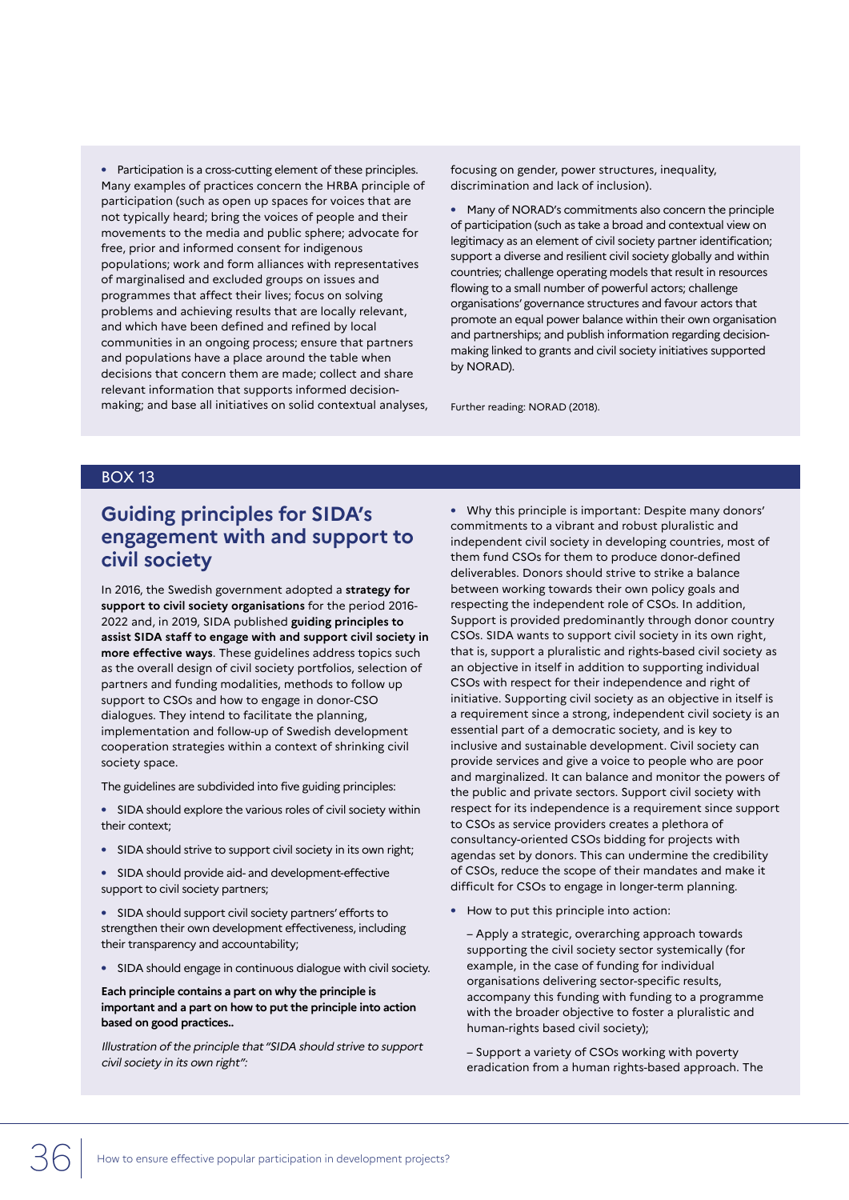- Participation is a cross-cutting element of these principles. Many examples of practices concern the HRBA principle of participation (such as open up spaces for voices that are not typically heard; bring the voices of people and their movements to the media and public sphere; advocate for free, prior and informed consent for indigenous populations; work and form alliances with representatives of marginalised and excluded groups on issues and programmes that affect their lives; focus on solving problems and achieving results that are locally relevant, and which have been defined and refined by local communities in an ongoing process; ensure that partners and populations have a place around the table when decisions that concern them are made; collect and share relevant information that supports informed decision-making; and base all initiatives on solid contextual analyses, focusing on gender, power structures, inequality, discrimination and lack of inclusion).

- Many of NORAD's commitments also concern the principle of participation (such as take a broad and contextual view on legitimacy as an element of civil society partner identification; support a diverse and resilient civil society globally and within countries; challenge operating models that result in resources flowing to a small number of powerful actors; challenge organisations' governance structures and favour actors that promote an equal power balance within their own organisation and partnerships; and publish information regarding decision-making linked to grants and civil society initiatives supported by NORAD).

Further reading: NORAD (2018).

BOX 13

## Guiding principles for SIDA's engagement with and support to civil society

In 2016, the Swedish government adopted a **strategy for support to civil society organisations** for the period 2016-2022 and, in 2019, SIDA published **guiding principles to assist SIDA staff to engage with and support civil society in more effective ways**. These guidelines address topics such as the overall design of civil society portfolios, selection of partners and funding modalities, methods to follow up support to CSOs and how to engage in donor-CSO dialogues. They intend to facilitate the planning, implementation and follow-up of Swedish development cooperation strategies within a context of shrinking civil society space.

The guidelines are subdivided into five guiding principles:

- SIDA should explore the various roles of civil society within their context;
- SIDA should strive to support civil society in its own right;
- SIDA should provide aid- and development-effective support to civil society partners;
- SIDA should support civil society partners' efforts to strengthen their own development effectiveness, including their transparency and accountability;
- SIDA should engage in continuous dialogue with civil society.

**Each principle contains a part on why the principle is important and a part on how to put the principle into action based on good practices..**

*Illustration of the principle that "SIDA should strive to support civil society in its own right":*

- Why this principle is important: Despite many donors' commitments to a vibrant and robust pluralistic and independent civil society in developing countries, most of them fund CSOs for them to produce donor-defined deliverables. Donors should strive to strike a balance between working towards their own policy goals and respecting the independent role of CSOs. In addition, Support is provided predominantly through donor country CSOs. SIDA wants to support civil society in its own right, that is, support a pluralistic and rights-based civil society as an objective in itself in addition to supporting individual CSOs with respect for their independence and right of initiative. Supporting civil society as an objective in itself is a requirement since a strong, independent civil society is an essential part of a democratic society, and is key to inclusive and sustainable development. Civil society can provide services and give a voice to people who are poor and marginalized. It can balance and monitor the powers of the public and private sectors. Support civil society with respect for its independence is a requirement since support to CSOs as service providers creates a plethora of consultancy-oriented CSOs bidding for projects with agendas set by donors. This can undermine the credibility of CSOs, reduce the scope of their mandates and make it difficult for CSOs to engage in longer-term planning.

- How to put this principle into action:

  – Apply a strategic, overarching approach towards supporting the civil society sector systemically (for example, in the case of funding for individual organisations delivering sector-specific results, accompany this funding with funding to a programme with the broader objective to foster a pluralistic and human-rights based civil society);

  – Support a variety of CSOs working with poverty eradication from a human rights-based approach. The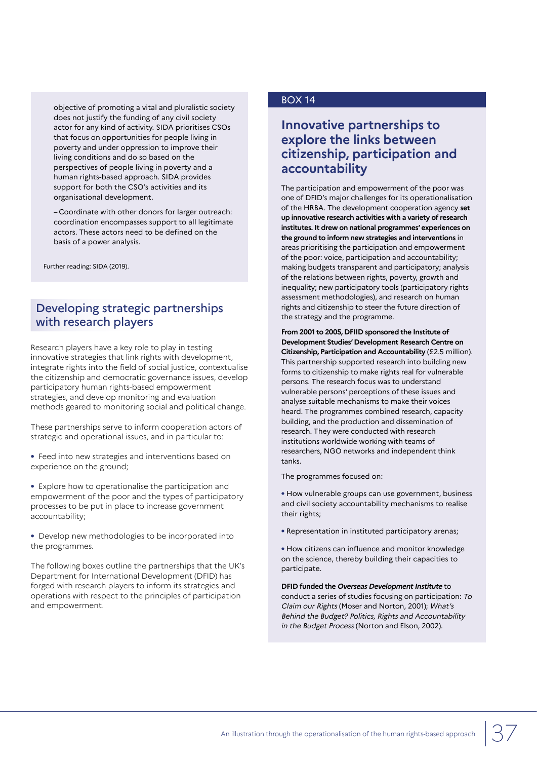objective of promoting a vital and pluralistic society does not justify the funding of any civil society actor for any kind of activity. SIDA prioritises CSOs that focus on opportunities for people living in poverty and under oppression to improve their living conditions and do so based on the perspectives of people living in poverty and a human rights-based approach. SIDA provides support for both the CSO's activities and its organisational development.

– Coordinate with other donors for larger outreach: coordination encompasses support to all legitimate actors. These actors need to be defined on the basis of a power analysis.

Further reading: SIDA (2019).

## Developing strategic partnerships with research players

Research players have a key role to play in testing innovative strategies that link rights with development, integrate rights into the field of social justice, contextualise the citizenship and democratic governance issues, develop participatory human rights-based empowerment strategies, and develop monitoring and evaluation methods geared to monitoring social and political change.

These partnerships serve to inform cooperation actors of strategic and operational issues, and in particular to:

- Feed into new strategies and interventions based on experience on the ground;
- Explore how to operationalise the participation and empowerment of the poor and the types of participatory processes to be put in place to increase government accountability;
- Develop new methodologies to be incorporated into the programmes.

The following boxes outline the partnerships that the UK's Department for International Development (DFID) has forged with research players to inform its strategies and operations with respect to the principles of participation and empowerment.

BOX 14

### Innovative partnerships to explore the links between citizenship, participation and accountability

The participation and empowerment of the poor was one of DFID's major challenges for its operationalisation of the HRBA. The development cooperation agency **set up innovative research activities with a variety of research institutes. It drew on national programmes' experiences on the ground to inform new strategies and interventions** in areas prioritising the participation and empowerment of the poor: voice, participation and accountability; making budgets transparent and participatory; analysis of the relations between rights, poverty, growth and inequality; new participatory tools (participatory rights assessment methodologies), and research on human rights and citizenship to steer the future direction of the strategy and the programme.

**From 2001 to 2005, DFIID sponsored the Institute of Development Studies' Development Research Centre on Citizenship, Participation and Accountability** (£2.5 million). This partnership supported research into building new forms to citizenship to make rights real for vulnerable persons. The research focus was to understand vulnerable persons' perceptions of these issues and analyse suitable mechanisms to make their voices heard. The programmes combined research, capacity building, and the production and dissemination of research. They were conducted with research institutions worldwide working with teams of researchers, NGO networks and independent think tanks.

The programmes focused on:

- How vulnerable groups can use government, business and civil society accountability mechanisms to realise their rights;
- Representation in instituted participatory arenas;
- How citizens can influence and monitor knowledge on the science, thereby building their capacities to participate.

**DFID funded the *Overseas Development Institute*** to conduct a series of studies focusing on participation: *To Claim our Rights* (Moser and Norton, 2001); *What's Behind the Budget? Politics, Rights and Accountability in the Budget Process* (Norton and Elson, 2002).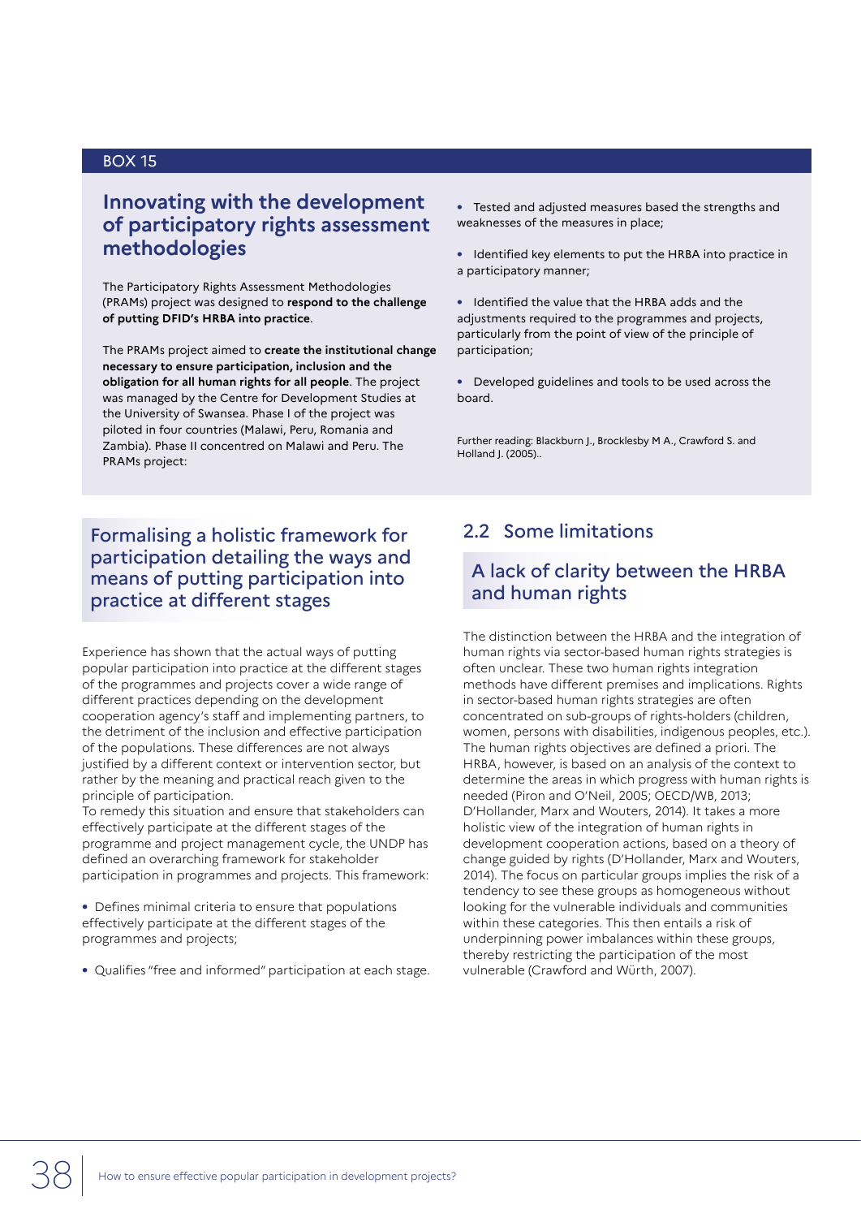BOX 15

## Innovating with the development of participatory rights assessment methodologies

The Participatory Rights Assessment Methodologies (PRAMs) project was designed to **respond to the challenge of putting DFID's HRBA into practice**.

The PRAMs project aimed to **create the institutional change necessary to ensure participation, inclusion and the obligation for all human rights for all people**. The project was managed by the Centre for Development Studies at the University of Swansea. Phase I of the project was piloted in four countries (Malawi, Peru, Romania and Zambia). Phase II concentrated on Malawi and Peru. The PRAMs project:

- Tested and adjusted measures based the strengths and weaknesses of the measures in place;
- Identified key elements to put the HRBA into practice in a participatory manner;
- Identified the value that the HRBA adds and the adjustments required to the programmes and projects, particularly from the point of view of the principle of participation;
- Developed guidelines and tools to be used across the board.

Further reading: Blackburn J., Brocklesby M A., Crawford S. and Holland J. (2005)..

### Formalising a holistic framework for participation detailing the ways and means of putting participation into practice at different stages

Experience has shown that the actual ways of putting popular participation into practice at the different stages of the programmes and projects cover a wide range of different practices depending on the development cooperation agency's staff and implementing partners, to the detriment of the inclusion and effective participation of the populations. These differences are not always justified by a different context or intervention sector, but rather by the meaning and practical reach given to the principle of participation.
To remedy this situation and ensure that stakeholders can effectively participate at the different stages of the programme and project management cycle, the UNDP has defined an overarching framework for stakeholder participation in programmes and projects. This framework:

- Defines minimal criteria to ensure that populations effectively participate at the different stages of the programmes and projects;
- Qualifies "free and informed" participation at each stage.

## 2.2 Some limitations

### A lack of clarity between the HRBA and human rights

The distinction between the HRBA and the integration of human rights via sector-based human rights strategies is often unclear. These two human rights integration methods have different premises and implications. Rights in sector-based human rights strategies are often concentrated on sub-groups of rights-holders (children, women, persons with disabilities, indigenous peoples, etc.). The human rights objectives are defined a priori. The HRBA, however, is based on an analysis of the context to determine the areas in which progress with human rights is needed (Piron and O'Neil, 2005; OECD/WB, 2013; D'Hollander, Marx and Wouters, 2014). It takes a more holistic view of the integration of human rights in development cooperation actions, based on a theory of change guided by rights (D'Hollander, Marx and Wouters, 2014). The focus on particular groups implies the risk of a tendency to see these groups as homogeneous without looking for the vulnerable individuals and communities within these categories. This then entails a risk of underpinning power imbalances within these groups, thereby restricting the participation of the most vulnerable (Crawford and Würth, 2007).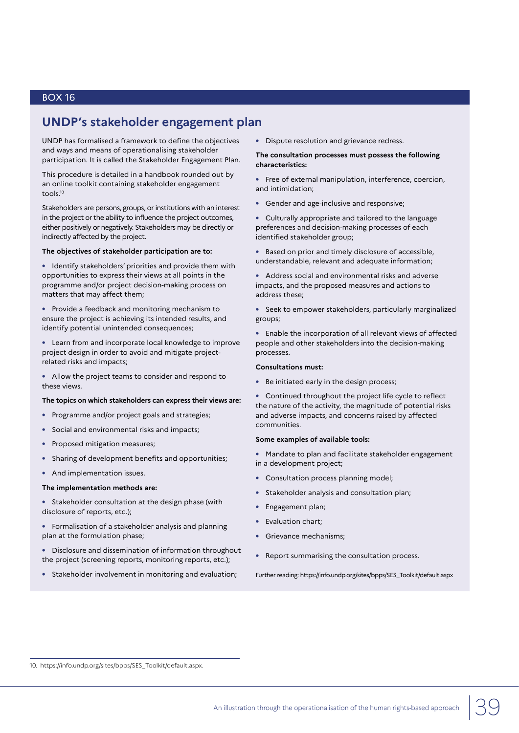BOX 16

## UNDP's stakeholder engagement plan

UNDP has formalised a framework to define the objectives and ways and means of operationalising stakeholder participation. It is called the Stakeholder Engagement Plan.

This procedure is detailed in a handbook rounded out by an online toolkit containing stakeholder engagement tools.[10]

Stakeholders are persons, groups, or institutions with an interest in the project or the ability to influence the project outcomes, either positively or negatively. Stakeholders may be directly or indirectly affected by the project.

**The objectives of stakeholder participation are to:**

- Identify stakeholders' priorities and provide them with opportunities to express their views at all points in the programme and/or project decision-making process on matters that may affect them;
- Provide a feedback and monitoring mechanism to ensure the project is achieving its intended results, and identify potential unintended consequences;
- Learn from and incorporate local knowledge to improve project design in order to avoid and mitigate project-related risks and impacts;
- Allow the project teams to consider and respond to these views.

**The topics on which stakeholders can express their views are:**

- Programme and/or project goals and strategies;
- Social and environmental risks and impacts;
- Proposed mitigation measures;
- Sharing of development benefits and opportunities;
- And implementation issues.

**The implementation methods are:**

- Stakeholder consultation at the design phase (with disclosure of reports, etc.);
- Formalisation of a stakeholder analysis and planning plan at the formulation phase;
- Disclosure and dissemination of information throughout the project (screening reports, monitoring reports, etc.);
- Stakeholder involvement in monitoring and evaluation;
- Dispute resolution and grievance redress.

**The consultation processes must possess the following characteristics:**

- Free of external manipulation, interference, coercion, and intimidation;
- Gender and age-inclusive and responsive;
- Culturally appropriate and tailored to the language preferences and decision-making processes of each identified stakeholder group;
- Based on prior and timely disclosure of accessible, understandable, relevant and adequate information;
- Address social and environmental risks and adverse impacts, and the proposed measures and actions to address these;
- Seek to empower stakeholders, particularly marginalized groups;
- Enable the incorporation of all relevant views of affected people and other stakeholders into the decision-making processes.

**Consultations must:**

- Be initiated early in the design process;
- Continued throughout the project life cycle to reflect the nature of the activity, the magnitude of potential risks and adverse impacts, and concerns raised by affected communities.

**Some examples of available tools:**

- Mandate to plan and facilitate stakeholder engagement in a development project;
- Consultation process planning model;
- Stakeholder analysis and consultation plan;
- Engagement plan;
- Evaluation chart;
- Grievance mechanisms;
- Report summarising the consultation process.

Further reading: https://info.undp.org/sites/bpps/SES_Toolkit/default.aspx

10. https://info.undp.org/sites/bpps/SES_Toolkit/default.aspx.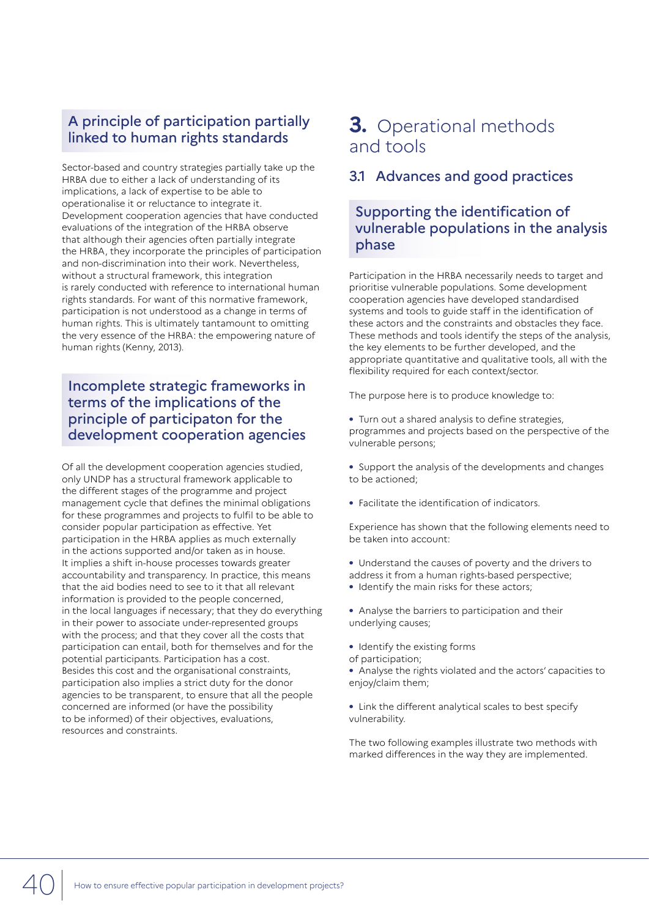### A principle of participation partially linked to human rights standards

Sector-based and country strategies partially take up the HRBA due to either a lack of understanding of its implications, a lack of expertise to be able to operationalise it or reluctance to integrate it. Development cooperation agencies that have conducted evaluations of the integration of the HRBA observe that although their agencies often partially integrate the HRBA, they incorporate the principles of participation and non-discrimination into their work. Nevertheless, without a structural framework, this integration is rarely conducted with reference to international human rights standards. For want of this normative framework, participation is not understood as a change in terms of human rights. This is ultimately tantamount to omitting the very essence of the HRBA: the empowering nature of human rights (Kenny, 2013).

### Incomplete strategic frameworks in terms of the implications of the principle of participaton for the development cooperation agencies

Of all the development cooperation agencies studied, only UNDP has a structural framework applicable to the different stages of the programme and project management cycle that defines the minimal obligations for these programmes and projects to fulfil to be able to consider popular participation as effective. Yet participation in the HRBA applies as much externally in the actions supported and/or taken as in house. It implies a shift in-house processes towards greater accountability and transparency. In practice, this means that the aid bodies need to see to it that all relevant information is provided to the people concerned, in the local languages if necessary; that they do everything in their power to associate under-represented groups with the process; and that they cover all the costs that participation can entail, both for themselves and for the potential participants. Participation has a cost. Besides this cost and the organisational constraints, participation also implies a strict duty for the donor agencies to be transparent, to ensure that all the people concerned are informed (or have the possibility to be informed) of their objectives, evaluations, resources and constraints.

# 3. Operational methods and tools

## 3.1 Advances and good practices

### Supporting the identification of vulnerable populations in the analysis phase

Participation in the HRBA necessarily needs to target and prioritise vulnerable populations. Some development cooperation agencies have developed standardised systems and tools to guide staff in the identification of these actors and the constraints and obstacles they face. These methods and tools identify the steps of the analysis, the key elements to be further developed, and the appropriate quantitative and qualitative tools, all with the flexibility required for each context/sector.

The purpose here is to produce knowledge to:

- Turn out a shared analysis to define strategies, programmes and projects based on the perspective of the vulnerable persons;
- Support the analysis of the developments and changes to be actioned;
- Facilitate the identification of indicators.

Experience has shown that the following elements need to be taken into account:

- Understand the causes of poverty and the drivers to address it from a human rights-based perspective;
- Identify the main risks for these actors;
- Analyse the barriers to participation and their underlying causes;
- Identify the existing forms of participation;
- Analyse the rights violated and the actors' capacities to enjoy/claim them;
- Link the different analytical scales to best specify vulnerability.

The two following examples illustrate two methods with marked differences in the way they are implemented.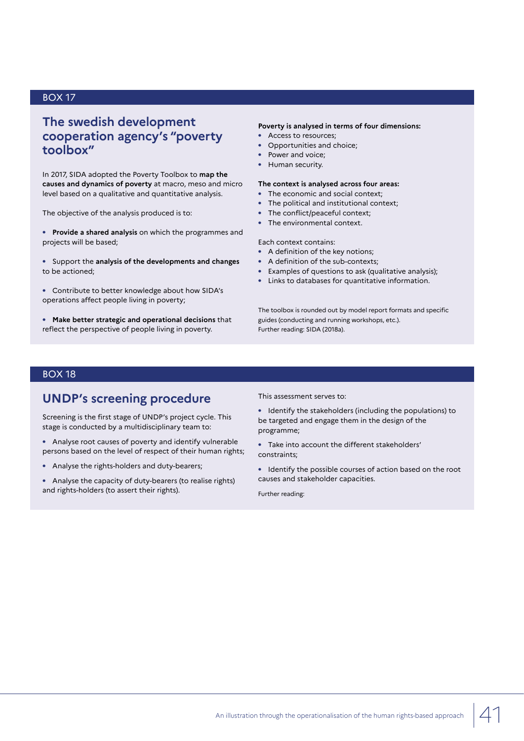BOX 17

## The swedish development cooperation agency's "poverty toolbox"

In 2017, SIDA adopted the Poverty Toolbox to **map the causes and dynamics of poverty** at macro, meso and micro level based on a qualitative and quantitative analysis.

The objective of the analysis produced is to:

- **Provide a shared analysis** on which the programmes and projects will be based;
- Support the **analysis of the developments and changes** to be actioned;
- Contribute to better knowledge about how SIDA's operations affect people living in poverty;
- **Make better strategic and operational decisions** that reflect the perspective of people living in poverty.

**Poverty is analysed in terms of four dimensions:**

- Access to resources;
- Opportunities and choice;
- Power and voice;
- Human security.

**The context is analysed across four areas:**

- The economic and social context;
- The political and institutional context;
- The conflict/peaceful context;
- The environmental context.

Each context contains:

- A definition of the key notions;
- A definition of the sub-contexts;
- Examples of questions to ask (qualitative analysis);
- Links to databases for quantitative information.

The toolbox is rounded out by model report formats and specific guides (conducting and running workshops, etc.).
Further reading: SIDA (2018a).

BOX 18

## UNDP's screening procedure

Screening is the first stage of UNDP's project cycle. This stage is conducted by a multidisciplinary team to:

- Analyse root causes of poverty and identify vulnerable persons based on the level of respect of their human rights;
- Analyse the rights-holders and duty-bearers;
- Analyse the capacity of duty-bearers (to realise rights) and rights-holders (to assert their rights).

This assessment serves to:

- Identify the stakeholders (including the populations) to be targeted and engage them in the design of the programme;
- Take into account the different stakeholders' constraints;
- Identify the possible courses of action based on the root causes and stakeholder capacities.

Further reading: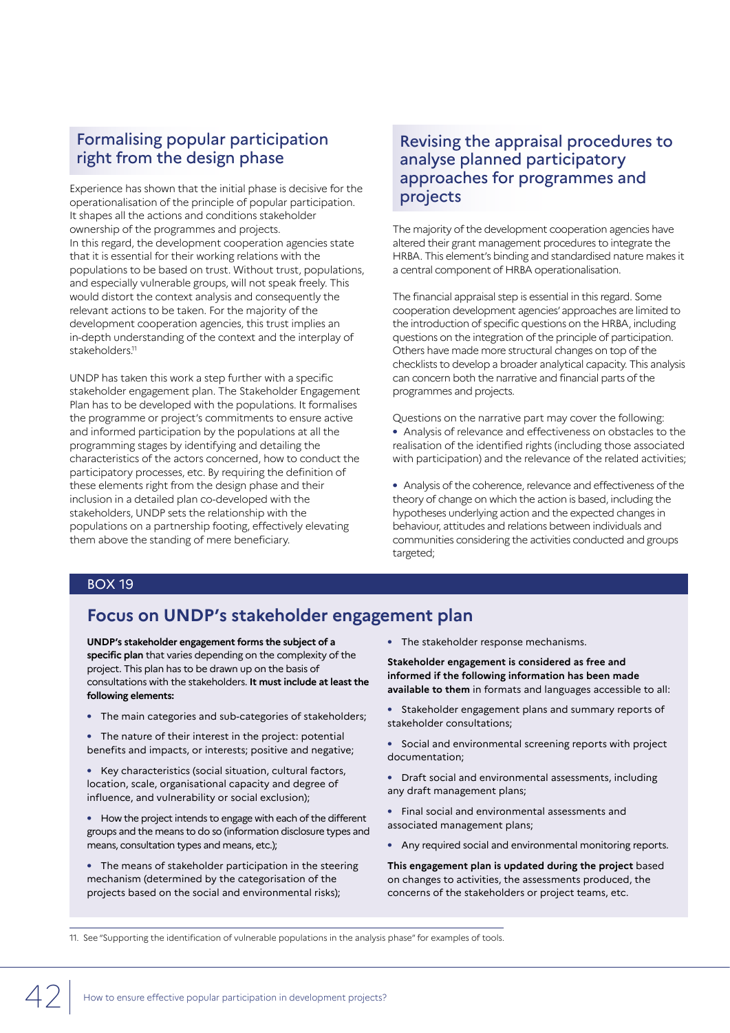## Formalising popular participation right from the design phase

Experience has shown that the initial phase is decisive for the operationalisation of the principle of popular participation. It shapes all the actions and conditions stakeholder ownership of the programmes and projects.
In this regard, the development cooperation agencies state that it is essential for their working relations with the populations to be based on trust. Without trust, populations, and especially vulnerable groups, will not speak freely. This would distort the context analysis and consequently the relevant actions to be taken. For the majority of the development cooperation agencies, this trust implies an in-depth understanding of the context and the interplay of stakeholders.[11]

UNDP has taken this work a step further with a specific stakeholder engagement plan. The Stakeholder Engagement Plan has to be developed with the populations. It formalises the programme or project's commitments to ensure active and informed participation by the populations at all the programming stages by identifying and detailing the characteristics of the actors concerned, how to conduct the participatory processes, etc. By requiring the definition of these elements right from the design phase and their inclusion in a detailed plan co-developed with the stakeholders, UNDP sets the relationship with the populations on a partnership footing, effectively elevating them above the standing of mere beneficiary.

## Revising the appraisal procedures to analyse planned participatory approaches for programmes and projects

The majority of the development cooperation agencies have altered their grant management procedures to integrate the HRBA. This element's binding and standardised nature makes it a central component of HRBA operationalisation.

The financial appraisal step is essential in this regard. Some cooperation development agencies' approaches are limited to the introduction of specific questions on the HRBA, including questions on the integration of the principle of participation. Others have made more structural changes on top of the checklists to develop a broader analytical capacity. This analysis can concern both the narrative and financial parts of the programmes and projects.

Questions on the narrative part may cover the following:

- Analysis of relevance and effectiveness on obstacles to the realisation of the identified rights (including those associated with participation) and the relevance of the related activities;
- Analysis of the coherence, relevance and effectiveness of the theory of change on which the action is based, including the hypotheses underlying action and the expected changes in behaviour, attitudes and relations between individuals and communities considering the activities conducted and groups targeted;

BOX 19

### Focus on UNDP's stakeholder engagement plan

**UNDP's stakeholder engagement forms the subject of a specific plan** that varies depending on the complexity of the project. This plan has to be drawn up on the basis of consultations with the stakeholders. **It must include at least the following elements:**

- The main categories and sub-categories of stakeholders;
- The nature of their interest in the project: potential benefits and impacts, or interests; positive and negative;
- Key characteristics (social situation, cultural factors, location, scale, organisational capacity and degree of influence, and vulnerability or social exclusion);
- How the project intends to engage with each of the different groups and the means to do so (information disclosure types and means, consultation types and means, etc.);
- The means of stakeholder participation in the steering mechanism (determined by the categorisation of the projects based on the social and environmental risks);
- The stakeholder response mechanisms.

**Stakeholder engagement is considered as free and informed if the following information has been made available to them** in formats and languages accessible to all:

- Stakeholder engagement plans and summary reports of stakeholder consultations;
- Social and environmental screening reports with project documentation;
- Draft social and environmental assessments, including any draft management plans;
- Final social and environmental assessments and associated management plans;
- Any required social and environmental monitoring reports.

**This engagement plan is updated during the project** based on changes to activities, the assessments produced, the concerns of the stakeholders or project teams, etc.

11. See "Supporting the identification of vulnerable populations in the analysis phase" for examples of tools.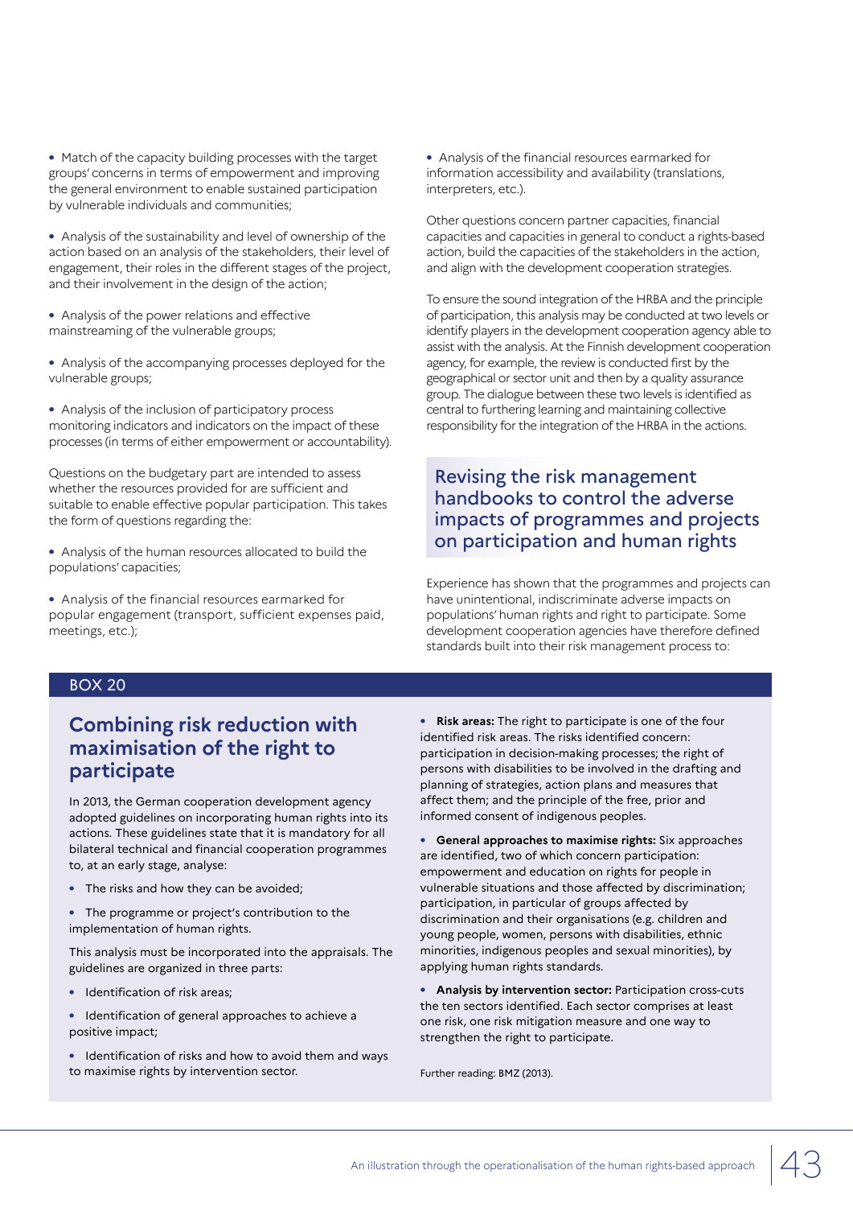- Match of the capacity building processes with the target groups' concerns in terms of empowerment and improving the general environment to enable sustained participation by vulnerable individuals and communities;

- Analysis of the sustainability and level of ownership of the action based on an analysis of the stakeholders, their level of engagement, their roles in the different stages of the project, and their involvement in the design of the action;

- Analysis of the power relations and effective mainstreaming of the vulnerable groups;

- Analysis of the accompanying processes deployed for the vulnerable groups;

- Analysis of the inclusion of participatory process monitoring indicators and indicators on the impact of these processes (in terms of either empowerment or accountability).

Questions on the budgetary part are intended to assess whether the resources provided for are sufficient and suitable to enable effective popular participation. This takes the form of questions regarding the:

- Analysis of the human resources allocated to build the populations' capacities;

- Analysis of the financial resources earmarked for popular engagement (transport, sufficient expenses paid, meetings, etc.);

- Analysis of the financial resources earmarked for information accessibility and availability (translations, interpreters, etc.).

Other questions concern partner capacities, financial capacities and capacities in general to conduct a rights-based action, build the capacities of the stakeholders in the action, and align with the development cooperation strategies.

To ensure the sound integration of the HRBA and the principle of participation, this analysis may be conducted at two levels or identify players in the development cooperation agency able to assist with the analysis. At the Finnish development cooperation agency, for example, the review is conducted first by the geographical or sector unit and then by a quality assurance group. The dialogue between these two levels is identified as central to furthering learning and maintaining collective responsibility for the integration of the HRBA in the actions.

## Revising the risk management handbooks to control the adverse impacts of programmes and projects on participation and human rights

Experience has shown that the programmes and projects can have unintentional, indiscriminate adverse impacts on populations' human rights and right to participate. Some development cooperation agencies have therefore defined standards built into their risk management process to:

BOX 20

### Combining risk reduction with maximisation of the right to participate

In 2013, the German cooperation development agency adopted guidelines on incorporating human rights into its actions. These guidelines state that it is mandatory for all bilateral technical and financial cooperation programmes to, at an early stage, analyse:

- The risks and how they can be avoided;
- The programme or project's contribution to the implementation of human rights.

This analysis must be incorporated into the appraisals. The guidelines are organized in three parts:

- Identification of risk areas;
- Identification of general approaches to achieve a positive impact;
- Identification of risks and how to avoid them and ways to maximise rights by intervention sector.

- **Risk areas:** The right to participate is one of the four identified risk areas. The risks identified concern: participation in decision-making processes; the right of persons with disabilities to be involved in the drafting and planning of strategies, action plans and measures that affect them; and the principle of the free, prior and informed consent of indigenous peoples.

- **General approaches to maximise rights:** Six approaches are identified, two of which concern participation: empowerment and education on rights for people in vulnerable situations and those affected by discrimination; participation, in particular of groups affected by discrimination and their organisations (e.g. children and young people, women, persons with disabilities, ethnic minorities, indigenous peoples and sexual minorities), by applying human rights standards.

- **Analysis by intervention sector:** Participation cross-cuts the ten sectors identified. Each sector comprises at least one risk, one risk mitigation measure and one way to strengthen the right to participate.

Further reading: BMZ (2013).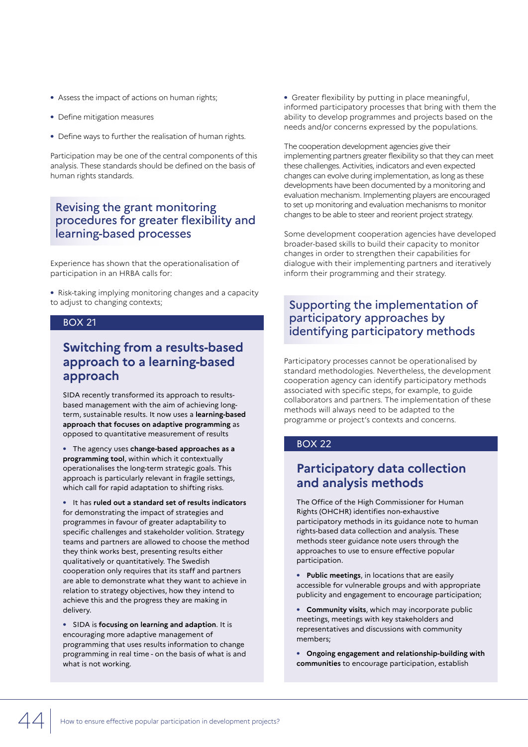- Assess the impact of actions on human rights;
- Define mitigation measures
- Define ways to further the realisation of human rights.

Participation may be one of the central components of this analysis. These standards should be defined on the basis of human rights standards.

## Revising the grant monitoring procedures for greater flexibility and learning-based processes

Experience has shown that the operationalisation of participation in an HRBA calls for:

- Risk-taking implying monitoring changes and a capacity to adjust to changing contexts;

BOX 21

### Switching from a results-based approach to a learning-based approach

SIDA recently transformed its approach to results-based management with the aim of achieving long-term, sustainable results. It now uses a **learning-based approach that focuses on adaptive programming** as opposed to quantitative measurement of results

- The agency uses **change-based approaches as a programming tool**, within which it contextually operationalises the long-term strategic goals. This approach is particularly relevant in fragile settings, which call for rapid adaptation to shifting risks.
- It has **ruled out a standard set of results indicators** for demonstrating the impact of strategies and programmes in favour of greater adaptability to specific challenges and stakeholder volition. Strategy teams and partners are allowed to choose the method they think works best, presenting results either qualitatively or quantitatively. The Swedish cooperation only requires that its staff and partners are able to demonstrate what they want to achieve in relation to strategy objectives, how they intend to achieve this and the progress they are making in delivery.
- SIDA is **focusing on learning and adaption**. It is encouraging more adaptive management of programming that uses results information to change programming in real time - on the basis of what is and what is not working.

- Greater flexibility by putting in place meaningful, informed participatory processes that bring with them the ability to develop programmes and projects based on the needs and/or concerns expressed by the populations.

The cooperation development agencies give their implementing partners greater flexibility so that they can meet these challenges. Activities, indicators and even expected changes can evolve during implementation, as long as these developments have been documented by a monitoring and evaluation mechanism. Implementing players are encouraged to set up monitoring and evaluation mechanisms to monitor changes to be able to steer and reorient project strategy.

Some development cooperation agencies have developed broader-based skills to build their capacity to monitor changes in order to strengthen their capabilities for dialogue with their implementing partners and iteratively inform their programming and their strategy.

## Supporting the implementation of participatory approaches by identifying participatory methods

Participatory processes cannot be operationalised by standard methodologies. Nevertheless, the development cooperation agency can identify participatory methods associated with specific steps, for example, to guide collaborators and partners. The implementation of these methods will always need to be adapted to the programme or project's contexts and concerns.

BOX 22

### Participatory data collection and analysis methods

The Office of the High Commissioner for Human Rights (OHCHR) identifies non-exhaustive participatory methods in its guidance note to human rights-based data collection and analysis. These methods steer guidance note users through the approaches to use to ensure effective popular participation.

- **Public meetings**, in locations that are easily accessible for vulnerable groups and with appropriate publicity and engagement to encourage participation;
- **Community visits**, which may incorporate public meetings, meetings with key stakeholders and representatives and discussions with community members;
- **Ongoing engagement and relationship-building with communities** to encourage participation, establish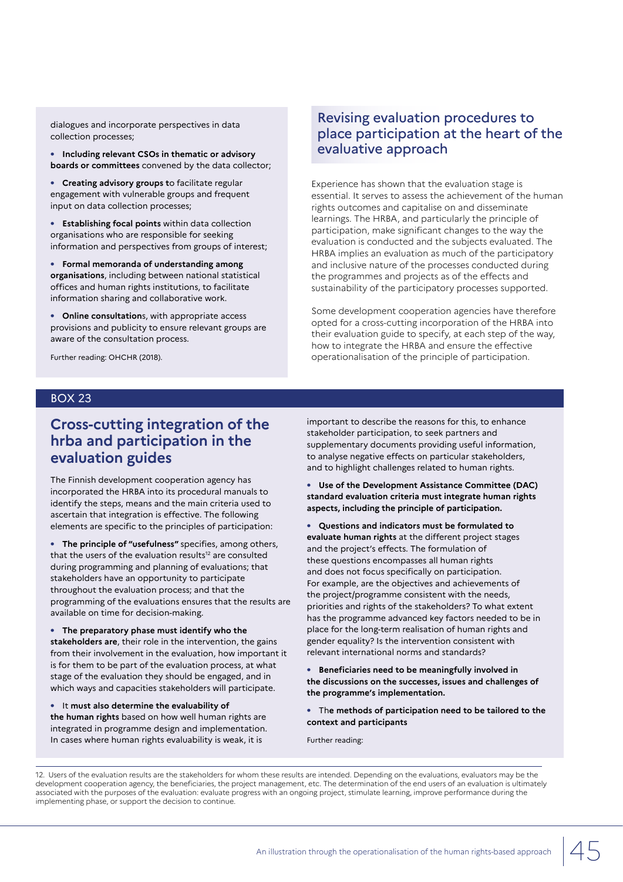dialogues and incorporate perspectives in data collection processes;

- **Including relevant CSOs in thematic or advisory boards or committees** convened by the data collector;
- **Creating advisory groups t**o facilitate regular engagement with vulnerable groups and frequent input on data collection processes;
- **Establishing focal points** within data collection organisations who are responsible for seeking information and perspectives from groups of interest;
- **Formal memoranda of understanding among organisations**, including between national statistical offices and human rights institutions, to facilitate information sharing and collaborative work.
- **Online consultation**s, with appropriate access provisions and publicity to ensure relevant groups are aware of the consultation process.

Further reading: OHCHR (2018).

## Revising evaluation procedures to place participation at the heart of the evaluative approach

Experience has shown that the evaluation stage is essential. It serves to assess the achievement of the human rights outcomes and capitalise on and disseminate learnings. The HRBA, and particularly the principle of participation, make significant changes to the way the evaluation is conducted and the subjects evaluated. The HRBA implies an evaluation as much of the participatory and inclusive nature of the processes conducted during the programmes and projects as of the effects and sustainability of the participatory processes supported.

Some development cooperation agencies have therefore opted for a cross-cutting incorporation of the HRBA into their evaluation guide to specify, at each step of the way, how to integrate the HRBA and ensure the effective operationalisation of the principle of participation.

BOX 23

### Cross-cutting integration of the hrba and participation in the evaluation guides

The Finnish development cooperation agency has incorporated the HRBA into its procedural manuals to identify the steps, means and the main criteria used to ascertain that integration is effective. The following elements are specific to the principles of participation:

- **The principle of "usefulness"** specifies, among others, that the users of the evaluation results[12] are consulted during programming and planning of evaluations; that stakeholders have an opportunity to participate throughout the evaluation process; and that the programming of the evaluations ensures that the results are available on time for decision-making.
- **The preparatory phase must identify who the stakeholders are**, their role in the intervention, the gains from their involvement in the evaluation, how important it is for them to be part of the evaluation process, at what stage of the evaluation they should be engaged, and in which ways and capacities stakeholders will participate.
- It **must also determine the evaluability of the human rights** based on how well human rights are integrated in programme design and implementation. In cases where human rights evaluability is weak, it is important to describe the reasons for this, to enhance stakeholder participation, to seek partners and supplementary documents providing useful information, to analyse negative effects on particular stakeholders, and to highlight challenges related to human rights.
- **Use of the Development Assistance Committee (DAC) standard evaluation criteria must integrate human rights aspects, including the principle of participation.**
- **Questions and indicators must be formulated to evaluate human rights** at the different project stages and the project's effects. The formulation of these questions encompasses all human rights and does not focus specifically on participation. For example, are the objectives and achievements of the project/programme consistent with the needs, priorities and rights of the stakeholders? To what extent has the programme advanced key factors needed to be in place for the long-term realisation of human rights and gender equality? Is the intervention consistent with relevant international norms and standards?
- **Beneficiaries need to be meaningfully involved in the discussions on the successes, issues and challenges of the programme's implementation.**
- The **methods of participation need to be tailored to the context and participants**

Further reading:

12. Users of the evaluation results are the stakeholders for whom these results are intended. Depending on the evaluations, evaluators may be the development cooperation agency, the beneficiaries, the project management, etc. The determination of the end users of an evaluation is ultimately associated with the purposes of the evaluation: evaluate progress with an ongoing project, stimulate learning, improve performance during the implementing phase, or support the decision to continue.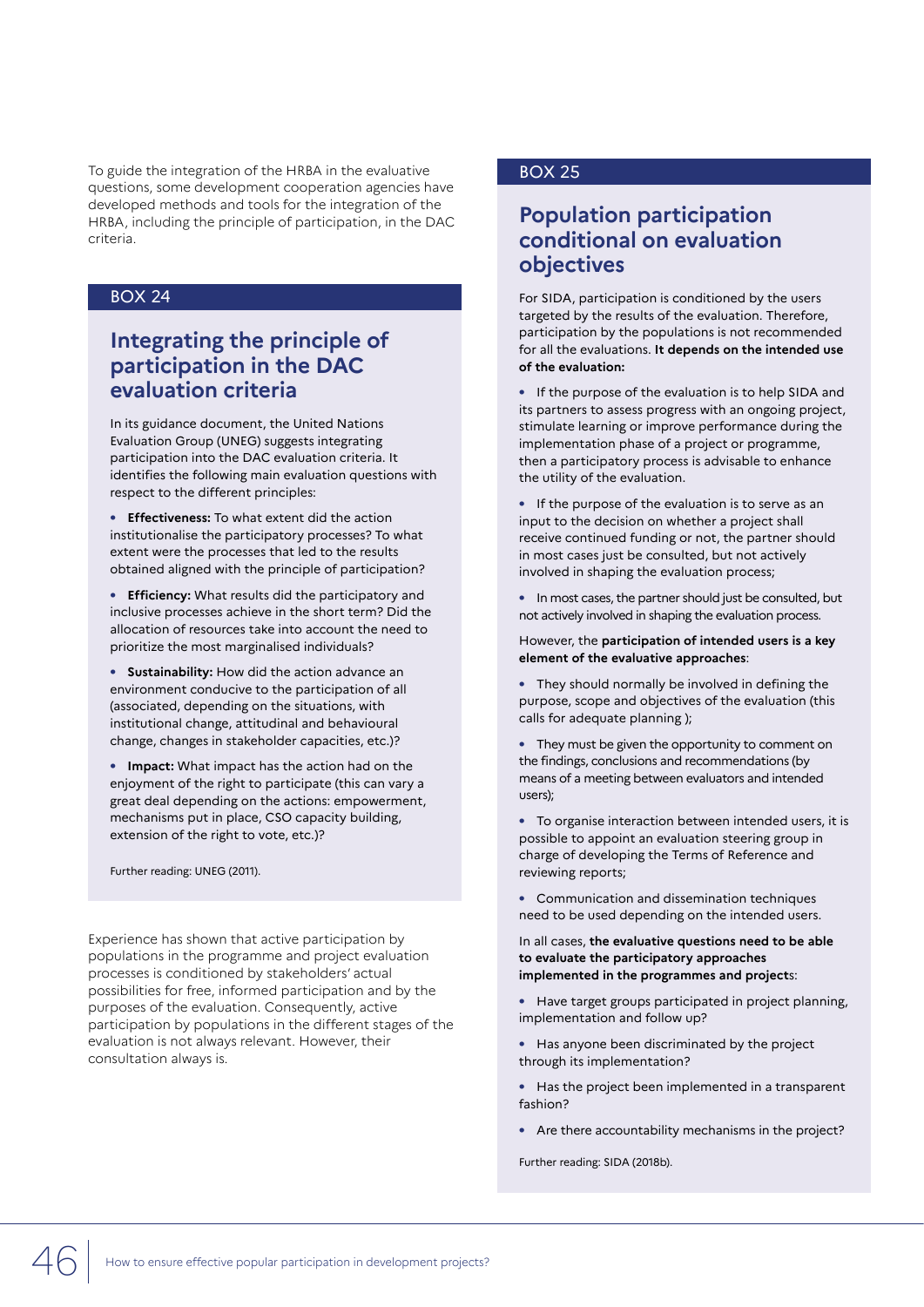To guide the integration of the HRBA in the evaluative questions, some development cooperation agencies have developed methods and tools for the integration of the HRBA, including the principle of participation, in the DAC criteria.

BOX 24

## Integrating the principle of participation in the DAC evaluation criteria

In its guidance document, the United Nations Evaluation Group (UNEG) suggests integrating participation into the DAC evaluation criteria. It identifies the following main evaluation questions with respect to the different principles:

- **Effectiveness:** To what extent did the action institutionalise the participatory processes? To what extent were the processes that led to the results obtained aligned with the principle of participation?
- **Efficiency:** What results did the participatory and inclusive processes achieve in the short term? Did the allocation of resources take into account the need to prioritize the most marginalised individuals?
- **Sustainability:** How did the action advance an environment conducive to the participation of all (associated, depending on the situations, with institutional change, attitudinal and behavioural change, changes in stakeholder capacities, etc.)?
- **Impact:** What impact has the action had on the enjoyment of the right to participate (this can vary a great deal depending on the actions: empowerment, mechanisms put in place, CSO capacity building, extension of the right to vote, etc.)?

Further reading: UNEG (2011).

Experience has shown that active participation by populations in the programme and project evaluation processes is conditioned by stakeholders' actual possibilities for free, informed participation and by the purposes of the evaluation. Consequently, active participation by populations in the different stages of the evaluation is not always relevant. However, their consultation always is.

BOX 25

## Population participation conditional on evaluation objectives

For SIDA, participation is conditioned by the users targeted by the results of the evaluation. Therefore, participation by the populations is not recommended for all the evaluations. **It depends on the intended use of the evaluation:**

- If the purpose of the evaluation is to help SIDA and its partners to assess progress with an ongoing project, stimulate learning or improve performance during the implementation phase of a project or programme, then a participatory process is advisable to enhance the utility of the evaluation.
- If the purpose of the evaluation is to serve as an input to the decision on whether a project shall receive continued funding or not, the partner should in most cases just be consulted, but not actively involved in shaping the evaluation process;
- In most cases, the partner should just be consulted, but not actively involved in shaping the evaluation process.

However, the **participation of intended users is a key element of the evaluative approaches**:

- They should normally be involved in defining the purpose, scope and objectives of the evaluation (this calls for adequate planning );
- They must be given the opportunity to comment on the findings, conclusions and recommendations (by means of a meeting between evaluators and intended users);
- To organise interaction between intended users, it is possible to appoint an evaluation steering group in charge of developing the Terms of Reference and reviewing reports;
- Communication and dissemination techniques need to be used depending on the intended users.

In all cases, **the evaluative questions need to be able to evaluate the participatory approaches implemented in the programmes and project**s:

- Have target groups participated in project planning, implementation and follow up?
- Has anyone been discriminated by the project through its implementation?
- Has the project been implemented in a transparent fashion?
- Are there accountability mechanisms in the project?

Further reading: SIDA (2018b).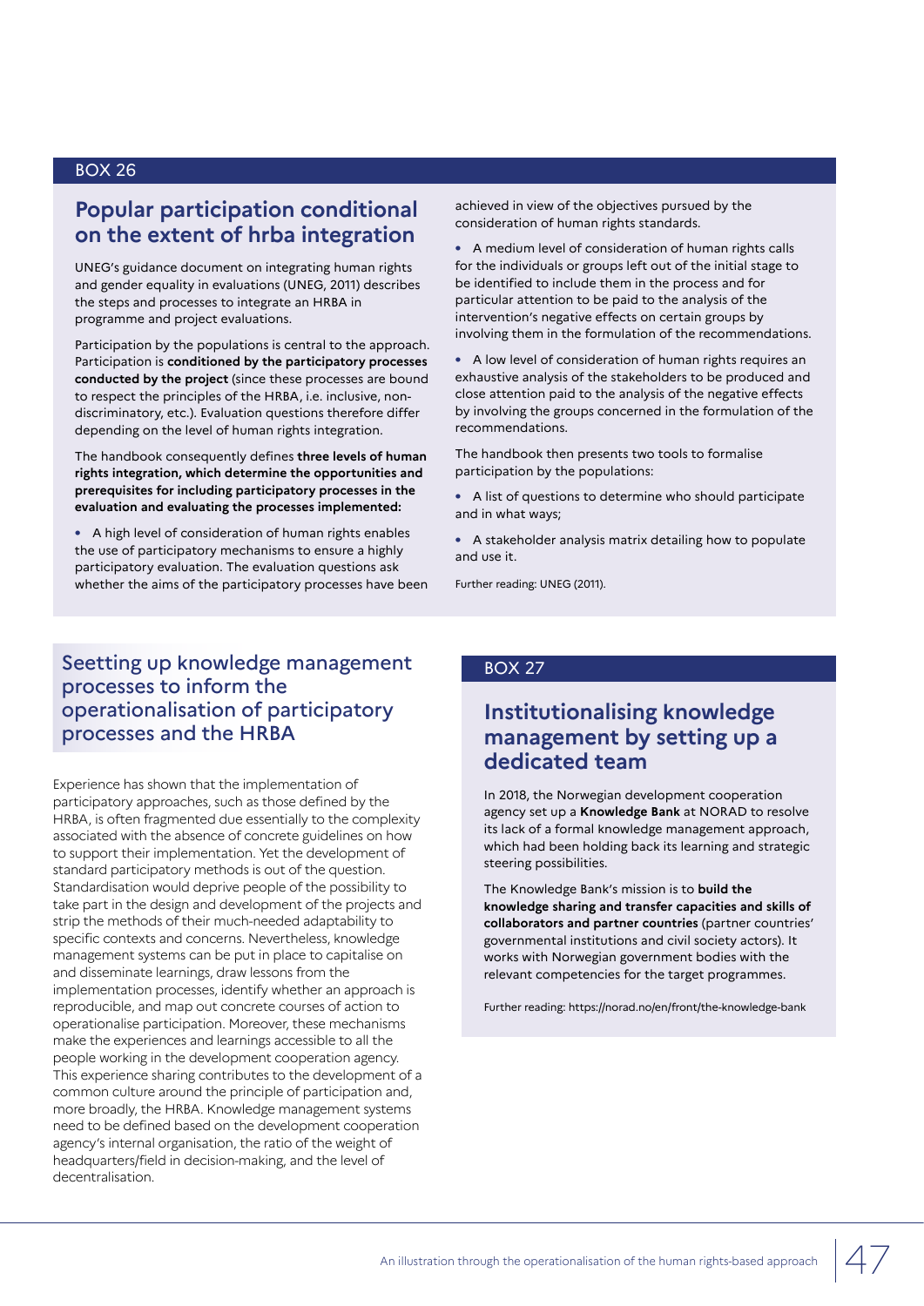BOX 26

## Popular participation conditional on the extent of hrba integration

UNEG's guidance document on integrating human rights and gender equality in evaluations (UNEG, 2011) describes the steps and processes to integrate an HRBA in programme and project evaluations.

Participation by the populations is central to the approach. Participation is **conditioned by the participatory processes conducted by the project** (since these processes are bound to respect the principles of the HRBA, i.e. inclusive, non-discriminatory, etc.). Evaluation questions therefore differ depending on the level of human rights integration.

The handbook consequently defines **three levels of human rights integration, which determine the opportunities and prerequisites for including participatory processes in the evaluation and evaluating the processes implemented:**

- A high level of consideration of human rights enables the use of participatory mechanisms to ensure a highly participatory evaluation. The evaluation questions ask whether the aims of the participatory processes have been achieved in view of the objectives pursued by the consideration of human rights standards.
- A medium level of consideration of human rights calls for the individuals or groups left out of the initial stage to be identified to include them in the process and for particular attention to be paid to the analysis of the intervention's negative effects on certain groups by involving them in the formulation of the recommendations.
- A low level of consideration of human rights requires an exhaustive analysis of the stakeholders to be produced and close attention paid to the analysis of the negative effects by involving the groups concerned in the formulation of the recommendations.

The handbook then presents two tools to formalise participation by the populations:

- A list of questions to determine who should participate and in what ways;
- A stakeholder analysis matrix detailing how to populate and use it.

Further reading: UNEG (2011).

## Seetting up knowledge management processes to inform the operationalisation of participatory processes and the HRBA

Experience has shown that the implementation of participatory approaches, such as those defined by the HRBA, is often fragmented due essentially to the complexity associated with the absence of concrete guidelines on how to support their implementation. Yet the development of standard participatory methods is out of the question. Standardisation would deprive people of the possibility to take part in the design and development of the projects and strip the methods of their much-needed adaptability to specific contexts and concerns. Nevertheless, knowledge management systems can be put in place to capitalise on and disseminate learnings, draw lessons from the implementation processes, identify whether an approach is reproducible, and map out concrete courses of action to operationalise participation. Moreover, these mechanisms make the experiences and learnings accessible to all the people working in the development cooperation agency. This experience sharing contributes to the development of a common culture around the principle of participation and, more broadly, the HRBA. Knowledge management systems need to be defined based on the development cooperation agency's internal organisation, the ratio of the weight of headquarters/field in decision-making, and the level of decentralisation.

BOX 27

## Institutionalising knowledge management by setting up a dedicated team

In 2018, the Norwegian development cooperation agency set up a **Knowledge Bank** at NORAD to resolve its lack of a formal knowledge management approach, which had been holding back its learning and strategic steering possibilities.

The Knowledge Bank's mission is to **build the knowledge sharing and transfer capacities and skills of collaborators and partner countries** (partner countries' governmental institutions and civil society actors). It works with Norwegian government bodies with the relevant competencies for the target programmes.

Further reading: https://norad.no/en/front/the-knowledge-bank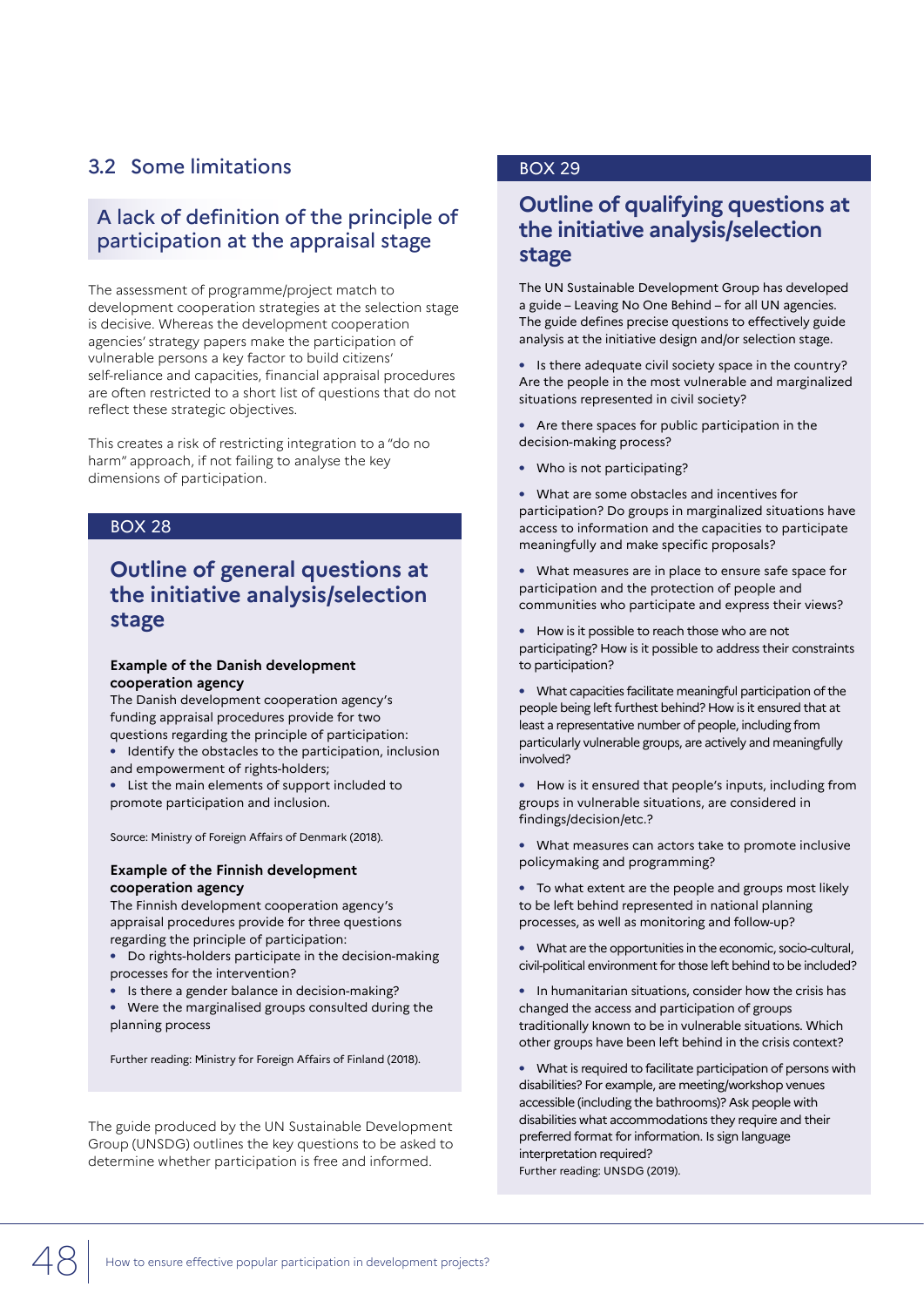## 3.2 Some limitations

### A lack of definition of the principle of participation at the appraisal stage

The assessment of programme/project match to development cooperation strategies at the selection stage is decisive. Whereas the development cooperation agencies' strategy papers make the participation of vulnerable persons a key factor to build citizens' self-reliance and capacities, financial appraisal procedures are often restricted to a short list of questions that do not reflect these strategic objectives.

This creates a risk of restricting integration to a "do no harm" approach, if not failing to analyse the key dimensions of participation.

BOX 28

### Outline of general questions at the initiative analysis/selection stage

**Example of the Danish development cooperation agency**

The Danish development cooperation agency's funding appraisal procedures provide for two questions regarding the principle of participation:

- Identify the obstacles to the participation, inclusion and empowerment of rights-holders;
- List the main elements of support included to promote participation and inclusion.

Source: Ministry of Foreign Affairs of Denmark (2018).

**Example of the Finnish development cooperation agency**

The Finnish development cooperation agency's appraisal procedures provide for three questions regarding the principle of participation:

- Do rights-holders participate in the decision-making processes for the intervention?
- Is there a gender balance in decision-making?
- Were the marginalised groups consulted during the planning process

Further reading: Ministry for Foreign Affairs of Finland (2018).

The guide produced by the UN Sustainable Development Group (UNSDG) outlines the key questions to be asked to determine whether participation is free and informed.

BOX 29

### Outline of qualifying questions at the initiative analysis/selection stage

The UN Sustainable Development Group has developed a guide – Leaving No One Behind – for all UN agencies. The guide defines precise questions to effectively guide analysis at the initiative design and/or selection stage.

- Is there adequate civil society space in the country? Are the people in the most vulnerable and marginalized situations represented in civil society?
- Are there spaces for public participation in the decision-making process?
- Who is not participating?
- What are some obstacles and incentives for participation? Do groups in marginalized situations have access to information and the capacities to participate meaningfully and make specific proposals?
- What measures are in place to ensure safe space for participation and the protection of people and communities who participate and express their views?
- How is it possible to reach those who are not participating? How is it possible to address their constraints to participation?
- What capacities facilitate meaningful participation of the people being left furthest behind? How is it ensured that at least a representative number of people, including from particularly vulnerable groups, are actively and meaningfully involved?
- How is it ensured that people's inputs, including from groups in vulnerable situations, are considered in findings/decision/etc.?
- What measures can actors take to promote inclusive policymaking and programming?
- To what extent are the people and groups most likely to be left behind represented in national planning processes, as well as monitoring and follow-up?
- What are the opportunities in the economic, socio-cultural, civil-political environment for those left behind to be included?
- In humanitarian situations, consider how the crisis has changed the access and participation of groups traditionally known to be in vulnerable situations. Which other groups have been left behind in the crisis context?
- What is required to facilitate participation of persons with disabilities? For example, are meeting/workshop venues accessible (including the bathrooms)? Ask people with disabilities what accommodations they require and their preferred format for information. Is sign language interpretation required?

Further reading: UNSDG (2019).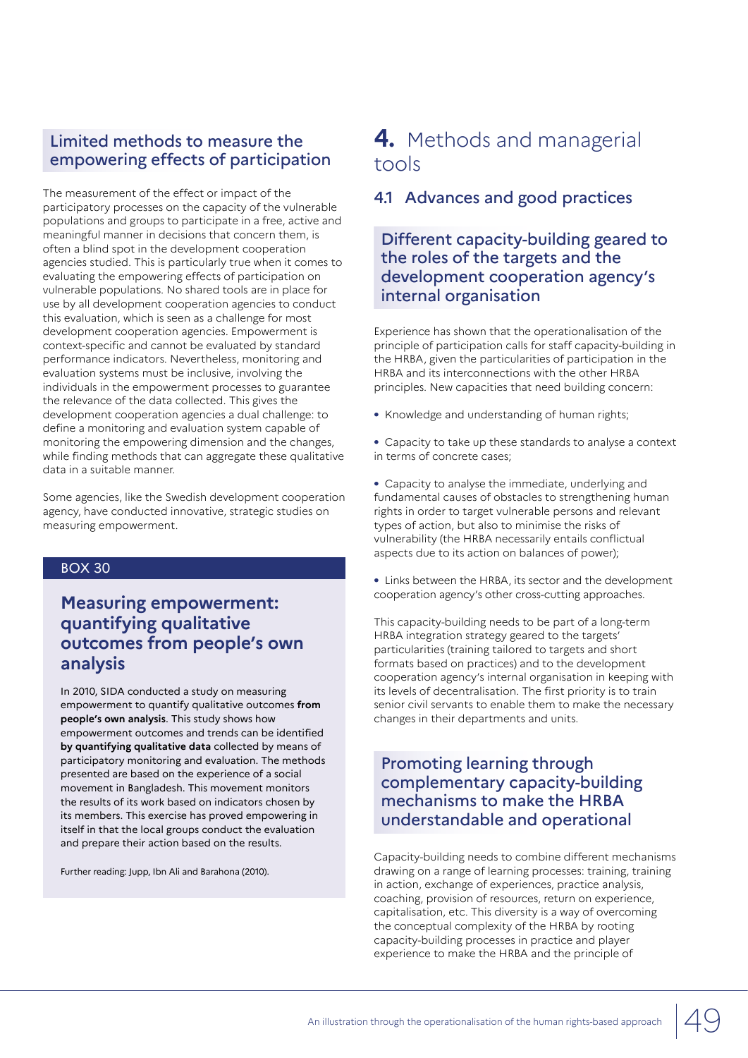### Limited methods to measure the empowering effects of participation

The measurement of the effect or impact of the participatory processes on the capacity of the vulnerable populations and groups to participate in a free, active and meaningful manner in decisions that concern them, is often a blind spot in the development cooperation agencies studied. This is particularly true when it comes to evaluating the empowering effects of participation on vulnerable populations. No shared tools are in place for use by all development cooperation agencies to conduct this evaluation, which is seen as a challenge for most development cooperation agencies. Empowerment is context-specific and cannot be evaluated by standard performance indicators. Nevertheless, monitoring and evaluation systems must be inclusive, involving the individuals in the empowerment processes to guarantee the relevance of the data collected. This gives the development cooperation agencies a dual challenge: to define a monitoring and evaluation system capable of monitoring the empowering dimension and the changes, while finding methods that can aggregate these qualitative data in a suitable manner.

Some agencies, like the Swedish development cooperation agency, have conducted innovative, strategic studies on measuring empowerment.

> BOX 30
>
> **Measuring empowerment: quantifying qualitative outcomes from people's own analysis**
>
> In 2010, SIDA conducted a study on measuring empowerment to quantify qualitative outcomes **from people's own analysis**. This study shows how empowerment outcomes and trends can be identified **by quantifying qualitative data** collected by means of participatory monitoring and evaluation. The methods presented are based on the experience of a social movement in Bangladesh. This movement monitors the results of its work based on indicators chosen by its members. This exercise has proved empowering in itself in that the local groups conduct the evaluation and prepare their action based on the results.
>
> Further reading: Jupp, Ibn Ali and Barahona (2010).

# 4. Methods and managerial tools

## 4.1 Advances and good practices

### Different capacity-building geared to the roles of the targets and the development cooperation agency's internal organisation

Experience has shown that the operationalisation of the principle of participation calls for staff capacity-building in the HRBA, given the particularities of participation in the HRBA and its interconnections with the other HRBA principles. New capacities that need building concern:

- Knowledge and understanding of human rights;
- Capacity to take up these standards to analyse a context in terms of concrete cases;
- Capacity to analyse the immediate, underlying and fundamental causes of obstacles to strengthening human rights in order to target vulnerable persons and relevant types of action, but also to minimise the risks of vulnerability (the HRBA necessarily entails conflictual aspects due to its action on balances of power);
- Links between the HRBA, its sector and the development cooperation agency's other cross-cutting approaches.

This capacity-building needs to be part of a long-term HRBA integration strategy geared to the targets' particularities (training tailored to targets and short formats based on practices) and to the development cooperation agency's internal organisation in keeping with its levels of decentralisation. The first priority is to train senior civil servants to enable them to make the necessary changes in their departments and units.

### Promoting learning through complementary capacity-building mechanisms to make the HRBA understandable and operational

Capacity-building needs to combine different mechanisms drawing on a range of learning processes: training, training in action, exchange of experiences, practice analysis, coaching, provision of resources, return on experience, capitalisation, etc. This diversity is a way of overcoming the conceptual complexity of the HRBA by rooting capacity-building processes in practice and player experience to make the HRBA and the principle of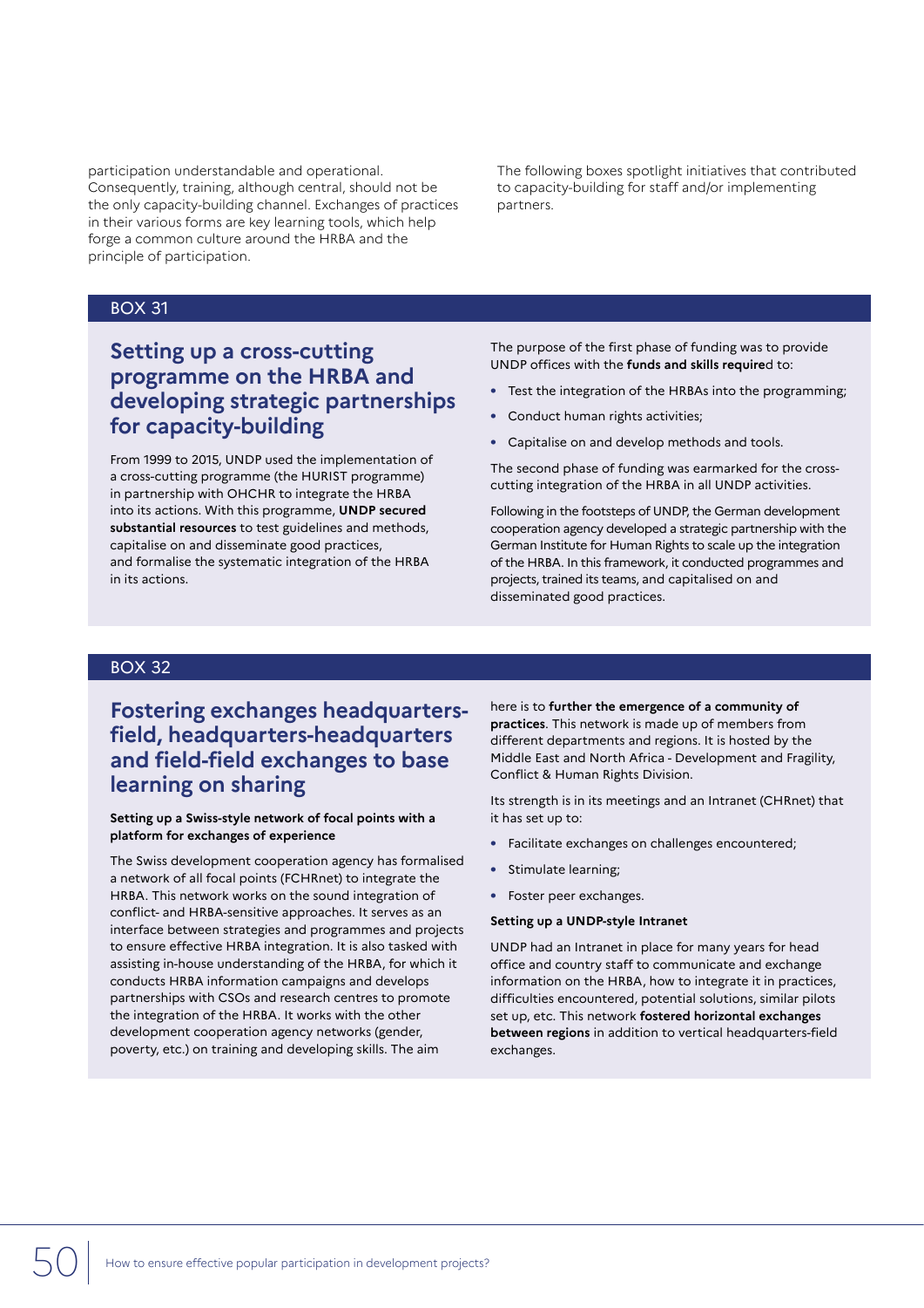participation understandable and operational. Consequently, training, although central, should not be the only capacity-building channel. Exchanges of practices in their various forms are key learning tools, which help forge a common culture around the HRBA and the principle of participation.

The following boxes spotlight initiatives that contributed to capacity-building for staff and/or implementing partners.

BOX 31

## Setting up a cross-cutting programme on the HRBA and developing strategic partnerships for capacity-building

From 1999 to 2015, UNDP used the implementation of a cross-cutting programme (the HURIST programme) in partnership with OHCHR to integrate the HRBA into its actions. With this programme, **UNDP secured substantial resources** to test guidelines and methods, capitalise on and disseminate good practices, and formalise the systematic integration of the HRBA in its actions.

The purpose of the first phase of funding was to provide UNDP offices with the **funds and skills require**d to:

- Test the integration of the HRBAs into the programming;
- Conduct human rights activities;
- Capitalise on and develop methods and tools.

The second phase of funding was earmarked for the cross-cutting integration of the HRBA in all UNDP activities.

Following in the footsteps of UNDP, the German development cooperation agency developed a strategic partnership with the German Institute for Human Rights to scale up the integration of the HRBA. In this framework, it conducted programmes and projects, trained its teams, and capitalised on and disseminated good practices.

BOX 32

## Fostering exchanges headquarters-field, headquarters-headquarters and field-field exchanges to base learning on sharing

**Setting up a Swiss-style network of focal points with a platform for exchanges of experience**

The Swiss development cooperation agency has formalised a network of all focal points (FCHRnet) to integrate the HRBA. This network works on the sound integration of conflict- and HRBA-sensitive approaches. It serves as an interface between strategies and programmes and projects to ensure effective HRBA integration. It is also tasked with assisting in-house understanding of the HRBA, for which it conducts HRBA information campaigns and develops partnerships with CSOs and research centres to promote the integration of the HRBA. It works with the other development cooperation agency networks (gender, poverty, etc.) on training and developing skills. The aim here is to **further the emergence of a community of practices**. This network is made up of members from different departments and regions. It is hosted by the Middle East and North Africa - Development and Fragility, Conflict & Human Rights Division.

Its strength is in its meetings and an Intranet (CHRnet) that it has set up to:

- Facilitate exchanges on challenges encountered;
- Stimulate learning;
- Foster peer exchanges.

**Setting up a UNDP-style Intranet**

UNDP had an Intranet in place for many years for head office and country staff to communicate and exchange information on the HRBA, how to integrate it in practices, difficulties encountered, potential solutions, similar pilots set up, etc. This network **fostered horizontal exchanges between regions** in addition to vertical headquarters-field exchanges.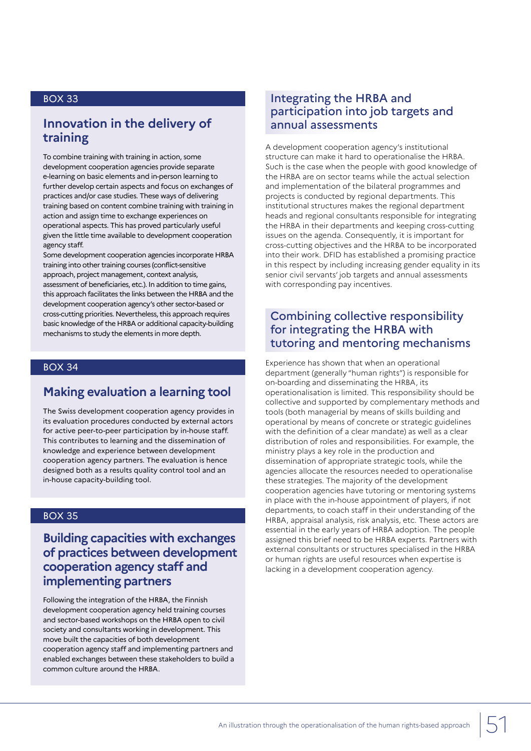BOX 33

### Innovation in the delivery of training

To combine training with training in action, some development cooperation agencies provide separate e-learning on basic elements and in-person learning to further develop certain aspects and focus on exchanges of practices and/or case studies. These ways of delivering training based on content combine training with training in action and assign time to exchange experiences on operational aspects. This has proved particularly useful given the little time available to development cooperation agency staff.

Some development cooperation agencies incorporate HRBA training into other training courses (conflict-sensitive approach, project management, context analysis, assessment of beneficiaries, etc.). In addition to time gains, this approach facilitates the links between the HRBA and the development cooperation agency's other sector-based or cross-cutting priorities. Nevertheless, this approach requires basic knowledge of the HRBA or additional capacity-building mechanisms to study the elements in more depth.

BOX 34

### Making evaluation a learning tool

The Swiss development cooperation agency provides in its evaluation procedures conducted by external actors for active peer-to-peer participation by in-house staff. This contributes to learning and the dissemination of knowledge and experience between development cooperation agency partners. The evaluation is hence designed both as a results quality control tool and an in-house capacity-building tool.

BOX 35

### Building capacities with exchanges of practices between development cooperation agency staff and implementing partners

Following the integration of the HRBA, the Finnish development cooperation agency held training courses and sector-based workshops on the HRBA open to civil society and consultants working in development. This move built the capacities of both development cooperation agency staff and implementing partners and enabled exchanges between these stakeholders to build a common culture around the HRBA.

## Integrating the HRBA and participation into job targets and annual assessments

A development cooperation agency's institutional structure can make it hard to operationalise the HRBA. Such is the case when the people with good knowledge of the HRBA are on sector teams while the actual selection and implementation of the bilateral programmes and projects is conducted by regional departments. This institutional structures makes the regional department heads and regional consultants responsible for integrating the HRBA in their departments and keeping cross-cutting issues on the agenda. Consequently, it is important for cross-cutting objectives and the HRBA to be incorporated into their work. DFID has established a promising practice in this respect by including increasing gender equality in its senior civil servants' job targets and annual assessments with corresponding pay incentives.

## Combining collective responsibility for integrating the HRBA with tutoring and mentoring mechanisms

Experience has shown that when an operational department (generally "human rights") is responsible for on-boarding and disseminating the HRBA, its operationalisation is limited. This responsibility should be collective and supported by complementary methods and tools (both managerial by means of skills building and operational by means of concrete or strategic guidelines with the definition of a clear mandate) as well as a clear distribution of roles and responsibilities. For example, the ministry plays a key role in the production and dissemination of appropriate strategic tools, while the agencies allocate the resources needed to operationalise these strategies. The majority of the development cooperation agencies have tutoring or mentoring systems in place with the in-house appointment of players, if not departments, to coach staff in their understanding of the HRBA, appraisal analysis, risk analysis, etc. These actors are essential in the early years of HRBA adoption. The people assigned this brief need to be HRBA experts. Partners with external consultants or structures specialised in the HRBA or human rights are useful resources when expertise is lacking in a development cooperation agency.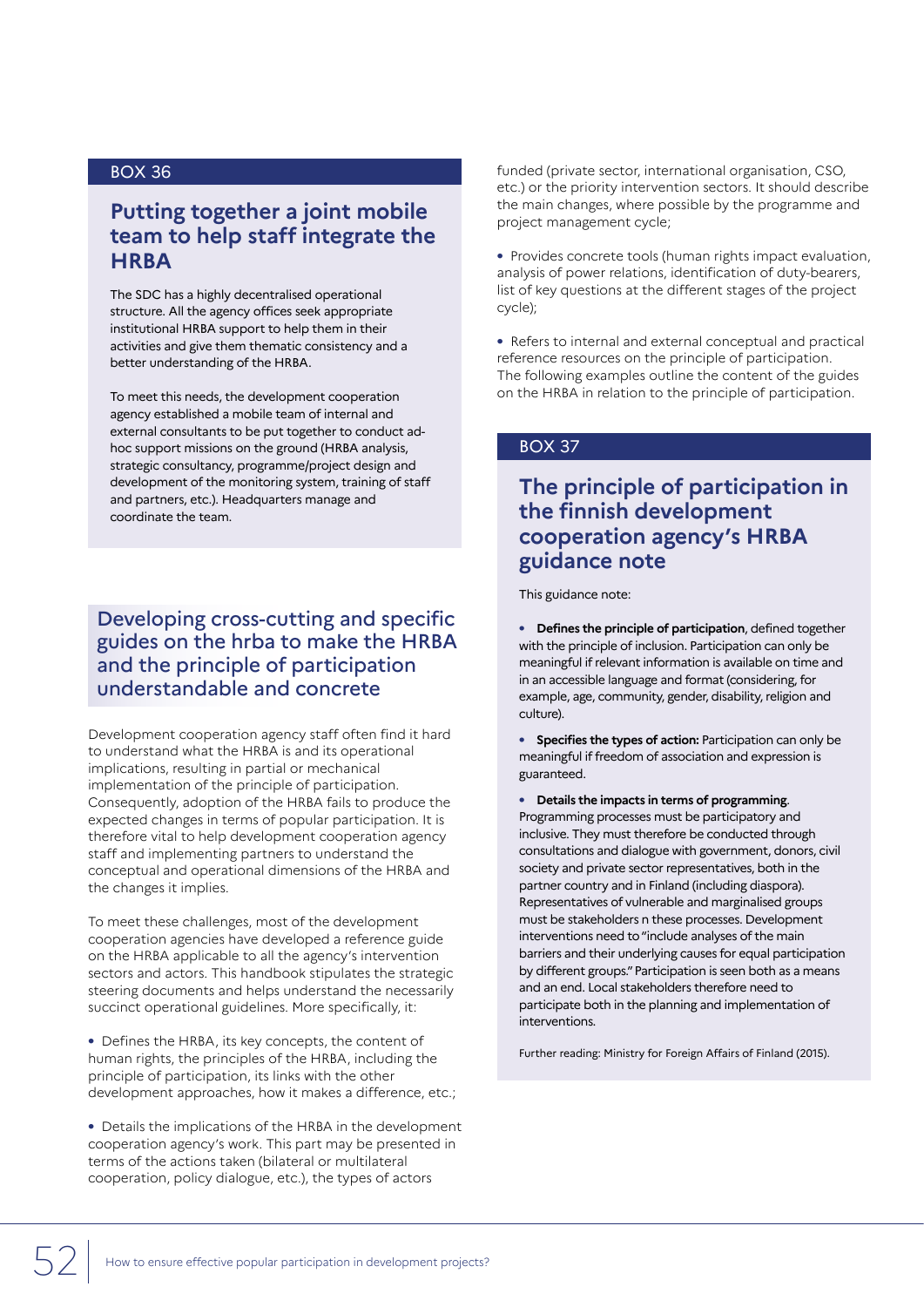BOX 36

### Putting together a joint mobile team to help staff integrate the HRBA

The SDC has a highly decentralised operational structure. All the agency offices seek appropriate institutional HRBA support to help them in their activities and give them thematic consistency and a better understanding of the HRBA.

To meet this needs, the development cooperation agency established a mobile team of internal and external consultants to be put together to conduct ad-hoc support missions on the ground (HRBA analysis, strategic consultancy, programme/project design and development of the monitoring system, training of staff and partners, etc.). Headquarters manage and coordinate the team.

## Developing cross-cutting and specific guides on the hrba to make the HRBA and the principle of participation understandable and concrete

Development cooperation agency staff often find it hard to understand what the HRBA is and its operational implications, resulting in partial or mechanical implementation of the principle of participation. Consequently, adoption of the HRBA fails to produce the expected changes in terms of popular participation. It is therefore vital to help development cooperation agency staff and implementing partners to understand the conceptual and operational dimensions of the HRBA and the changes it implies.

To meet these challenges, most of the development cooperation agencies have developed a reference guide on the HRBA applicable to all the agency's intervention sectors and actors. This handbook stipulates the strategic steering documents and helps understand the necessarily succinct operational guidelines. More specifically, it:

- Defines the HRBA, its key concepts, the content of human rights, the principles of the HRBA, including the principle of participation, its links with the other development approaches, how it makes a difference, etc.;

- Details the implications of the HRBA in the development cooperation agency's work. This part may be presented in terms of the actions taken (bilateral or multilateral cooperation, policy dialogue, etc.), the types of actors funded (private sector, international organisation, CSO, etc.) or the priority intervention sectors. It should describe the main changes, where possible by the programme and project management cycle;

- Provides concrete tools (human rights impact evaluation, analysis of power relations, identification of duty-bearers, list of key questions at the different stages of the project cycle);

- Refers to internal and external conceptual and practical reference resources on the principle of participation.

The following examples outline the content of the guides on the HRBA in relation to the principle of participation.

BOX 37

### The principle of participation in the finnish development cooperation agency's HRBA guidance note

This guidance note:

- **Defines the principle of participation**, defined together with the principle of inclusion. Participation can only be meaningful if relevant information is available on time and in an accessible language and format (considering, for example, age, community, gender, disability, religion and culture).

- **Specifies the types of action:** Participation can only be meaningful if freedom of association and expression is guaranteed.

- **Details the impacts in terms of programming**. Programming processes must be participatory and inclusive. They must therefore be conducted through consultations and dialogue with government, donors, civil society and private sector representatives, both in the partner country and in Finland (including diaspora). Representatives of vulnerable and marginalised groups must be stakeholders n these processes. Development interventions need to "include analyses of the main barriers and their underlying causes for equal participation by different groups." Participation is seen both as a means and an end. Local stakeholders therefore need to participate both in the planning and implementation of interventions.

Further reading: Ministry for Foreign Affairs of Finland (2015).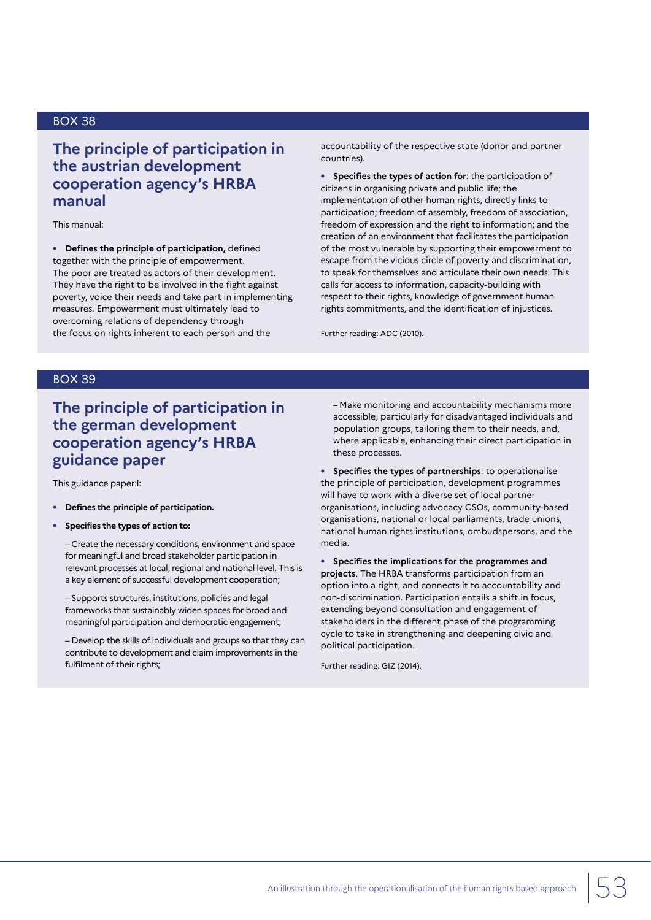BOX 38

## The principle of participation in the austrian development cooperation agency's HRBA manual

This manual:

- **Defines the principle of participation,** defined together with the principle of empowerment. The poor are treated as actors of their development. They have the right to be involved in the fight against poverty, voice their needs and take part in implementing measures. Empowerment must ultimately lead to overcoming relations of dependency through the focus on rights inherent to each person and the accountability of the respective state (donor and partner countries).

- **Specifies the types of action for**: the participation of citizens in organising private and public life; the implementation of other human rights, directly links to participation; freedom of assembly, freedom of association, freedom of expression and the right to information; and the creation of an environment that facilitates the participation of the most vulnerable by supporting their empowerment to escape from the vicious circle of poverty and discrimination, to speak for themselves and articulate their own needs. This calls for access to information, capacity-building with respect to their rights, knowledge of government human rights commitments, and the identification of injustices.

Further reading: ADC (2010).

BOX 39

## The principle of participation in the german development cooperation agency's HRBA guidance paper

This guidance paper:l:

- **Defines the principle of participation.**
- **Specifies the types of action to:**

  – Create the necessary conditions, environment and space for meaningful and broad stakeholder participation in relevant processes at local, regional and national level. This is a key element of successful development cooperation;

  – Supports structures, institutions, policies and legal frameworks that sustainably widen spaces for broad and meaningful participation and democratic engagement;

  – Develop the skills of individuals and groups so that they can contribute to development and claim improvements in the fulfilment of their rights;

  – Make monitoring and accountability mechanisms more accessible, particularly for disadvantaged individuals and population groups, tailoring them to their needs, and, where applicable, enhancing their direct participation in these processes.

- **Specifies the types of partnerships**: to operationalise the principle of participation, development programmes will have to work with a diverse set of local partner organisations, including advocacy CSOs, community-based organisations, national or local parliaments, trade unions, national human rights institutions, ombudspersons, and the media.

- **Specifies the implications for the programmes and projects**. The HRBA transforms participation from an option into a right, and connects it to accountability and non-discrimination. Participation entails a shift in focus, extending beyond consultation and engagement of stakeholders in the different phase of the programming cycle to take in strengthening and deepening civic and political participation.

Further reading: GIZ (2014).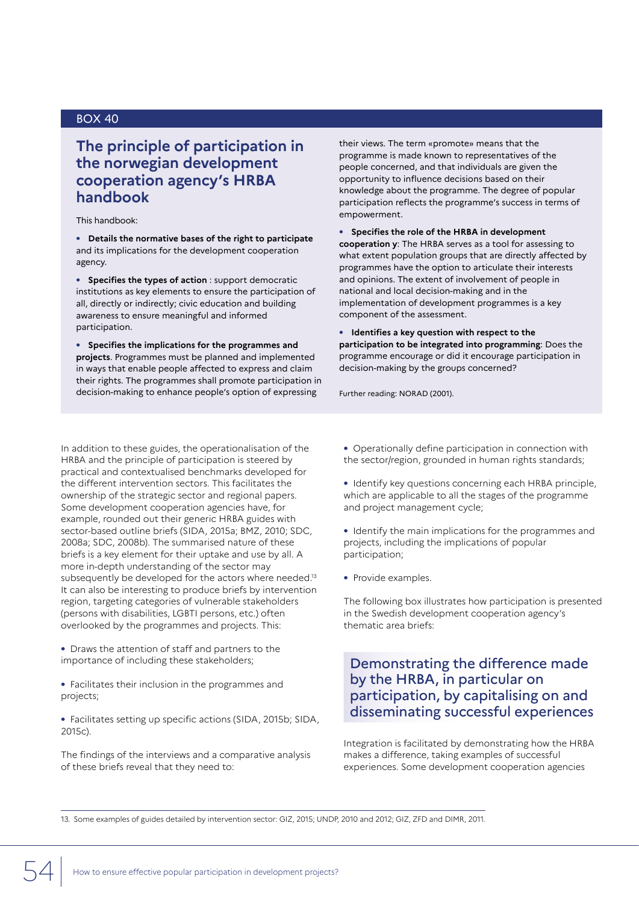BOX 40

## The principle of participation in the norwegian development cooperation agency's HRBA handbook

This handbook:

- **Details the normative bases of the right to participate** and its implications for the development cooperation agency.

- **Specifies the types of action** : support democratic institutions as key elements to ensure the participation of all, directly or indirectly; civic education and building awareness to ensure meaningful and informed participation.

- **Specifies the implications for the programmes and projects**. Programmes must be planned and implemented in ways that enable people affected to express and claim their rights. The programmes shall promote participation in decision-making to enhance people's option of expressing their views. The term «promote» means that the programme is made known to representatives of the people concerned, and that individuals are given the opportunity to influence decisions based on their knowledge about the programme. The degree of popular participation reflects the programme's success in terms of empowerment.

- **Specifies the role of the HRBA in development cooperation y**: The HRBA serves as a tool for assessing to what extent population groups that are directly affected by programmes have the option to articulate their interests and opinions. The extent of involvement of people in national and local decision-making and in the implementation of development programmes is a key component of the assessment.

- **Identifies a key question with respect to the participation to be integrated into programming**: Does the programme encourage or did it encourage participation in decision-making by the groups concerned?

Further reading: NORAD (2001).

In addition to these guides, the operationalisation of the HRBA and the principle of participation is steered by practical and contextualised benchmarks developed for the different intervention sectors. This facilitates the ownership of the strategic sector and regional papers. Some development cooperation agencies have, for example, rounded out their generic HRBA guides with sector-based outline briefs (SIDA, 2015a; BMZ, 2010; SDC, 2008a; SDC, 2008b). The summarised nature of these briefs is a key element for their uptake and use by all. A more in-depth understanding of the sector may subsequently be developed for the actors where needed.[13] It can also be interesting to produce briefs by intervention region, targeting categories of vulnerable stakeholders (persons with disabilities, LGBTI persons, etc.) often overlooked by the programmes and projects. This:

- Draws the attention of staff and partners to the importance of including these stakeholders;

- Facilitates their inclusion in the programmes and projects;

- Facilitates setting up specific actions (SIDA, 2015b; SIDA, 2015c).

The findings of the interviews and a comparative analysis of these briefs reveal that they need to:

- Operationally define participation in connection with the sector/region, grounded in human rights standards;

- Identify key questions concerning each HRBA principle, which are applicable to all the stages of the programme and project management cycle;

- Identify the main implications for the programmes and projects, including the implications of popular participation;

- Provide examples.

The following box illustrates how participation is presented in the Swedish development cooperation agency's thematic area briefs:

## Demonstrating the difference made by the HRBA, in particular on participation, by capitalising on and disseminating successful experiences

Integration is facilitated by demonstrating how the HRBA makes a difference, taking examples of successful experiences. Some development cooperation agencies

13. Some examples of guides detailed by intervention sector: GIZ, 2015; UNDP, 2010 and 2012; GIZ, ZFD and DIMR, 2011.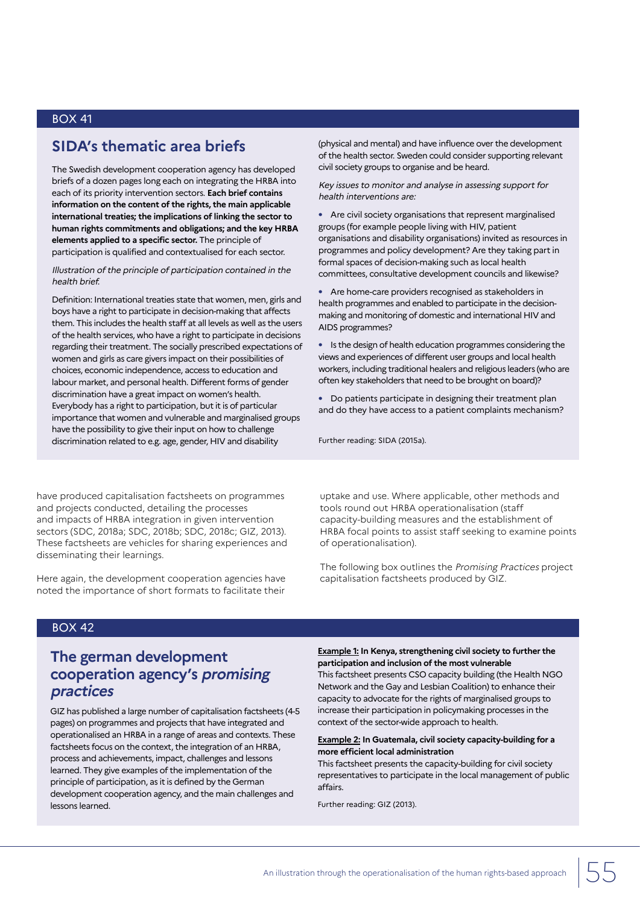BOX 41

## SIDA's thematic area briefs

The Swedish development cooperation agency has developed briefs of a dozen pages long each on integrating the HRBA into each of its priority intervention sectors. **Each brief contains information on the content of the rights, the main applicable international treaties; the implications of linking the sector to human rights commitments and obligations; and the key HRBA elements applied to a specific sector.** The principle of participation is qualified and contextualised for each sector.

*Illustration of the principle of participation contained in the health brief.*

Definition: International treaties state that women, men, girls and boys have a right to participate in decision-making that affects them. This includes the health staff at all levels as well as the users of the health services, who have a right to participate in decisions regarding their treatment. The socially prescribed expectations of women and girls as care givers impact on their possibilities of choices, economic independence, access to education and labour market, and personal health. Different forms of gender discrimination have a great impact on women's health. Everybody has a right to participation, but it is of particular importance that women and vulnerable and marginalised groups have the possibility to give their input on how to challenge discrimination related to e.g. age, gender, HIV and disability (physical and mental) and have influence over the development of the health sector. Sweden could consider supporting relevant civil society groups to organise and be heard.

*Key issues to monitor and analyse in assessing support for health interventions are:*

- Are civil society organisations that represent marginalised groups (for example people living with HIV, patient organisations and disability organisations) invited as resources in programmes and policy development? Are they taking part in formal spaces of decision-making such as local health committees, consultative development councils and likewise?
- Are home-care providers recognised as stakeholders in health programmes and enabled to participate in the decision-making and monitoring of domestic and international HIV and AIDS programmes?
- Is the design of health education programmes considering the views and experiences of different user groups and local health workers, including traditional healers and religious leaders (who are often key stakeholders that need to be brought on board)?
- Do patients participate in designing their treatment plan and do they have access to a patient complaints mechanism?

Further reading: SIDA (2015a).

have produced capitalisation factsheets on programmes and projects conducted, detailing the processes and impacts of HRBA integration in given intervention sectors (SDC, 2018a; SDC, 2018b; SDC, 2018c; GIZ, 2013). These factsheets are vehicles for sharing experiences and disseminating their learnings.

Here again, the development cooperation agencies have noted the importance of short formats to facilitate their uptake and use. Where applicable, other methods and tools round out HRBA operationalisation (staff capacity-building measures and the establishment of HRBA focal points to assist staff seeking to examine points of operationalisation).

The following box outlines the *Promising Practices* project capitalisation factsheets produced by GIZ.

BOX 42

## The german development cooperation agency's *promising practices*

GIZ has published a large number of capitalisation factsheets (4-5 pages) on programmes and projects that have integrated and operationalised an HRBA in a range of areas and contexts. These factsheets focus on the context, the integration of an HRBA, process and achievements, impact, challenges and lessons learned. They give examples of the implementation of the principle of participation, as it is defined by the German development cooperation agency, and the main challenges and lessons learned.

**Example 1: In Kenya, strengthening civil society to further the participation and inclusion of the most vulnerable**
This factsheet presents CSO capacity building (the Health NGO Network and the Gay and Lesbian Coalition) to enhance their capacity to advocate for the rights of marginalised groups to increase their participation in policymaking processes in the context of the sector-wide approach to health.

**Example 2: In Guatemala, civil society capacity-building for a more efficient local administration**
This factsheet presents the capacity-building for civil society representatives to participate in the local management of public affairs.

Further reading: GIZ (2013).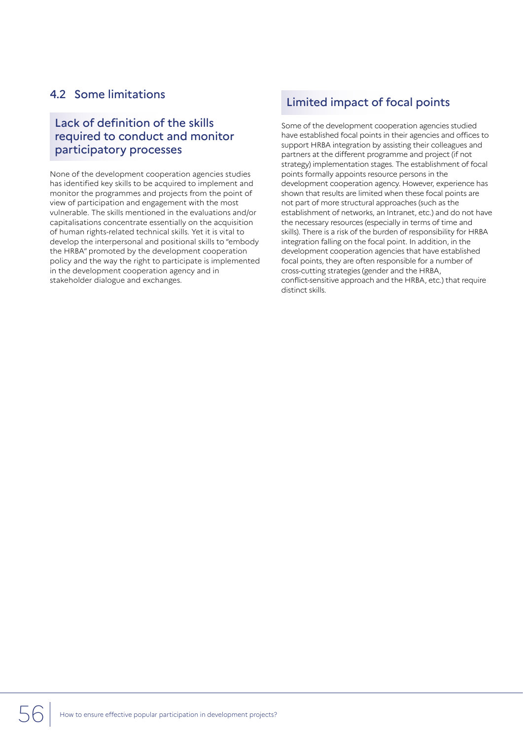## 4.2 Some limitations

### Lack of definition of the skills required to conduct and monitor participatory processes

None of the development cooperation agencies studies has identified key skills to be acquired to implement and monitor the programmes and projects from the point of view of participation and engagement with the most vulnerable. The skills mentioned in the evaluations and/or capitalisations concentrate essentially on the acquisition of human rights-related technical skills. Yet it is vital to develop the interpersonal and positional skills to "embody the HRBA" promoted by the development cooperation policy and the way the right to participate is implemented in the development cooperation agency and in stakeholder dialogue and exchanges.

### Limited impact of focal points

Some of the development cooperation agencies studied have established focal points in their agencies and offices to support HRBA integration by assisting their colleagues and partners at the different programme and project (if not strategy) implementation stages. The establishment of focal points formally appoints resource persons in the development cooperation agency. However, experience has shown that results are limited when these focal points are not part of more structural approaches (such as the establishment of networks, an Intranet, etc.) and do not have the necessary resources (especially in terms of time and skills). There is a risk of the burden of responsibility for HRBA integration falling on the focal point. In addition, in the development cooperation agencies that have established focal points, they are often responsible for a number of cross-cutting strategies (gender and the HRBA, conflict-sensitive approach and the HRBA, etc.) that require distinct skills.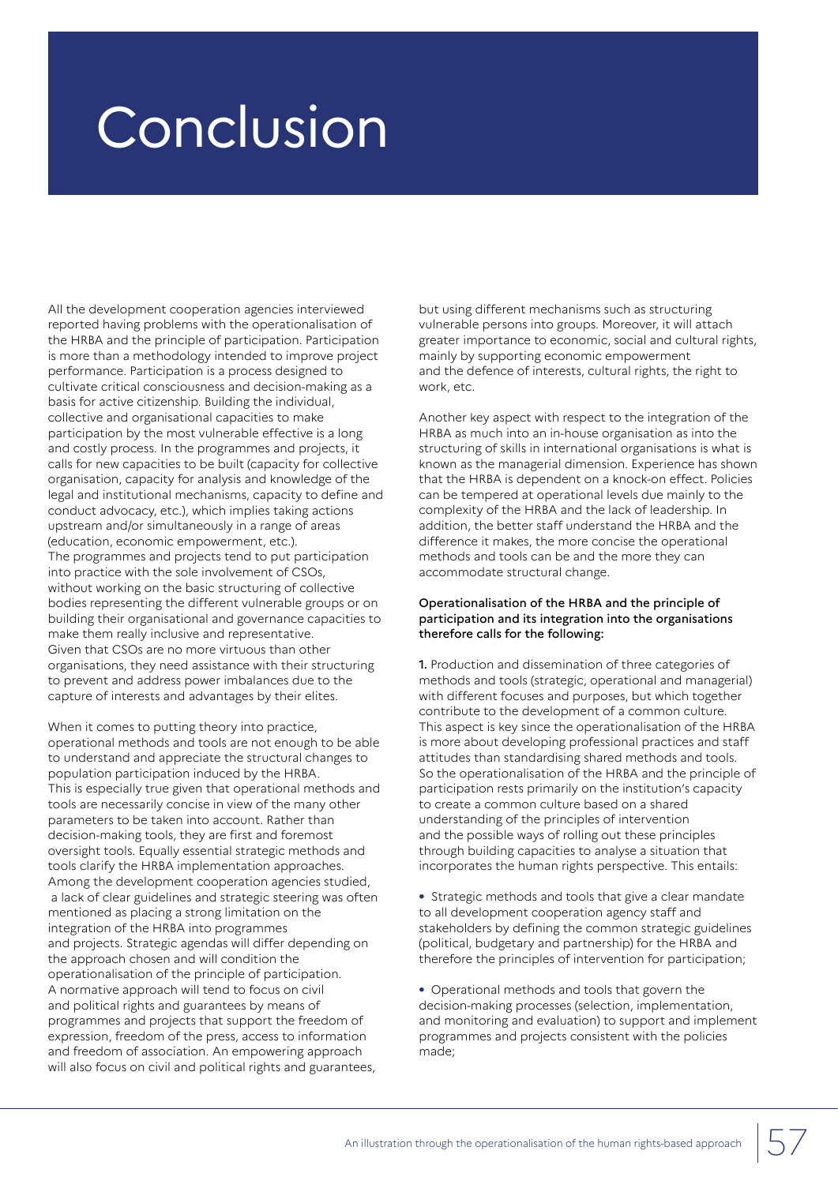# Conclusion

All the development cooperation agencies interviewed reported having problems with the operationalisation of the HRBA and the principle of participation. Participation is more than a methodology intended to improve project performance. Participation is a process designed to cultivate critical consciousness and decision-making as a basis for active citizenship. Building the individual, collective and organisational capacities to make participation by the most vulnerable effective is a long and costly process. In the programmes and projects, it calls for new capacities to be built (capacity for collective organisation, capacity for analysis and knowledge of the legal and institutional mechanisms, capacity to define and conduct advocacy, etc.), which implies taking actions upstream and/or simultaneously in a range of areas (education, economic empowerment, etc.).
The programmes and projects tend to put participation into practice with the sole involvement of CSOs, without working on the basic structuring of collective bodies representing the different vulnerable groups or on building their organisational and governance capacities to make them really inclusive and representative.
Given that CSOs are no more virtuous than other organisations, they need assistance with their structuring to prevent and address power imbalances due to the capture of interests and advantages by their elites.

When it comes to putting theory into practice, operational methods and tools are not enough to be able to understand and appreciate the structural changes to population participation induced by the HRBA.
This is especially true given that operational methods and tools are necessarily concise in view of the many other parameters to be taken into account. Rather than decision-making tools, they are first and foremost oversight tools. Equally essential strategic methods and tools clarify the HRBA implementation approaches.
Among the development cooperation agencies studied, a lack of clear guidelines and strategic steering was often mentioned as placing a strong limitation on the integration of the HRBA into programmes and projects. Strategic agendas will differ depending on the approach chosen and will condition the operationalisation of the principle of participation.
A normative approach will tend to focus on civil and political rights and guarantees by means of programmes and projects that support the freedom of expression, freedom of the press, access to information and freedom of association. An empowering approach will also focus on civil and political rights and guarantees, but using different mechanisms such as structuring vulnerable persons into groups. Moreover, it will attach greater importance to economic, social and cultural rights, mainly by supporting economic empowerment and the defence of interests, cultural rights, the right to work, etc.

Another key aspect with respect to the integration of the HRBA as much into an in-house organisation as into the structuring of skills in international organisations is what is known as the managerial dimension. Experience has shown that the HRBA is dependent on a knock-on effect. Policies can be tempered at operational levels due mainly to the complexity of the HRBA and the lack of leadership. In addition, the better staff understand the HRBA and the difference it makes, the more concise the operational methods and tools can be and the more they can accommodate structural change.

**Operationalisation of the HRBA and the principle of participation and its integration into the organisations therefore calls for the following:**

**1.** Production and dissemination of three categories of methods and tools (strategic, operational and managerial) with different focuses and purposes, but which together contribute to the development of a common culture. This aspect is key since the operationalisation of the HRBA is more about developing professional practices and staff attitudes than standardising shared methods and tools. So the operationalisation of the HRBA and the principle of participation rests primarily on the institution's capacity to create a common culture based on a shared understanding of the principles of intervention and the possible ways of rolling out these principles through building capacities to analyse a situation that incorporates the human rights perspective. This entails:

- Strategic methods and tools that give a clear mandate to all development cooperation agency staff and stakeholders by defining the common strategic guidelines (political, budgetary and partnership) for the HRBA and therefore the principles of intervention for participation;

- Operational methods and tools that govern the decision-making processes (selection, implementation, and monitoring and evaluation) to support and implement programmes and projects consistent with the policies made;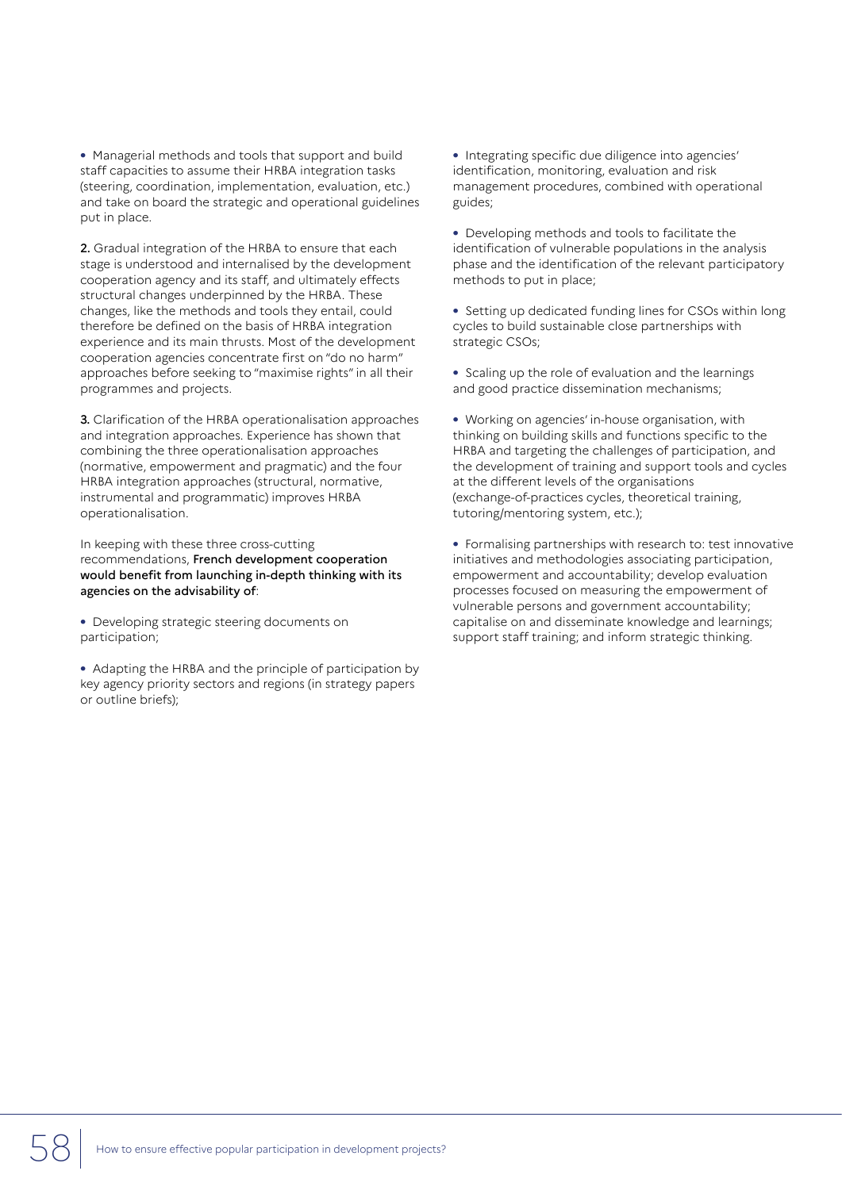- Managerial methods and tools that support and build staff capacities to assume their HRBA integration tasks (steering, coordination, implementation, evaluation, etc.) and take on board the strategic and operational guidelines put in place.

**2.** Gradual integration of the HRBA to ensure that each stage is understood and internalised by the development cooperation agency and its staff, and ultimately effects structural changes underpinned by the HRBA. These changes, like the methods and tools they entail, could therefore be defined on the basis of HRBA integration experience and its main thrusts. Most of the development cooperation agencies concentrate first on "do no harm" approaches before seeking to "maximise rights" in all their programmes and projects.

**3.** Clarification of the HRBA operationalisation approaches and integration approaches. Experience has shown that combining the three operationalisation approaches (normative, empowerment and pragmatic) and the four HRBA integration approaches (structural, normative, instrumental and programmatic) improves HRBA operationalisation.

In keeping with these three cross-cutting recommendations, **French development cooperation would benefit from launching in-depth thinking with its agencies on the advisability of**:

- Developing strategic steering documents on participation;

- Adapting the HRBA and the principle of participation by key agency priority sectors and regions (in strategy papers or outline briefs);

- Integrating specific due diligence into agencies' identification, monitoring, evaluation and risk management procedures, combined with operational guides;

- Developing methods and tools to facilitate the identification of vulnerable populations in the analysis phase and the identification of the relevant participatory methods to put in place;

- Setting up dedicated funding lines for CSOs within long cycles to build sustainable close partnerships with strategic CSOs;

- Scaling up the role of evaluation and the learnings and good practice dissemination mechanisms;

- Working on agencies' in-house organisation, with thinking on building skills and functions specific to the HRBA and targeting the challenges of participation, and the development of training and support tools and cycles at the different levels of the organisations (exchange-of-practices cycles, theoretical training, tutoring/mentoring system, etc.);

- Formalising partnerships with research to: test innovative initiatives and methodologies associating participation, empowerment and accountability; develop evaluation processes focused on measuring the empowerment of vulnerable persons and government accountability; capitalise on and disseminate knowledge and learnings; support staff training; and inform strategic thinking.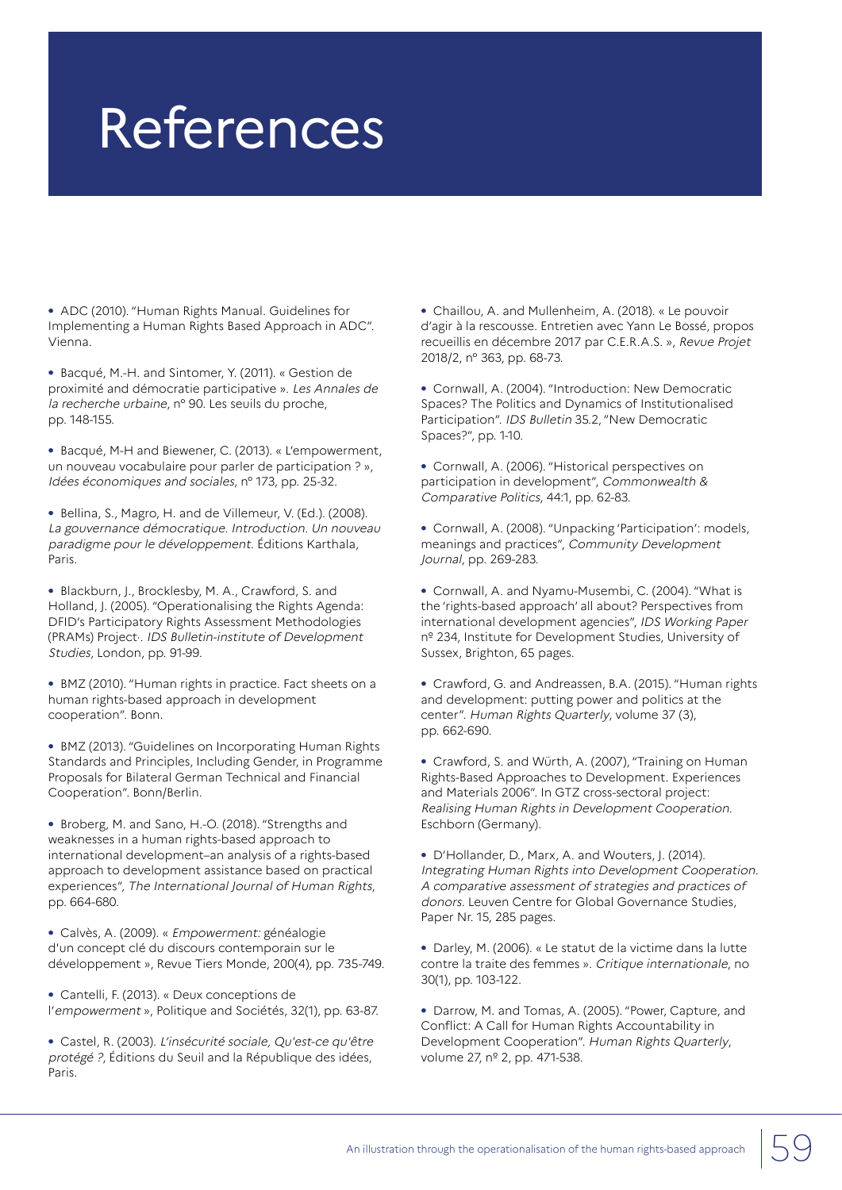# References

- ADC (2010). "Human Rights Manual. Guidelines for Implementing a Human Rights Based Approach in ADC". Vienna.

- Bacqué, M.-H. and Sintomer, Y. (2011). « Gestion de proximité and démocratie participative ». *Les Annales de la recherche urbaine*, n° 90. Les seuils du proche, pp. 148-155.

- Bacqué, M-H and Biewener, C. (2013). « L'empowerment, un nouveau vocabulaire pour parler de participation ? », *Idées économiques and sociales*, n° 173, pp. 25-32.

- Bellina, S., Magro, H. and de Villemeur, V. (Ed.). (2008). *La gouvernance démocratique. Introduction. Un nouveau paradigme pour le développement*. Éditions Karthala, Paris.

- Blackburn, J., Brocklesby, M. A., Crawford, S. and Holland, J. (2005). "Operationalising the Rights Agenda: DFID's Participatory Rights Assessment Methodologies (PRAMs) Project·. *IDS Bulletin-institute of Development Studies*, London, pp. 91-99.

- BMZ (2010). "Human rights in practice. Fact sheets on a human rights-based approach in development cooperation". Bonn.

- BMZ (2013). "Guidelines on Incorporating Human Rights Standards and Principles, Including Gender, in Programme Proposals for Bilateral German Technical and Financial Cooperation". Bonn/Berlin.

- Broberg, M. and Sano, H.-O. (2018). "Strengths and weaknesses in a human rights-based approach to international development–an analysis of a rights-based approach to development assistance based on practical experiences", *The International Journal of Human Rights*, pp. 664-680.

- Calvès, A. (2009). « *Empowerment:* généalogie d'un concept clé du discours contemporain sur le développement », Revue Tiers Monde, 200(4), pp. 735-749.

- Cantelli, F. (2013). « Deux conceptions de l'*empowerment* », Politique and Sociétés, 32(1), pp. 63-87.

- Castel, R. (2003). *L'insécurité sociale, Qu'est-ce qu'être protégé ?*, Éditions du Seuil and la République des idées, Paris.

- Chaillou, A. and Mullenheim, A. (2018). « Le pouvoir d'agir à la rescousse. Entretien avec Yann Le Bossé, propos recueillis en décembre 2017 par C.E.R.A.S. », *Revue Projet* 2018/2, n° 363, pp. 68-73.

- Cornwall, A. (2004). "Introduction: New Democratic Spaces? The Politics and Dynamics of Institutionalised Participation". *IDS Bulletin* 35.2, "New Democratic Spaces?", pp. 1-10.

- Cornwall, A. (2006). "Historical perspectives on participation in development", *Commonwealth & Comparative Politics*, 44:1, pp. 62-83.

- Cornwall, A. (2008). "Unpacking 'Participation': models, meanings and practices", *Community Development Journal*, pp. 269-283.

- Cornwall, A. and Nyamu-Musembi, C. (2004). "What is the 'rights-based approach' all about? Perspectives from international development agencies", *IDS Working Paper* nº 234, Institute for Development Studies, University of Sussex, Brighton, 65 pages.

- Crawford, G. and Andreassen, B.A. (2015). "Human rights and development: putting power and politics at the center". *Human Rights Quarterly*, volume 37 (3), pp. 662-690.

- Crawford, S. and Würth, A. (2007), "Training on Human Rights-Based Approaches to Development. Experiences and Materials 2006". In GTZ cross-sectoral project: *Realising Human Rights in Development Cooperation*. Eschborn (Germany).

- D'Hollander, D., Marx, A. and Wouters, J. (2014). *Integrating Human Rights into Development Cooperation. A comparative assessment of strategies and practices of donors*. Leuven Centre for Global Governance Studies, Paper Nr. 15, 285 pages.

- Darley, M. (2006). « Le statut de la victime dans la lutte contre la traite des femmes ». *Critique internationale*, no 30(1), pp. 103-122.

- Darrow, M. and Tomas, A. (2005). "Power, Capture, and Conflict: A Call for Human Rights Accountability in Development Cooperation". *Human Rights Quarterly*, volume 27, nº 2, pp. 471-538.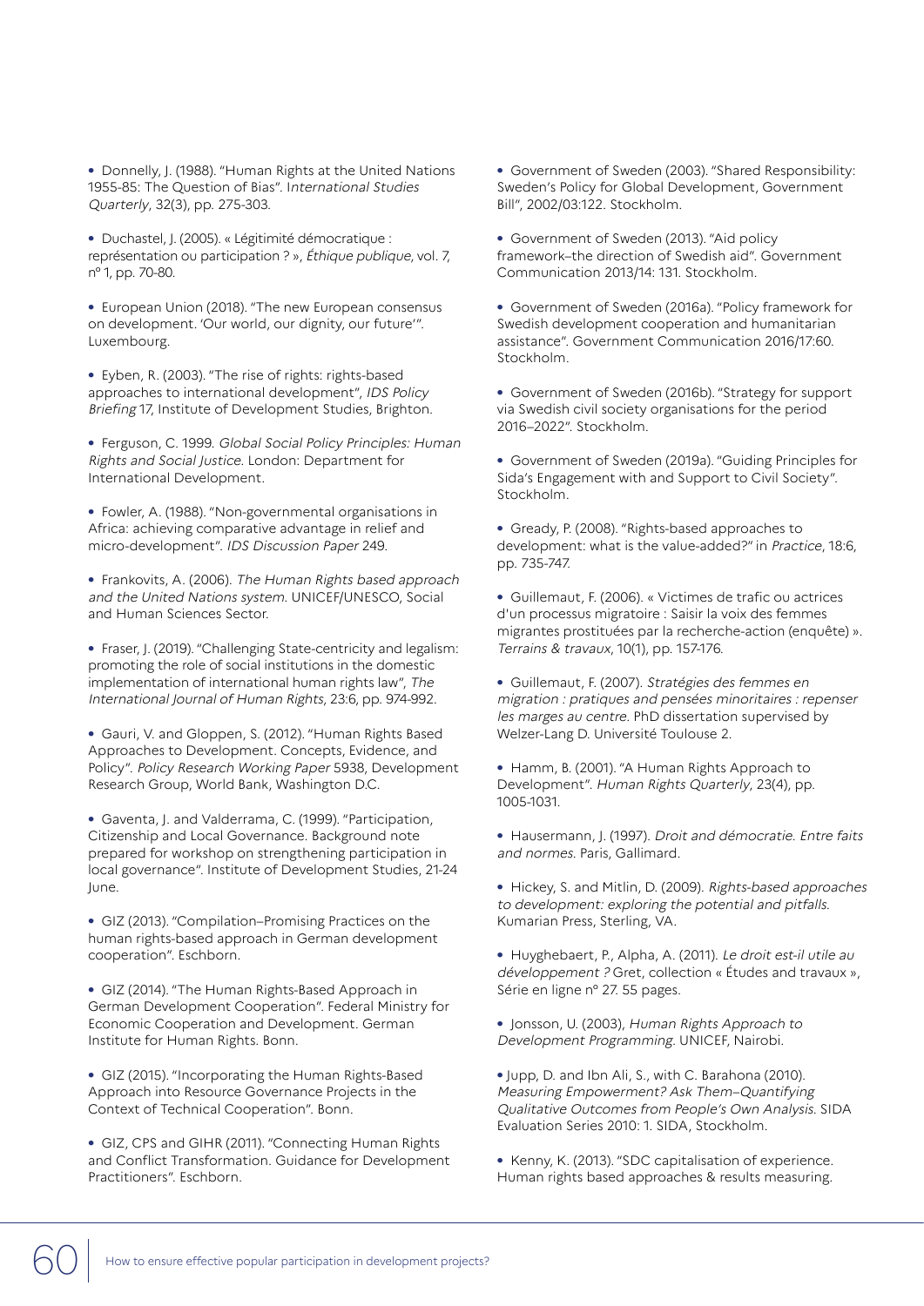- Donnelly, J. (1988). "Human Rights at the United Nations 1955-85: The Question of Bias". I*nternational Studies Quarterly*, 32(3), pp. 275-303.

- Duchastel, J. (2005). « Légitimité démocratique : représentation ou participation ? », *Éthique publique*, vol. 7, nº 1, pp. 70-80.

- European Union (2018). "The new European consensus on development. 'Our world, our dignity, our future'". Luxembourg.

- Eyben, R. (2003). "The rise of rights: rights-based approaches to international development", *IDS Policy Briefing* 17, Institute of Development Studies, Brighton.

- Ferguson, C. 1999. *Global Social Policy Principles: Human Rights and Social Justice*. London: Department for International Development.

- Fowler, A. (1988). "Non-governmental organisations in Africa: achieving comparative advantage in relief and micro-development". *IDS Discussion Paper* 249.

- Frankovits, A. (2006). *The Human Rights based approach and the United Nations system*. UNICEF/UNESCO, Social and Human Sciences Sector.

- Fraser, J. (2019). "Challenging State-centricity and legalism: promoting the role of social institutions in the domestic implementation of international human rights law", *The International Journal of Human Rights*, 23:6, pp. 974-992.

- Gauri, V. and Gloppen, S. (2012). "Human Rights Based Approaches to Development. Concepts, Evidence, and Policy". *Policy Research Working Paper* 5938, Development Research Group, World Bank, Washington D.C.

- Gaventa, J. and Valderrama, C. (1999). "Participation, Citizenship and Local Governance. Background note prepared for workshop on strengthening participation in local governance". Institute of Development Studies, 21-24 June.

- GIZ (2013). "Compilation–Promising Practices on the human rights-based approach in German development cooperation". Eschborn.

- GIZ (2014). "The Human Rights-Based Approach in German Development Cooperation". Federal Ministry for Economic Cooperation and Development. German Institute for Human Rights. Bonn.

- GIZ (2015). "Incorporating the Human Rights-Based Approach into Resource Governance Projects in the Context of Technical Cooperation". Bonn.

- GIZ, CPS and GIHR (2011). "Connecting Human Rights and Conflict Transformation. Guidance for Development Practitioners". Eschborn.

- Government of Sweden (2003). "Shared Responsibility: Sweden's Policy for Global Development, Government Bill", 2002/03:122. Stockholm.

- Government of Sweden (2013). "Aid policy framework–the direction of Swedish aid". Government Communication 2013/14: 131. Stockholm.

- Government of Sweden (2016a). "Policy framework for Swedish development cooperation and humanitarian assistance". Government Communication 2016/17:60. Stockholm.

- Government of Sweden (2016b). "Strategy for support via Swedish civil society organisations for the period 2016–2022". Stockholm.

- Government of Sweden (2019a). "Guiding Principles for Sida's Engagement with and Support to Civil Society". Stockholm.

- Gready, P. (2008). "Rights-based approaches to development: what is the value-added?" in *Practice*, 18:6, pp. 735-747.

- Guillemaut, F. (2006). « Victimes de trafic ou actrices d'un processus migratoire : Saisir la voix des femmes migrantes prostituées par la recherche-action (enquête) ». *Terrains & travaux*, 10(1), pp. 157-176.

- Guillemaut, F. (2007). *Stratégies des femmes en migration : pratiques and pensées minoritaires : repenser les marges au centre*. PhD dissertation supervised by Welzer-Lang D. Université Toulouse 2.

- Hamm, B. (2001). "A Human Rights Approach to Development". *Human Rights Quarterly*, 23(4), pp. 1005-1031.

- Hausermann, J. (1997). *Droit and démocratie. Entre faits and normes*. Paris, Gallimard.

- Hickey, S. and Mitlin, D. (2009). *Rights-based approaches to development: exploring the potential and pitfalls*. Kumarian Press, Sterling, VA.

- Huyghebaert, P., Alpha, A. (2011). *Le droit est-il utile au développement ?* Gret, collection « Études and travaux », Série en ligne nº 27. 55 pages.

- Jonsson, U. (2003), *Human Rights Approach to Development Programming*. UNICEF, Nairobi.

- Jupp, D. and Ibn Ali, S., with C. Barahona (2010). *Measuring Empowerment? Ask Them–Quantifying Qualitative Outcomes from People's Own Analysis*. SIDA Evaluation Series 2010: 1. SIDA, Stockholm.

- Kenny, K. (2013). "SDC capitalisation of experience. Human rights based approaches & results measuring.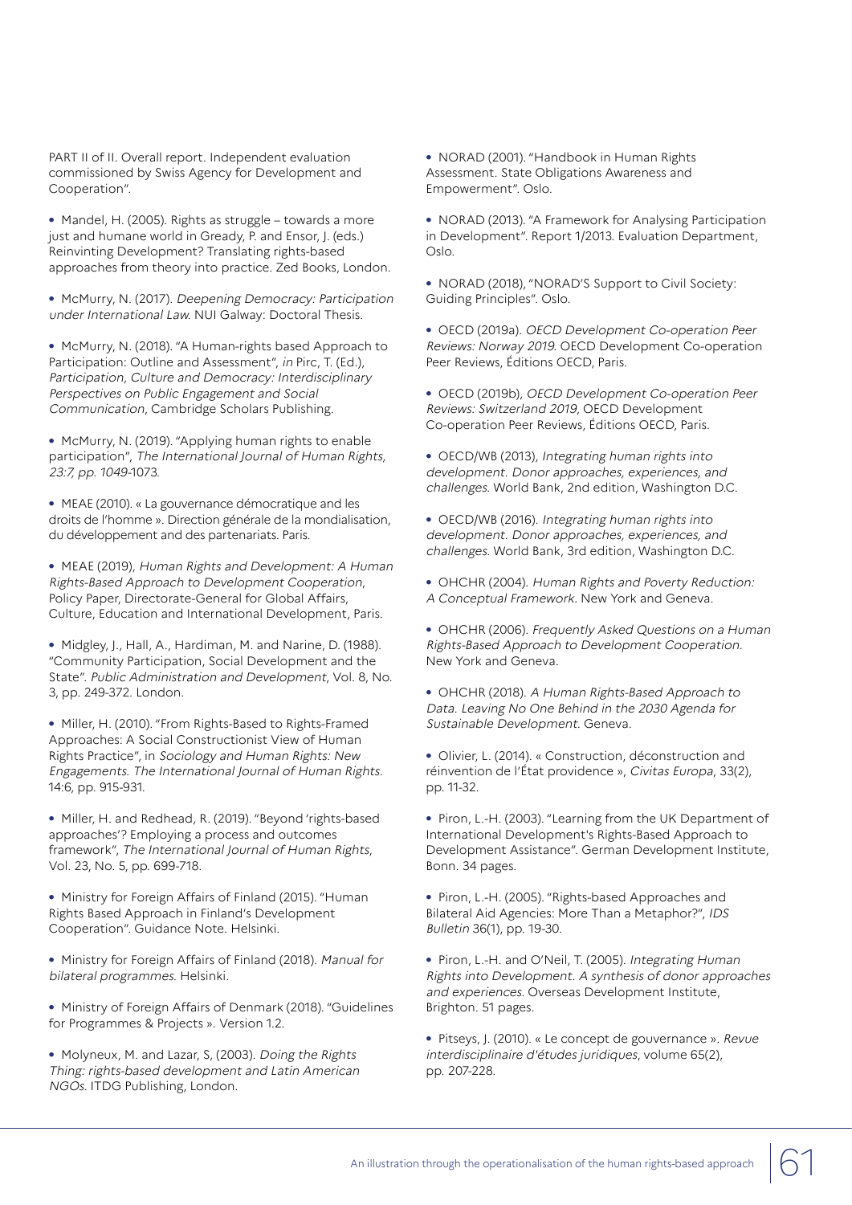PART II of II. Overall report. Independent evaluation commissioned by Swiss Agency for Development and Cooperation".

- Mandel, H. (2005). Rights as struggle – towards a more just and humane world in Gready, P. and Ensor, J. (eds.) Reinventing Development? Translating rights-based approaches from theory into practice. Zed Books, London.

- McMurry, N. (2017). *Deepening Democracy: Participation under International Law.* NUI Galway: Doctoral Thesis.

- McMurry, N. (2018). "A Human-rights based Approach to Participation: Outline and Assessment", *in* Pirc, T. (Ed.), *Participation, Culture and Democracy: Interdisciplinary Perspectives on Public Engagement and Social Communication*, Cambridge Scholars Publishing.

- McMurry, N. (2019). "Applying human rights to enable participation", *The International Journal of Human Rights, 23:7, pp. 1049*-1073.

- MEAE (2010). « La gouvernance démocratique and les droits de l'homme ». Direction générale de la mondialisation, du développement and des partenariats. Paris.

- MEAE (2019), *Human Rights and Development: A Human Rights-Based Approach to Development Cooperation*, Policy Paper, Directorate-General for Global Affairs, Culture, Education and International Development, Paris.

- Midgley, J., Hall, A., Hardiman, M. and Narine, D. (1988). "Community Participation, Social Development and the State". *Public Administration and Development*, Vol. 8, No. 3, pp. 249-372. London.

- Miller, H. (2010). "From Rights-Based to Rights-Framed Approaches: A Social Constructionist View of Human Rights Practice", in *Sociology and Human Rights: New Engagements. The International Journal of Human Rights.* 14:6, pp. 915-931.

- Miller, H. and Redhead, R. (2019). "Beyond 'rights-based approaches'? Employing a process and outcomes framework", *The International Journal of Human Rights*, Vol. 23, No. 5, pp. 699-718.

- Ministry for Foreign Affairs of Finland (2015). "Human Rights Based Approach in Finland's Development Cooperation". Guidance Note. Helsinki.

- Ministry for Foreign Affairs of Finland (2018). *Manual for bilateral programmes.* Helsinki.

- Ministry of Foreign Affairs of Denmark (2018). "Guidelines for Programmes & Projects ». Version 1.2.

- Molyneux, M. and Lazar, S, (2003). *Doing the Rights Thing: rights-based development and Latin American NGOs.* ITDG Publishing, London.

- NORAD (2001). "Handbook in Human Rights Assessment. State Obligations Awareness and Empowerment". Oslo.

- NORAD (2013). "A Framework for Analysing Participation in Development". Report 1/2013. Evaluation Department, Oslo.

- NORAD (2018), "NORAD'S Support to Civil Society: Guiding Principles". Oslo.

- OECD (2019a). *OECD Development Co-operation Peer Reviews: Norway 2019.* OECD Development Co-operation Peer Reviews, Éditions OECD, Paris.

- OECD (2019b), *OECD Development Co-operation Peer Reviews: Switzerland 2019*, OECD Development Co-operation Peer Reviews, Éditions OECD, Paris.

- OECD/WB (2013), *Integrating human rights into development. Donor approaches, experiences, and challenges.* World Bank, 2nd edition, Washington D.C.

- OECD/WB (2016). *Integrating human rights into development. Donor approaches, experiences, and challenges.* World Bank, 3rd edition, Washington D.C.

- OHCHR (2004). *Human Rights and Poverty Reduction: A Conceptual Framework.* New York and Geneva.

- OHCHR (2006). *Frequently Asked Questions on a Human Rights-Based Approach to Development Cooperation.* New York and Geneva.

- OHCHR (2018). *A Human Rights-Based Approach to Data. Leaving No One Behind in the 2030 Agenda for Sustainable Development.* Geneva.

- Olivier, L. (2014). « Construction, déconstruction and réinvention de l'État providence », *Civitas Europa*, 33(2), pp. 11-32.

- Piron, L.-H. (2003). "Learning from the UK Department of International Development's Rights-Based Approach to Development Assistance". German Development Institute, Bonn. 34 pages.

- Piron, L.-H. (2005). "Rights-based Approaches and Bilateral Aid Agencies: More Than a Metaphor?", *IDS Bulletin* 36(1), pp. 19-30.

- Piron, L.-H. and O'Neil, T. (2005). *Integrating Human Rights into Development. A synthesis of donor approaches and experiences.* Overseas Development Institute, Brighton. 51 pages.

- Pitseys, J. (2010). « Le concept de gouvernance ». *Revue interdisciplinaire d'études juridiques*, volume 65(2), pp. 207-228.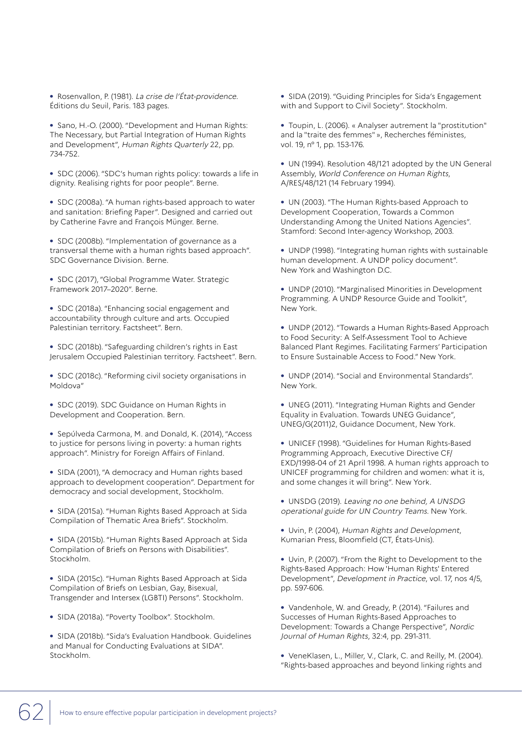- Rosenvallon, P. (1981). *La crise de l'État-providence*. Éditions du Seuil, Paris. 183 pages.

- Sano, H.-O. (2000). "Development and Human Rights: The Necessary, but Partial Integration of Human Rights and Development", *Human Rights Quarterly* 22, pp. 734-752.

- SDC (2006). "SDC's human rights policy: towards a life in dignity. Realising rights for poor people". Berne.

- SDC (2008a). "A human rights-based approach to water and sanitation: Briefing Paper". Designed and carried out by Catherine Favre and François Münger. Berne.

- SDC (2008b). "Implementation of governance as a transversal theme with a human rights based approach". SDC Governance Division. Berne.

- SDC (2017), "Global Programme Water. Strategic Framework 2017–2020". Berne.

- SDC (2018a). "Enhancing social engagement and accountability through culture and arts. Occupied Palestinian territory. Factsheet". Bern.

- SDC (2018b). "Safeguarding children's rights in East Jerusalem Occupied Palestinian territory. Factsheet". Bern.

- SDC (2018c). "Reforming civil society organisations in Moldova"

- SDC (2019). SDC Guidance on Human Rights in Development and Cooperation. Bern.

- Sepúlveda Carmona, M. and Donald, K. (2014), "Access to justice for persons living in poverty: a human rights approach". Ministry for Foreign Affairs of Finland.

- SIDA (2001), "A democracy and Human rights based approach to development cooperation". Department for democracy and social development, Stockholm.

- SIDA (2015a). "Human Rights Based Approach at Sida Compilation of Thematic Area Briefs". Stockholm.

- SIDA (2015b). "Human Rights Based Approach at Sida Compilation of Briefs on Persons with Disabilities". Stockholm.

- SIDA (2015c). "Human Rights Based Approach at Sida Compilation of Briefs on Lesbian, Gay, Bisexual, Transgender and Intersex (LGBTI) Persons". Stockholm.

- SIDA (2018a). "Poverty Toolbox". Stockholm.

- SIDA (2018b). "Sida's Evaluation Handbook. Guidelines and Manual for Conducting Evaluations at SIDA". Stockholm.

- SIDA (2019). "Guiding Principles for Sida's Engagement with and Support to Civil Society". Stockholm.

- Toupin, L. (2006). « Analyser autrement la "prostitution" and la "traite des femmes" », Recherches féministes, vol. 19, nº 1, pp. 153-176.

- UN (1994). Resolution 48/121 adopted by the UN General Assembly, *World Conference on Human Rights*, A/RES/48/121 (14 February 1994).

- UN (2003). "The Human Rights-based Approach to Development Cooperation, Towards a Common Understanding Among the United Nations Agencies". Stamford: Second Inter-agency Workshop, 2003.

- UNDP (1998). "Integrating human rights with sustainable human development. A UNDP policy document". New York and Washington D.C.

- UNDP (2010). "Marginalised Minorities in Development Programming. A UNDP Resource Guide and Toolkit", New York.

- UNDP (2012). "Towards a Human Rights-Based Approach to Food Security: A Self-Assessment Tool to Achieve Balanced Plant Regimes. Facilitating Farmers' Participation to Ensure Sustainable Access to Food." New York.

- UNDP (2014). "Social and Environmental Standards". New York.

- UNEG (2011). "Integrating Human Rights and Gender Equality in Evaluation. Towards UNEG Guidance", UNEG/G(2011)2, Guidance Document, New York.

- UNICEF (1998). "Guidelines for Human Rights-Based Programming Approach, Executive Directive CF/EXD/1998-04 of 21 April 1998. A human rights approach to UNICEF programming for children and women: what it is, and some changes it will bring". New York.

- UNSDG (2019). *Leaving no one behind, A UNSDG operational guide for UN Country Teams*. New York.

- Uvin, P. (2004), *Human Rights and Development*, Kumarian Press, Bloomfield (CT, États-Unis).

- Uvin, P. (2007). "From the Right to Development to the Rights-Based Approach: How 'Human Rights' Entered Development", *Development in Practice*, vol. 17, nos 4/5, pp. 597-606.

- Vandenhole, W. and Gready, P. (2014). "Failures and Successes of Human Rights-Based Approaches to Development: Towards a Change Perspective", *Nordic Journal of Human Rights*, 32:4, pp. 291-311.

- VeneKlasen, L., Miller, V., Clark, C. and Reilly, M. (2004). "Rights-based approaches and beyond linking rights and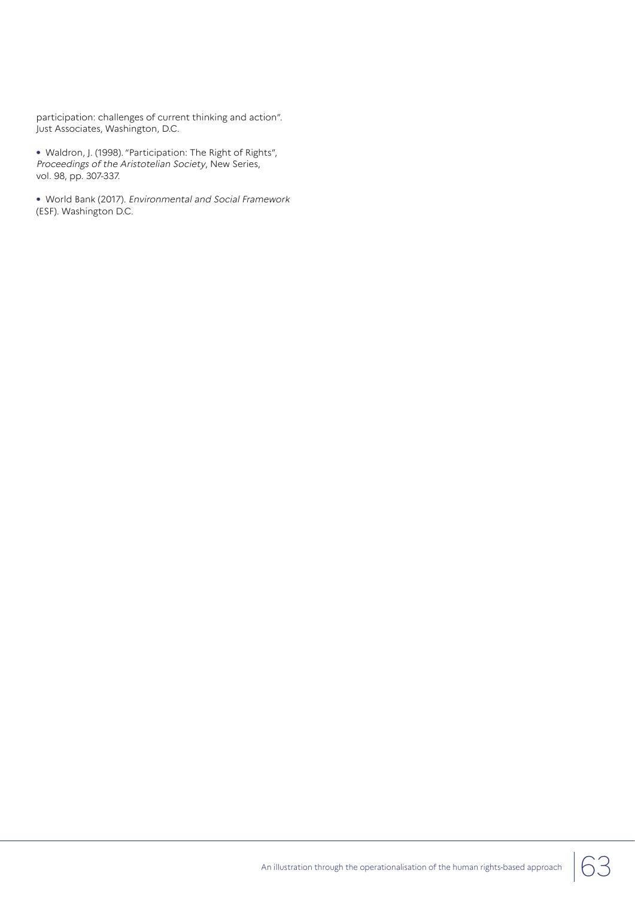participation: challenges of current thinking and action". Just Associates, Washington, D.C.

- Waldron, J. (1998). "Participation: The Right of Rights", *Proceedings of the Aristotelian Society*, New Series, vol. 98, pp. 307-337.

- World Bank (2017). *Environmental and Social Framework* (ESF). Washington D.C.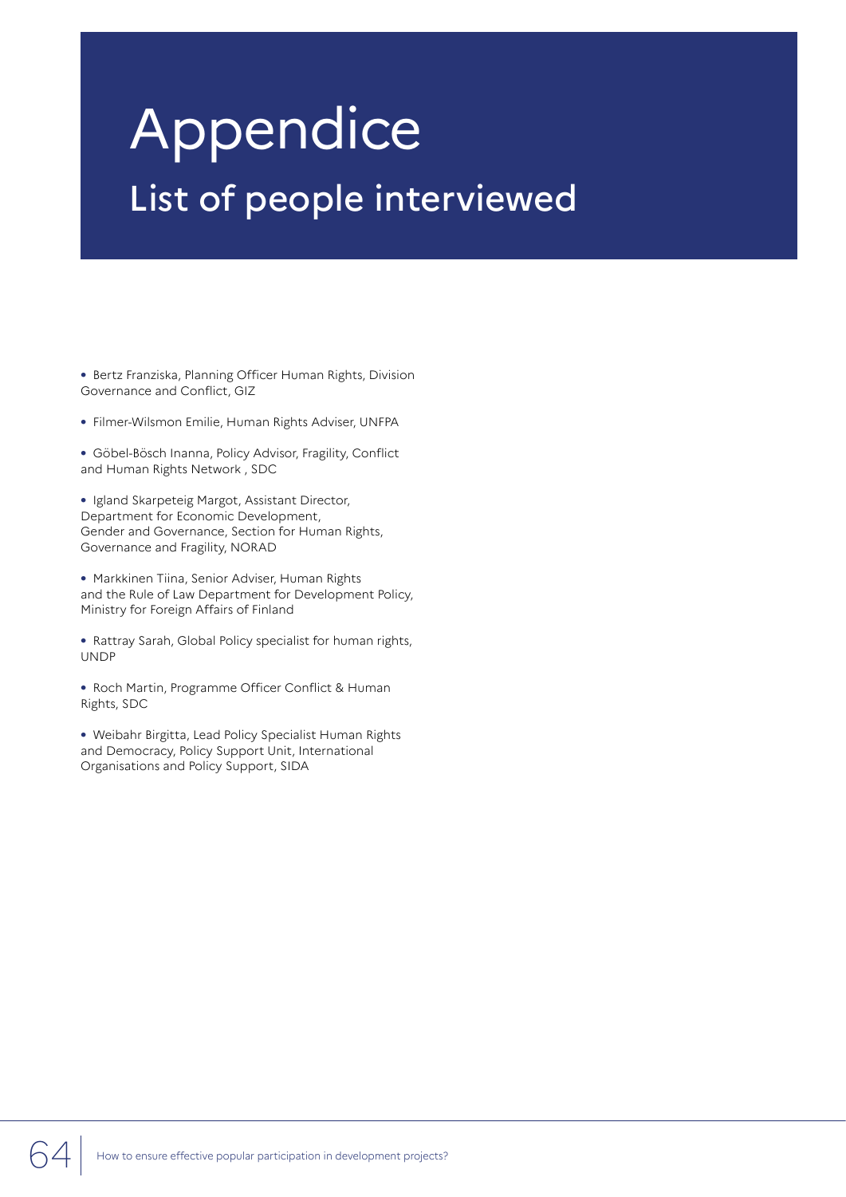# Appendice

## List of people interviewed

- Bertz Franziska, Planning Officer Human Rights, Division Governance and Conflict, GIZ
- Filmer-Wilsmon Emilie, Human Rights Adviser, UNFPA
- Göbel-Bösch Inanna, Policy Advisor, Fragility, Conflict and Human Rights Network , SDC
- Igland Skarpeteig Margot, Assistant Director, Department for Economic Development, Gender and Governance, Section for Human Rights, Governance and Fragility, NORAD
- Markkinen Tiina, Senior Adviser, Human Rights and the Rule of Law Department for Development Policy, Ministry for Foreign Affairs of Finland
- Rattray Sarah, Global Policy specialist for human rights, UNDP
- Roch Martin, Programme Officer Conflict & Human Rights, SDC
- Weibahr Birgitta, Lead Policy Specialist Human Rights and Democracy, Policy Support Unit, International Organisations and Policy Support, SIDA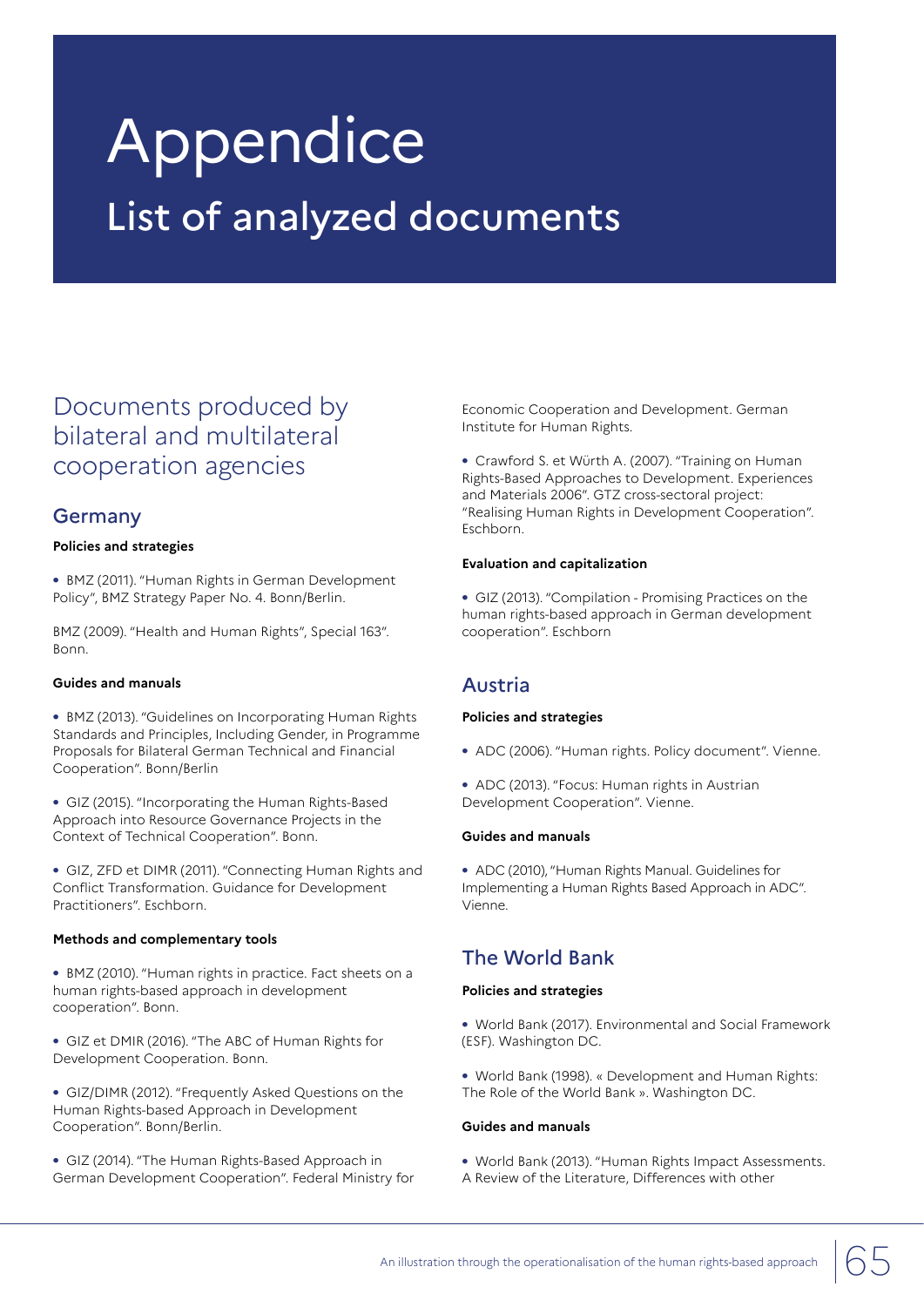# Appendice

## List of analyzed documents

## Documents produced by bilateral and multilateral cooperation agencies

### Germany

**Policies and strategies**

- BMZ (2011). "Human Rights in German Development Policy", BMZ Strategy Paper No. 4. Bonn/Berlin.

BMZ (2009). "Health and Human Rights", Special 163". Bonn.

**Guides and manuals**

- BMZ (2013). "Guidelines on Incorporating Human Rights Standards and Principles, Including Gender, in Programme Proposals for Bilateral German Technical and Financial Cooperation". Bonn/Berlin

- GIZ (2015). "Incorporating the Human Rights-Based Approach into Resource Governance Projects in the Context of Technical Cooperation". Bonn.

- GIZ, ZFD et DIMR (2011). "Connecting Human Rights and Conflict Transformation. Guidance for Development Practitioners". Eschborn.

**Methods and complementary tools**

- BMZ (2010). "Human rights in practice. Fact sheets on a human rights-based approach in development cooperation". Bonn.

- GIZ et DMIR (2016). "The ABC of Human Rights for Development Cooperation. Bonn.

- GIZ/DIMR (2012). "Frequently Asked Questions on the Human Rights-based Approach in Development Cooperation". Bonn/Berlin.

- GIZ (2014). "The Human Rights-Based Approach in German Development Cooperation". Federal Ministry for Economic Cooperation and Development. German Institute for Human Rights.

- Crawford S. et Würth A. (2007). "Training on Human Rights-Based Approaches to Development. Experiences and Materials 2006". GTZ cross-sectoral project: "Realising Human Rights in Development Cooperation". Eschborn.

**Evaluation and capitalization**

- GIZ (2013). "Compilation - Promising Practices on the human rights-based approach in German development cooperation". Eschborn

### Austria

**Policies and strategies**

- ADC (2006). "Human rights. Policy document". Vienne.

- ADC (2013). "Focus: Human rights in Austrian Development Cooperation". Vienne.

**Guides and manuals**

- ADC (2010), "Human Rights Manual. Guidelines for Implementing a Human Rights Based Approach in ADC". Vienne.

### The World Bank

**Policies and strategies**

- World Bank (2017). Environmental and Social Framework (ESF). Washington DC.

- World Bank (1998). « Development and Human Rights: The Role of the World Bank ». Washington DC.

**Guides and manuals**

- World Bank (2013). "Human Rights Impact Assessments. A Review of the Literature, Differences with other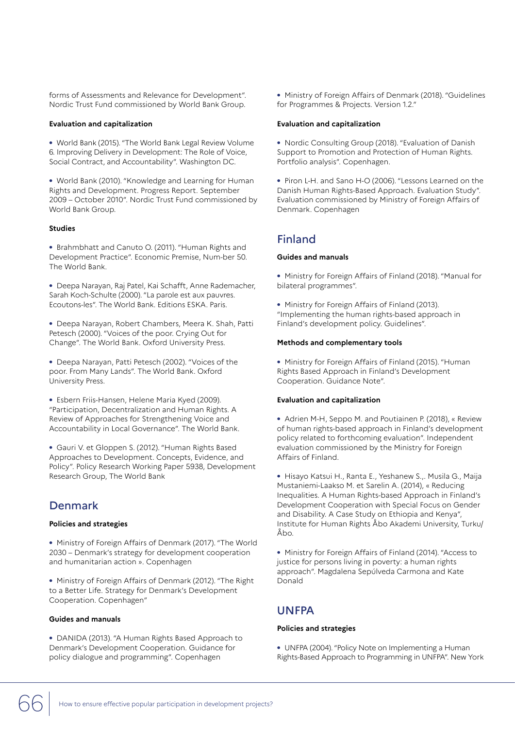forms of Assessments and Relevance for Development". Nordic Trust Fund commissioned by World Bank Group.

**Evaluation and capitalization**

- World Bank (2015). "The World Bank Legal Review Volume 6. Improving Delivery in Development: The Role of Voice, Social Contract, and Accountability". Washington DC.

- World Bank (2010). "Knowledge and Learning for Human Rights and Development. Progress Report. September 2009 – October 2010". Nordic Trust Fund commissioned by World Bank Group.

**Studies**

- Brahmbhatt and Canuto O. (2011). "Human Rights and Development Practice". Economic Premise, Num-ber 50. The World Bank.

- Deepa Narayan, Raj Patel, Kai Schafft, Anne Rademacher, Sarah Koch-Schulte (2000). "La parole est aux pauvres. Ecoutons-les". The World Bank. Editions ESKA. Paris.

- Deepa Narayan, Robert Chambers, Meera K. Shah, Patti Petesch (2000). "Voices of the poor. Crying Out for Change". The World Bank. Oxford University Press.

- Deepa Narayan, Patti Petesch (2002). "Voices of the poor. From Many Lands". The World Bank. Oxford University Press.

- Esbern Friis-Hansen, Helene Maria Kyed (2009). "Participation, Decentralization and Human Rights. A Review of Approaches for Strengthening Voice and Accountability in Local Governance". The World Bank.

- Gauri V. et Gloppen S. (2012). "Human Rights Based Approaches to Development. Concepts, Evidence, and Policy". Policy Research Working Paper 5938, Development Research Group, The World Bank

## Denmark

**Policies and strategies**

- Ministry of Foreign Affairs of Denmark (2017). "The World 2030 – Denmark's strategy for development cooperation and humanitarian action ». Copenhagen

- Ministry of Foreign Affairs of Denmark (2012). "The Right to a Better Life. Strategy for Denmark's Development Cooperation. Copenhagen"

**Guides and manuals**

- DANIDA (2013). "A Human Rights Based Approach to Denmark's Development Cooperation. Guidance for policy dialogue and programming". Copenhagen

- Ministry of Foreign Affairs of Denmark (2018). "Guidelines for Programmes & Projects. Version 1.2."

**Evaluation and capitalization**

- Nordic Consulting Group (2018). "Evaluation of Danish Support to Promotion and Protection of Human Rights. Portfolio analysis". Copenhagen.

- Piron L-H. and Sano H-O (2006). "Lessons Learned on the Danish Human Rights-Based Approach. Evaluation Study". Evaluation commissioned by Ministry of Foreign Affairs of Denmark. Copenhagen

## Finland

**Guides and manuals**

- Ministry for Foreign Affairs of Finland (2018). "Manual for bilateral programmes".

- Ministry for Foreign Affairs of Finland (2013). "Implementing the human rights-based approach in Finland's development policy. Guidelines".

**Methods and complementary tools**

- Ministry for Foreign Affairs of Finland (2015). "Human Rights Based Approach in Finland's Development Cooperation. Guidance Note".

**Evaluation and capitalization**

- Adrien M-H, Seppo M. and Poutiainen P. (2018), « Review of human rights-based approach in Finland's development policy related to forthcoming evaluation". Independent evaluation commissioned by the Ministry for Foreign Affairs of Finland.

- Hisayo Katsui H., Ranta E., Yeshanew S.,. Musila G., Maija Mustaniemi-Laakso M. et Sarelin A. (2014), « Reducing Inequalities. A Human Rights-based Approach in Finland's Development Cooperation with Special Focus on Gender and Disability. A Case Study on Ethiopia and Kenya", Institute for Human Rights Åbo Akademi University, Turku/Åbo.

- Ministry for Foreign Affairs of Finland (2014). "Access to justice for persons living in poverty: a human rights approach". Magdalena Sepúlveda Carmona and Kate Donald

## UNFPA

**Policies and strategies**

- UNFPA (2004). "Policy Note on Implementing a Human Rights-Based Approach to Programming in UNFPA". New York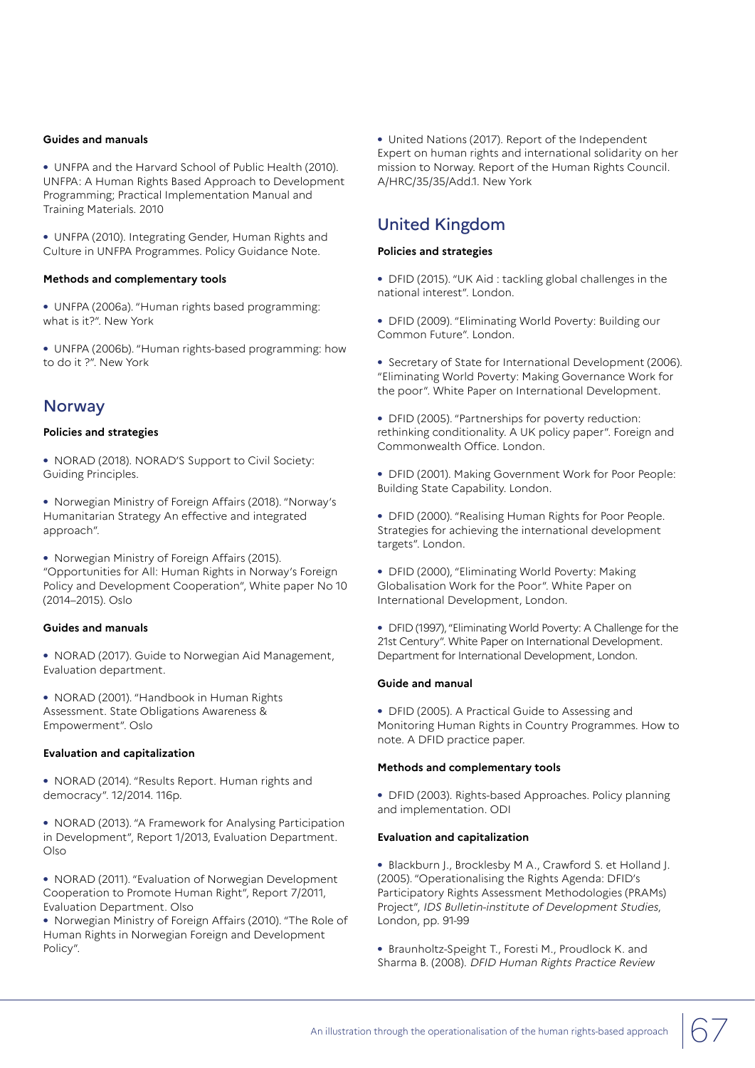#### Guides and manuals

- UNFPA and the Harvard School of Public Health (2010). UNFPA: A Human Rights Based Approach to Development Programming; Practical Implementation Manual and Training Materials. 2010

- UNFPA (2010). Integrating Gender, Human Rights and Culture in UNFPA Programmes. Policy Guidance Note.

#### Methods and complementary tools

- UNFPA (2006a). "Human rights based programming: what is it?". New York

- UNFPA (2006b). "Human rights-based programming: how to do it ?". New York

## Norway

#### Policies and strategies

- NORAD (2018). NORAD'S Support to Civil Society: Guiding Principles.

- Norwegian Ministry of Foreign Affairs (2018). "Norway's Humanitarian Strategy An effective and integrated approach".

- Norwegian Ministry of Foreign Affairs (2015). "Opportunities for All: Human Rights in Norway's Foreign Policy and Development Cooperation", White paper No 10 (2014–2015). Oslo

#### Guides and manuals

- NORAD (2017). Guide to Norwegian Aid Management, Evaluation department.

- NORAD (2001). "Handbook in Human Rights Assessment. State Obligations Awareness & Empowerment". Oslo

#### Evaluation and capitalization

- NORAD (2014). "Results Report. Human rights and democracy". 12/2014. 116p.

- NORAD (2013). "A Framework for Analysing Participation in Development", Report 1/2013, Evaluation Department. Olso

- NORAD (2011). "Evaluation of Norwegian Development Cooperation to Promote Human Right", Report 7/2011, Evaluation Department. Olso
- Norwegian Ministry of Foreign Affairs (2010). "The Role of Human Rights in Norwegian Foreign and Development Policy".

- United Nations (2017). Report of the Independent Expert on human rights and international solidarity on her mission to Norway. Report of the Human Rights Council. A/HRC/35/35/Add.1. New York

## United Kingdom

#### Policies and strategies

- DFID (2015). "UK Aid : tackling global challenges in the national interest". London.

- DFID (2009). "Eliminating World Poverty: Building our Common Future". London.

- Secretary of State for International Development (2006). "Eliminating World Poverty: Making Governance Work for the poor". White Paper on International Development.

- DFID (2005). "Partnerships for poverty reduction: rethinking conditionality. A UK policy paper". Foreign and Commonwealth Office. London.

- DFID (2001). Making Government Work for Poor People: Building State Capability. London.

- DFID (2000). "Realising Human Rights for Poor People. Strategies for achieving the international development targets". London.

- DFID (2000), "Eliminating World Poverty: Making Globalisation Work for the Poor". White Paper on International Development, London.

- DFID (1997), "Eliminating World Poverty: A Challenge for the 21st Century". White Paper on International Development. Department for International Development, London.

#### Guide and manual

- DFID (2005). A Practical Guide to Assessing and Monitoring Human Rights in Country Programmes. How to note. A DFID practice paper.

#### Methods and complementary tools

- DFID (2003). Rights-based Approaches. Policy planning and implementation. ODI

#### Evaluation and capitalization

- Blackburn J., Brocklesby M A., Crawford S. et Holland J. (2005). "Operationalising the Rights Agenda: DFID's Participatory Rights Assessment Methodologies (PRAMs) Project", *IDS Bulletin-institute of Development Studies*, London, pp. 91-99

- Braunholtz-Speight T., Foresti M., Proudlock K. and Sharma B. (2008). *DFID Human Rights Practice Review*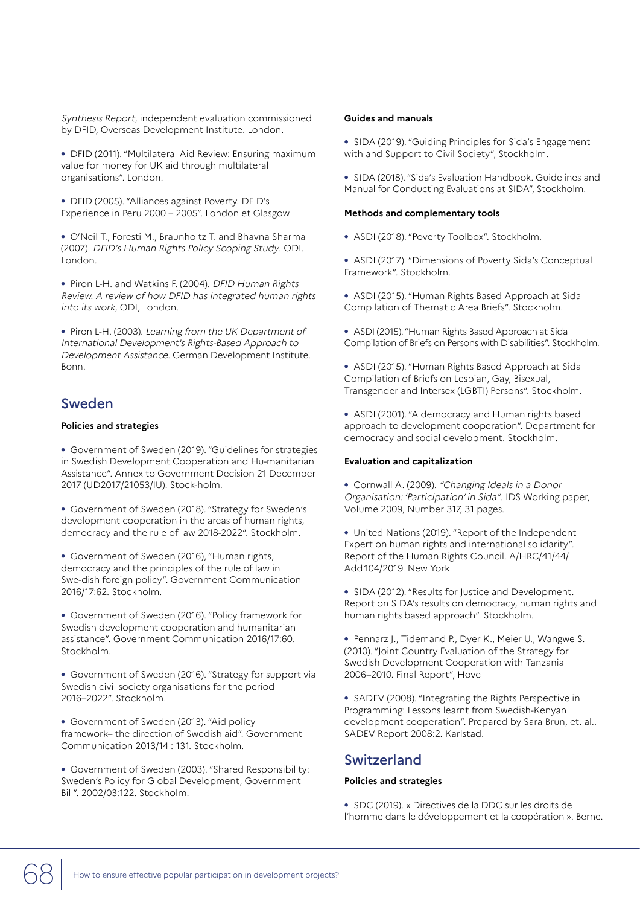*Synthesis Report*, independent evaluation commissioned by DFID, Overseas Development Institute. London.

- DFID (2011). "Multilateral Aid Review: Ensuring maximum value for money for UK aid through multilateral organisations". London.

- DFID (2005). "Alliances against Poverty. DFID's Experience in Peru 2000 – 2005". London et Glasgow

- O'Neil T., Foresti M., Braunholtz T. and Bhavna Sharma (2007). *DFID's Human Rights Policy Scoping Study*. ODI. London.

- Piron L-H. and Watkins F. (2004). *DFID Human Rights Review. A review of how DFID has integrated human rights into its work*, ODI, London.

- Piron L-H. (2003). *Learning from the UK Department of International Development's Rights-Based Approach to Development Assistance*. German Development Institute. Bonn.

## Sweden

**Policies and strategies**

- Government of Sweden (2019). "Guidelines for strategies in Swedish Development Cooperation and Hu-manitarian Assistance". Annex to Government Decision 21 December 2017 (UD2017/21053/IU). Stock-holm.

- Government of Sweden (2018). "Strategy for Sweden's development cooperation in the areas of human rights, democracy and the rule of law 2018-2022". Stockholm.

- Government of Sweden (2016), "Human rights, democracy and the principles of the rule of law in Swe-dish foreign policy". Government Communication 2016/17:62. Stockholm.

- Government of Sweden (2016). "Policy framework for Swedish development cooperation and humanitarian assistance". Government Communication 2016/17:60. Stockholm.

- Government of Sweden (2016). "Strategy for support via Swedish civil society organisations for the period 2016–2022". Stockholm.

- Government of Sweden (2013). "Aid policy framework– the direction of Swedish aid". Government Communication 2013/14 : 131. Stockholm.

- Government of Sweden (2003). "Shared Responsibility: Sweden's Policy for Global Development, Government Bill". 2002/03:122. Stockholm.

**Guides and manuals**

- SIDA (2019). "Guiding Principles for Sida's Engagement with and Support to Civil Society", Stockholm.

- SIDA (2018). "Sida's Evaluation Handbook. Guidelines and Manual for Conducting Evaluations at SIDA", Stockholm.

**Methods and complementary tools**

- ASDI (2018). "Poverty Toolbox". Stockholm.

- ASDI (2017). "Dimensions of Poverty Sida's Conceptual Framework". Stockholm.

- ASDI (2015). "Human Rights Based Approach at Sida Compilation of Thematic Area Briefs". Stockholm.

- ASDI (2015). "Human Rights Based Approach at Sida Compilation of Briefs on Persons with Disabilities". Stockholm.

- ASDI (2015). "Human Rights Based Approach at Sida Compilation of Briefs on Lesbian, Gay, Bisexual, Transgender and Intersex (LGBTI) Persons". Stockholm.

- ASDI (2001). "A democracy and Human rights based approach to development cooperation". Department for democracy and social development. Stockholm.

**Evaluation and capitalization**

- Cornwall A. (2009). *"Changing Ideals in a Donor Organisation: 'Participation' in Sida"*. IDS Working paper, Volume 2009, Number 317, 31 pages.

- United Nations (2019). "Report of the Independent Expert on human rights and international solidarity". Report of the Human Rights Council. A/HRC/41/44/Add.104/2019. New York

- SIDA (2012). "Results for Justice and Development. Report on SIDA's results on democracy, human rights and human rights based approach". Stockholm.

- Pennarz J., Tidemand P., Dyer K., Meier U., Wangwe S. (2010). "Joint Country Evaluation of the Strategy for Swedish Development Cooperation with Tanzania 2006–2010. Final Report", Hove

- SADEV (2008). "Integrating the Rights Perspective in Programming: Lessons learnt from Swedish-Kenyan development cooperation". Prepared by Sara Brun, et. al.. SADEV Report 2008:2. Karlstad.

## Switzerland

**Policies and strategies**

- SDC (2019). « Directives de la DDC sur les droits de l'homme dans le développement et la coopération ». Berne.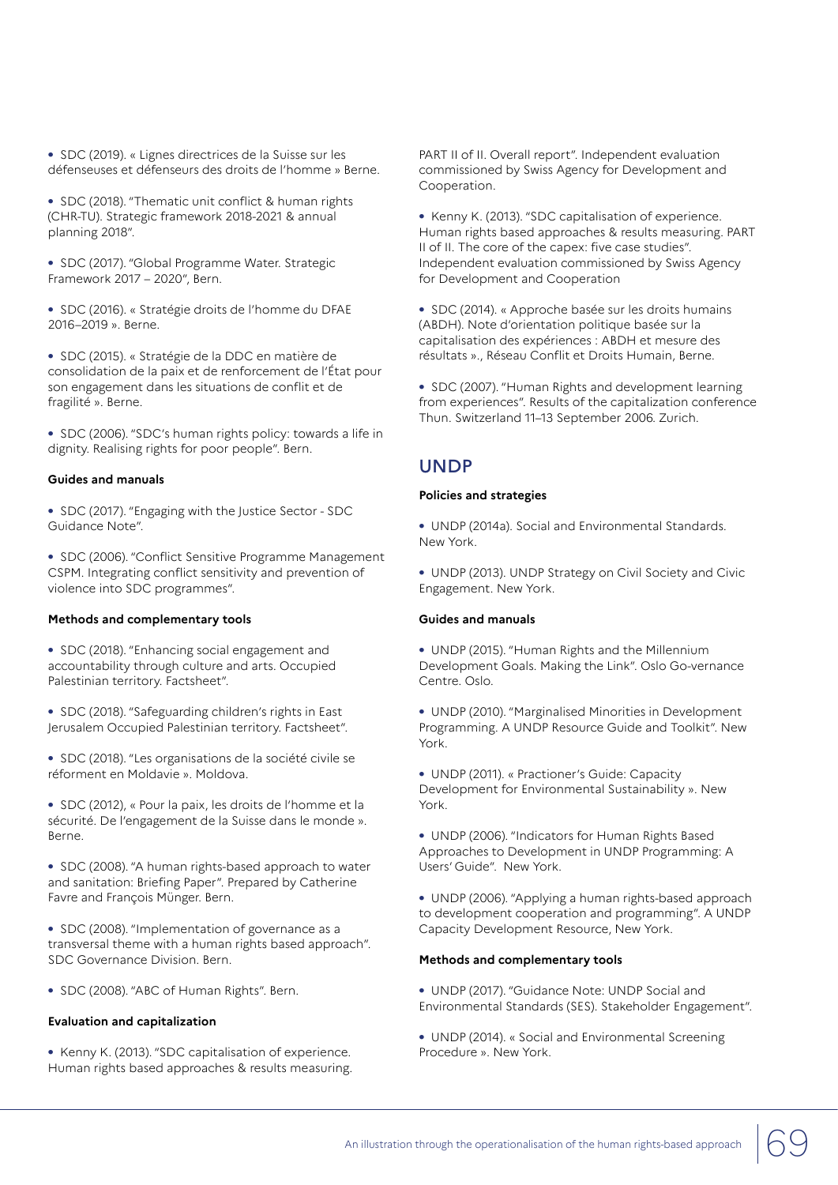- SDC (2019). « Lignes directrices de la Suisse sur les défenseuses et défenseurs des droits de l'homme » Berne.

- SDC (2018). "Thematic unit conflict & human rights (CHR-TU). Strategic framework 2018-2021 & annual planning 2018".

- SDC (2017). "Global Programme Water. Strategic Framework 2017 – 2020", Bern.

- SDC (2016). « Stratégie droits de l'homme du DFAE 2016–2019 ». Berne.

- SDC (2015). « Stratégie de la DDC en matière de consolidation de la paix et de renforcement de l'État pour son engagement dans les situations de conflit et de fragilité ». Berne.

- SDC (2006). "SDC's human rights policy: towards a life in dignity. Realising rights for poor people". Bern.

**Guides and manuals**

- SDC (2017). "Engaging with the Justice Sector - SDC Guidance Note".

- SDC (2006). "Conflict Sensitive Programme Management CSPM. Integrating conflict sensitivity and prevention of violence into SDC programmes".

**Methods and complementary tools**

- SDC (2018). "Enhancing social engagement and accountability through culture and arts. Occupied Palestinian territory. Factsheet".

- SDC (2018). "Safeguarding children's rights in East Jerusalem Occupied Palestinian territory. Factsheet".

- SDC (2018). "Les organisations de la société civile se réforment en Moldavie ». Moldova.

- SDC (2012), « Pour la paix, les droits de l'homme et la sécurité. De l'engagement de la Suisse dans le monde ». Berne.

- SDC (2008). "A human rights-based approach to water and sanitation: Briefing Paper". Prepared by Catherine Favre and François Münger. Bern.

- SDC (2008). "Implementation of governance as a transversal theme with a human rights based approach". SDC Governance Division. Bern.

- SDC (2008). "ABC of Human Rights". Bern.

**Evaluation and capitalization**

- Kenny K. (2013). "SDC capitalisation of experience. Human rights based approaches & results measuring. PART II of II. Overall report". Independent evaluation commissioned by Swiss Agency for Development and Cooperation.

- Kenny K. (2013). "SDC capitalisation of experience. Human rights based approaches & results measuring. PART II of II. The core of the capex: five case studies". Independent evaluation commissioned by Swiss Agency for Development and Cooperation

- SDC (2014). « Approche basée sur les droits humains (ABDH). Note d'orientation politique basée sur la capitalisation des expériences : ABDH et mesure des résultats »., Réseau Conflit et Droits Humain, Berne.

- SDC (2007). "Human Rights and development learning from experiences". Results of the capitalization conference Thun. Switzerland 11–13 September 2006. Zurich.

## UNDP

**Policies and strategies**

- UNDP (2014a). Social and Environmental Standards. New York.

- UNDP (2013). UNDP Strategy on Civil Society and Civic Engagement. New York.

**Guides and manuals**

- UNDP (2015). "Human Rights and the Millennium Development Goals. Making the Link". Oslo Go-vernance Centre. Oslo.

- UNDP (2010). "Marginalised Minorities in Development Programming. A UNDP Resource Guide and Toolkit". New York.

- UNDP (2011). « Practioner's Guide: Capacity Development for Environmental Sustainability ». New York.

- UNDP (2006). "Indicators for Human Rights Based Approaches to Development in UNDP Programming: A Users' Guide". New York.

- UNDP (2006). "Applying a human rights-based approach to development cooperation and programming". A UNDP Capacity Development Resource, New York.

**Methods and complementary tools**

- UNDP (2017). "Guidance Note: UNDP Social and Environmental Standards (SES). Stakeholder Engagement".

- UNDP (2014). « Social and Environmental Screening Procedure ». New York.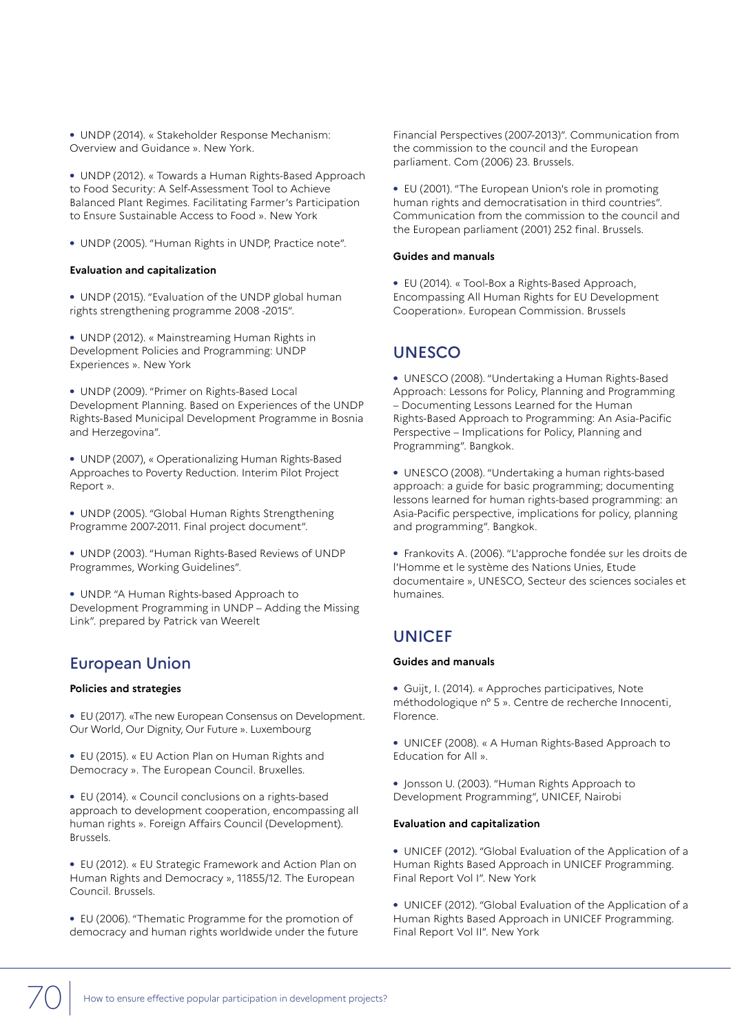- UNDP (2014). « Stakeholder Response Mechanism: Overview and Guidance ». New York.

- UNDP (2012). « Towards a Human Rights-Based Approach to Food Security: A Self-Assessment Tool to Achieve Balanced Plant Regimes. Facilitating Farmer's Participation to Ensure Sustainable Access to Food ». New York

- UNDP (2005). "Human Rights in UNDP, Practice note".

**Evaluation and capitalization**

- UNDP (2015). "Evaluation of the UNDP global human rights strengthening programme 2008 -2015".

- UNDP (2012). « Mainstreaming Human Rights in Development Policies and Programming: UNDP Experiences ». New York

- UNDP (2009). "Primer on Rights-Based Local Development Planning. Based on Experiences of the UNDP Rights-Based Municipal Development Programme in Bosnia and Herzegovina".

- UNDP (2007), « Operationalizing Human Rights-Based Approaches to Poverty Reduction. Interim Pilot Project Report ».

- UNDP (2005). "Global Human Rights Strengthening Programme 2007-2011. Final project document".

- UNDP (2003). "Human Rights-Based Reviews of UNDP Programmes, Working Guidelines".

- UNDP. "A Human Rights-based Approach to Development Programming in UNDP – Adding the Missing Link". prepared by Patrick van Weerelt

## European Union

**Policies and strategies**

- EU (2017). «The new European Consensus on Development. Our World, Our Dignity, Our Future ». Luxembourg

- EU (2015). « EU Action Plan on Human Rights and Democracy ». The European Council. Bruxelles.

- EU (2014). « Council conclusions on a rights-based approach to development cooperation, encompassing all human rights ». Foreign Affairs Council (Development). Brussels.

- EU (2012). « EU Strategic Framework and Action Plan on Human Rights and Democracy », 11855/12. The European Council. Brussels.

- EU (2006). "Thematic Programme for the promotion of democracy and human rights worldwide under the future Financial Perspectives (2007-2013)". Communication from the commission to the council and the European parliament. Com (2006) 23. Brussels.

- EU (2001). "The European Union's role in promoting human rights and democratisation in third countries". Communication from the commission to the council and the European parliament (2001) 252 final. Brussels.

**Guides and manuals**

- EU (2014). « Tool-Box a Rights-Based Approach, Encompassing All Human Rights for EU Development Cooperation». European Commission. Brussels

## UNESCO

- UNESCO (2008). "Undertaking a Human Rights-Based Approach: Lessons for Policy, Planning and Programming – Documenting Lessons Learned for the Human Rights-Based Approach to Programming: An Asia-Pacific Perspective – Implications for Policy, Planning and Programming". Bangkok.

- UNESCO (2008). "Undertaking a human rights-based approach: a guide for basic programming; documenting lessons learned for human rights-based programming: an Asia-Pacific perspective, implications for policy, planning and programming". Bangkok.

- Frankovits A. (2006). "L'approche fondée sur les droits de l'Homme et le système des Nations Unies, Etude documentaire », UNESCO, Secteur des sciences sociales et humaines.

## UNICEF

**Guides and manuals**

- Guijt, I. (2014). « Approches participatives, Note méthodologique n° 5 ». Centre de recherche Innocenti, Florence.

- UNICEF (2008). « A Human Rights-Based Approach to Education for All ».

- Jonsson U. (2003). "Human Rights Approach to Development Programming", UNICEF, Nairobi

**Evaluation and capitalization**

- UNICEF (2012). "Global Evaluation of the Application of a Human Rights Based Approach in UNICEF Programming. Final Report Vol I". New York

- UNICEF (2012). "Global Evaluation of the Application of a Human Rights Based Approach in UNICEF Programming. Final Report Vol II". New York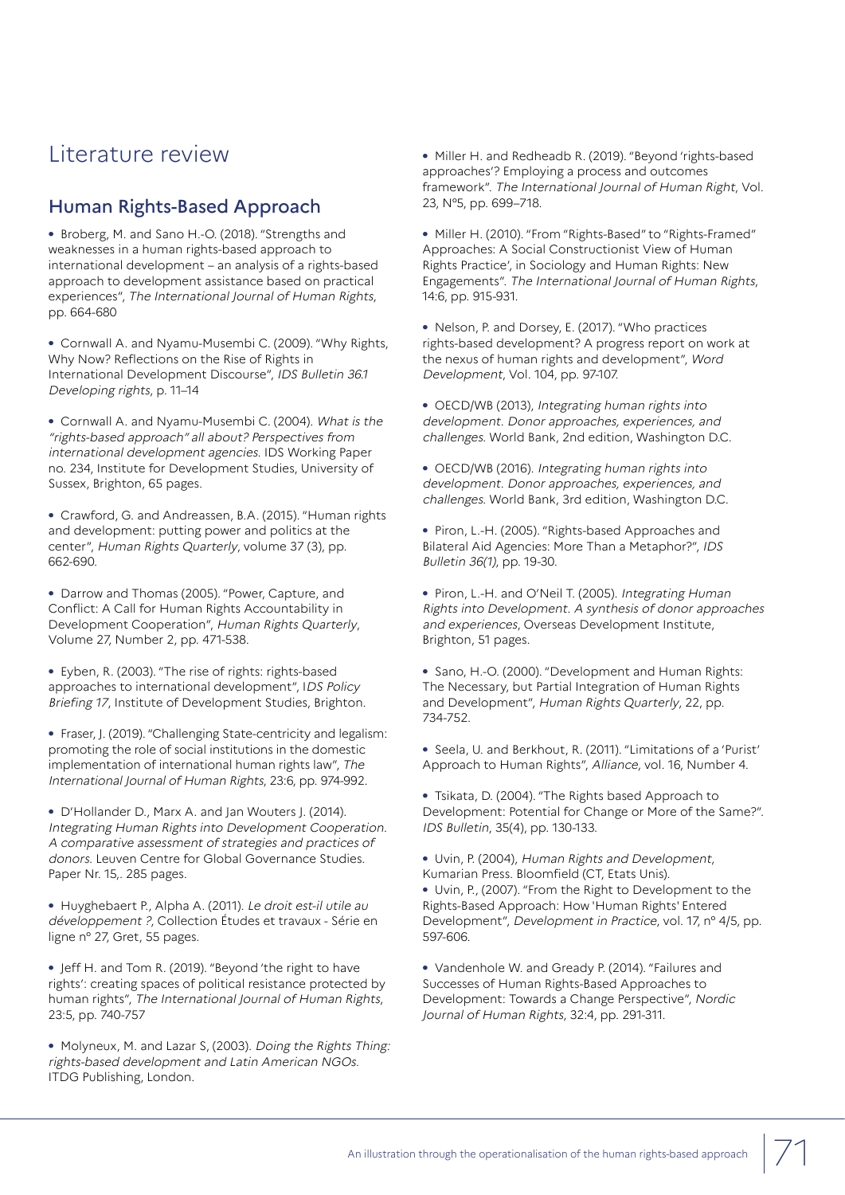# Literature review

## Human Rights-Based Approach

- Broberg, M. and Sano H.-O. (2018). "Strengths and weaknesses in a human rights-based approach to international development – an analysis of a rights-based approach to development assistance based on practical experiences", *The International Journal of Human Rights*, pp. 664-680

- Cornwall A. and Nyamu-Musembi C. (2009). "Why Rights, Why Now? Reflections on the Rise of Rights in International Development Discourse", *IDS Bulletin 36.1 Developing rights*, p. 11–14

- Cornwall A. and Nyamu-Musembi C. (2004). *What is the "rights-based approach" all about? Perspectives from international development agencies.* IDS Working Paper no. 234, Institute for Development Studies, University of Sussex, Brighton, 65 pages.

- Crawford, G. and Andreassen, B.A. (2015). "Human rights and development: putting power and politics at the center", *Human Rights Quarterly*, volume 37 (3), pp. 662-690.

- Darrow and Thomas (2005). "Power, Capture, and Conflict: A Call for Human Rights Accountability in Development Cooperation", *Human Rights Quarterly*, Volume 27, Number 2, pp. 471-538.

- Eyben, R. (2003). "The rise of rights: rights-based approaches to international development", I*DS Policy Briefing 17*, Institute of Development Studies, Brighton.

- Fraser, J. (2019). "Challenging State-centricity and legalism: promoting the role of social institutions in the domestic implementation of international human rights law", *The International Journal of Human Rights*, 23:6, pp. 974-992.

- D'Hollander D., Marx A. and Jan Wouters J. (2014). *Integrating Human Rights into Development Cooperation. A comparative assessment of strategies and practices of donors.* Leuven Centre for Global Governance Studies. Paper Nr. 15,. 285 pages.

- Huyghebaert P., Alpha A. (2011). *Le droit est-il utile au développement ?*, Collection Études et travaux - Série en ligne n° 27, Gret, 55 pages.

- Jeff H. and Tom R. (2019). "Beyond 'the right to have rights': creating spaces of political resistance protected by human rights", *The International Journal of Human Rights*, 23:5, pp. 740-757

- Molyneux, M. and Lazar S, (2003). *Doing the Rights Thing: rights-based development and Latin American NGOs.* ITDG Publishing, London.

- Miller H. and Redheadb R. (2019). "Beyond 'rights-based approaches'? Employing a process and outcomes framework". *The International Journal of Human Right*, Vol. 23, N°5, pp. 699–718.

- Miller H. (2010). "From "Rights-Based" to "Rights-Framed" Approaches: A Social Constructionist View of Human Rights Practice', in Sociology and Human Rights: New Engagements". *The International Journal of Human Rights*, 14:6, pp. 915-931.

- Nelson, P. and Dorsey, E. (2017). "Who practices rights-based development? A progress report on work at the nexus of human rights and development", *Word Development*, Vol. 104, pp. 97-107.

- OECD/WB (2013), *Integrating human rights into development. Donor approaches, experiences, and challenges.* World Bank, 2nd edition, Washington D.C.

- OECD/WB (2016). *Integrating human rights into development. Donor approaches, experiences, and challenges.* World Bank, 3rd edition, Washington D.C.

- Piron, L.-H. (2005). "Rights-based Approaches and Bilateral Aid Agencies: More Than a Metaphor?", *IDS Bulletin 36(1)*, pp. 19-30.

- Piron, L.-H. and O'Neil T. (2005). *Integrating Human Rights into Development. A synthesis of donor approaches and experiences*, Overseas Development Institute, Brighton, 51 pages.

- Sano, H.-O. (2000). "Development and Human Rights: The Necessary, but Partial Integration of Human Rights and Development", *Human Rights Quarterly*, 22, pp. 734-752.

- Seela, U. and Berkhout, R. (2011). "Limitations of a 'Purist' Approach to Human Rights", *Alliance*, vol. 16, Number 4.

- Tsikata, D. (2004). "The Rights based Approach to Development: Potential for Change or More of the Same?". *IDS Bulletin*, 35(4), pp. 130-133.

- Uvin, P. (2004), *Human Rights and Development*, Kumarian Press. Bloomfield (CT, Etats Unis).
- Uvin, P., (2007). "From the Right to Development to the Rights-Based Approach: How 'Human Rights' Entered Development", *Development in Practice*, vol. 17, n° 4/5, pp. 597-606.

- Vandenhole W. and Gready P. (2014). "Failures and Successes of Human Rights-Based Approaches to Development: Towards a Change Perspective", *Nordic Journal of Human Rights*, 32:4, pp. 291-311.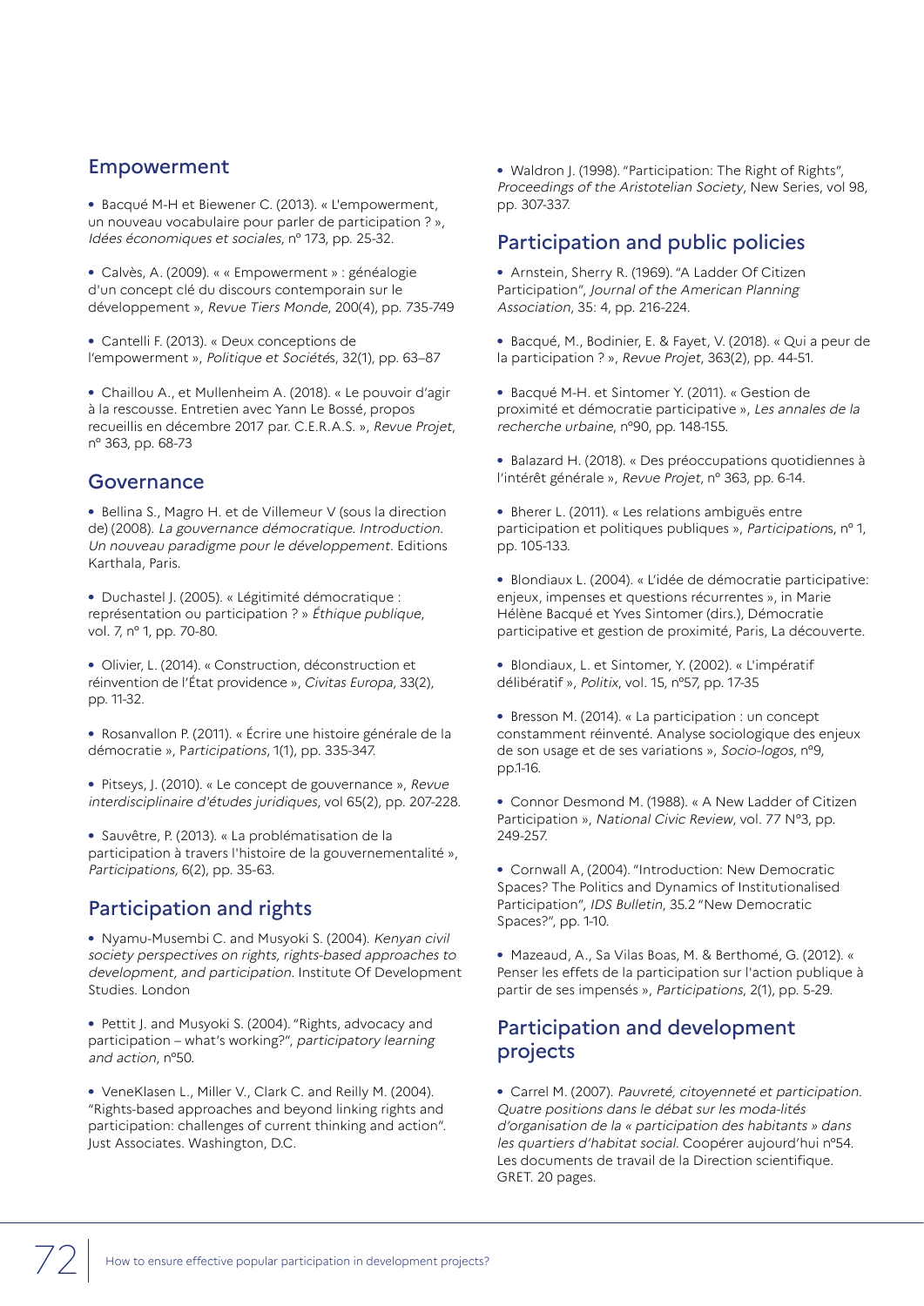## Empowerment

- Bacqué M-H et Biewener C. (2013). « L'empowerment, un nouveau vocabulaire pour parler de participation ? », *Idées économiques et sociales*, n° 173, pp. 25-32.

- Calvès, A. (2009). « « Empowerment » : généalogie d'un concept clé du discours contemporain sur le développement », *Revue Tiers Monde*, 200(4), pp. 735-749

- Cantelli F. (2013). « Deux conceptions de l'empowerment », *Politique et Sociétés*, 32(1), pp. 63–87

- Chaillou A., et Mullenheim A. (2018). « Le pouvoir d'agir à la rescousse. Entretien avec Yann Le Bossé, propos recueillis en décembre 2017 par. C.E.R.A.S. », *Revue Projet*, n° 363, pp. 68-73

## Governance

- Bellina S., Magro H. et de Villemeur V (sous la direction de) (2008). *La gouvernance démocratique. Introduction. Un nouveau paradigme pour le développement*. Editions Karthala, Paris.

- Duchastel J. (2005). « Légitimité démocratique : représentation ou participation ? » *Éthique publique*, vol. 7, n° 1, pp. 70-80.

- Olivier, L. (2014). « Construction, déconstruction et réinvention de l'État providence », *Civitas Europa*, 33(2), pp. 11-32.

- Rosanvallon P. (2011). « Écrire une histoire générale de la démocratie », *Participations*, 1(1), pp. 335-347.

- Pitseys, J. (2010). « Le concept de gouvernance », *Revue interdisciplinaire d'études juridiques*, vol 65(2), pp. 207-228.

- Sauvêtre, P. (2013). « La problématisation de la participation à travers l'histoire de la gouvernementalité », *Participations*, 6(2), pp. 35-63.

## Participation and rights

- Nyamu-Musembi C. and Musyoki S. (2004). *Kenyan civil society perspectives on rights, rights-based approaches to development, and participation*. Institute Of Development Studies. London

- Pettit J. and Musyoki S. (2004). "Rights, advocacy and participation – what's working?", *participatory learning and action*, n°50.

- VeneKlasen L., Miller V., Clark C. and Reilly M. (2004). "Rights-based approaches and beyond linking rights and participation: challenges of current thinking and action". Just Associates. Washington, D.C.

- Waldron J. (1998). "Participation: The Right of Rights", *Proceedings of the Aristotelian Society*, New Series, vol 98, pp. 307-337.

## Participation and public policies

- Arnstein, Sherry R. (1969). "A Ladder Of Citizen Participation", *Journal of the American Planning Association*, 35: 4, pp. 216-224.

- Bacqué, M., Bodinier, E. & Fayet, V. (2018). « Qui a peur de la participation ? », *Revue Projet*, 363(2), pp. 44-51.

- Bacqué M-H. et Sintomer Y. (2011). « Gestion de proximité et démocratie participative », *Les annales de la recherche urbaine*, n°90, pp. 148-155.

- Balazard H. (2018). « Des préoccupations quotidiennes à l'intérêt générale », *Revue Projet*, n° 363, pp. 6-14.

- Bherer L. (2011). « Les relations ambiguës entre participation et politiques publiques », *Participations*, n° 1, pp. 105-133.

- Blondiaux L. (2004). « L'idée de démocratie participative: enjeux, impenses et questions récurrentes », in Marie Hélène Bacqué et Yves Sintomer (dirs.), Démocratie participative et gestion de proximité, Paris, La découverte.

- Blondiaux, L. et Sintomer, Y. (2002). « L'impératif délibératif », *Politix*, vol. 15, n°57, pp. 17-35

- Bresson M. (2014). « La participation : un concept constamment réinventé. Analyse sociologique des enjeux de son usage et de ses variations », *Socio-logos*, n°9, pp.1-16.

- Connor Desmond M. (1988). « A New Ladder of Citizen Participation », *National Civic Review*, vol. 77 N°3, pp. 249-257.

- Cornwall A, (2004). "Introduction: New Democratic Spaces? The Politics and Dynamics of Institutionalised Participation", *IDS Bulletin*, 35.2 "New Democratic Spaces?", pp. 1-10.

- Mazeaud, A., Sa Vilas Boas, M. & Berthomé, G. (2012). « Penser les effets de la participation sur l'action publique à partir de ses impensés », *Participations*, 2(1), pp. 5-29.

## Participation and development projects

- Carrel M. (2007). *Pauvreté, citoyenneté et participation. Quatre positions dans le débat sur les moda-lités d'organisation de la « participation des habitants » dans les quartiers d'habitat social*. Coopérer aujourd'hui n°54. Les documents de travail de la Direction scientifique. GRET. 20 pages.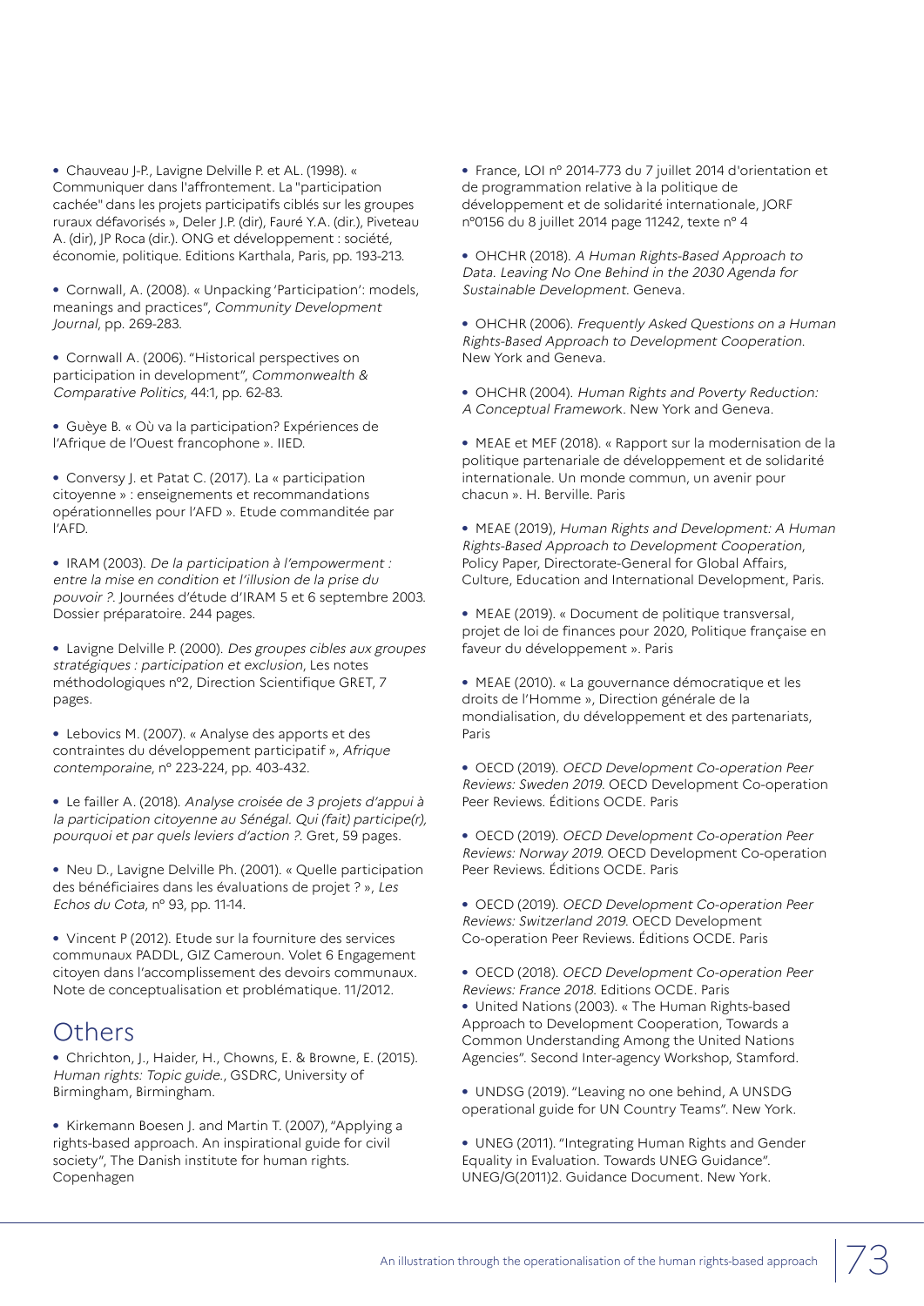- Chauveau J-P., Lavigne Delville P. et AL. (1998). « Communiquer dans l'affrontement. La "participation cachée" dans les projets participatifs ciblés sur les groupes ruraux défavorisés », Deler J.P. (dir), Fauré Y.A. (dir.), Piveteau A. (dir), JP Roca (dir.). ONG et développement : société, économie, politique. Editions Karthala, Paris, pp. 193-213.

- Cornwall, A. (2008). « Unpacking 'Participation': models, meanings and practices", *Community Development Journal*, pp. 269-283.

- Cornwall A. (2006). "Historical perspectives on participation in development", *Commonwealth & Comparative Politics*, 44:1, pp. 62-83.

- Guèye B. « Où va la participation? Expériences de l'Afrique de l'Ouest francophone ». IIED.

- Conversy J. et Patat C. (2017). La « participation citoyenne » : enseignements et recommandations opérationnelles pour l'AFD ». Etude commanditée par l'AFD.

- IRAM (2003). *De la participation à l'empowerment : entre la mise en condition et l'illusion de la prise du pouvoir ?*. Journées d'étude d'IRAM 5 et 6 septembre 2003. Dossier préparatoire. 244 pages.

- Lavigne Delville P. (2000). *Des groupes cibles aux groupes stratégiques : participation et exclusion*, Les notes méthodologiques n°2, Direction Scientifique GRET, 7 pages.

- Lebovics M. (2007). « Analyse des apports et des contraintes du développement participatif », *Afrique contemporaine*, n° 223-224, pp. 403-432.

- Le failler A. (2018). *Analyse croisée de 3 projets d'appui à la participation citoyenne au Sénégal. Qui (fait) participe(r), pourquoi et par quels leviers d'action ?*. Gret, 59 pages.

- Neu D., Lavigne Delville Ph. (2001). « Quelle participation des bénéficiaires dans les évaluations de projet ? », *Les Echos du Cota*, n° 93, pp. 11-14.

- Vincent P (2012). Etude sur la fourniture des services communaux PADDL, GIZ Cameroun. Volet 6 Engagement citoyen dans l'accomplissement des devoirs communaux. Note de conceptualisation et problématique. 11/2012.

## Others

- Chrichton, J., Haider, H., Chowns, E. & Browne, E. (2015). *Human rights: Topic guide.*, GSDRC, University of Birmingham, Birmingham.

- Kirkemann Boesen J. and Martin T. (2007), "Applying a rights-based approach. An inspirational guide for civil society", The Danish institute for human rights. Copenhagen

- France, LOI n° 2014-773 du 7 juillet 2014 d'orientation et de programmation relative à la politique de développement et de solidarité internationale, JORF n°0156 du 8 juillet 2014 page 11242, texte n° 4

- OHCHR (2018). *A Human Rights-Based Approach to Data. Leaving No One Behind in the 2030 Agenda for Sustainable Development*. Geneva.

- OHCHR (2006). *Frequently Asked Questions on a Human Rights-Based Approach to Development Cooperation*. New York and Geneva.

- OHCHR (2004). *Human Rights and Poverty Reduction: A Conceptual Framework*. New York and Geneva.

- MEAE et MEF (2018). « Rapport sur la modernisation de la politique partenariale de développement et de solidarité internationale. Un monde commun, un avenir pour chacun ». H. Berville. Paris

- MEAE (2019), *Human Rights and Development: A Human Rights-Based Approach to Development Cooperation*, Policy Paper, Directorate-General for Global Affairs, Culture, Education and International Development, Paris.

- MEAE (2019). « Document de politique transversal, projet de loi de finances pour 2020, Politique française en faveur du développement ». Paris

- MEAE (2010). « La gouvernance démocratique et les droits de l'Homme », Direction générale de la mondialisation, du développement et des partenariats, Paris

- OECD (2019). *OECD Development Co-operation Peer Reviews: Sweden 2019*. OECD Development Co-operation Peer Reviews. Éditions OCDE. Paris

- OECD (2019). *OECD Development Co-operation Peer Reviews: Norway 2019*. OECD Development Co-operation Peer Reviews. Éditions OCDE. Paris

- OECD (2019). *OECD Development Co-operation Peer Reviews: Switzerland 2019*. OECD Development Co-operation Peer Reviews. Éditions OCDE. Paris

- OECD (2018). *OECD Development Co-operation Peer Reviews: France 2018*. Editions OCDE. Paris
- United Nations (2003). « The Human Rights-based Approach to Development Cooperation, Towards a Common Understanding Among the United Nations Agencies". Second Inter-agency Workshop, Stamford.

- UNDSG (2019). "Leaving no one behind, A UNSDG operational guide for UN Country Teams". New York.

- UNEG (2011). "Integrating Human Rights and Gender Equality in Evaluation. Towards UNEG Guidance". UNEG/G(2011)2. Guidance Document. New York.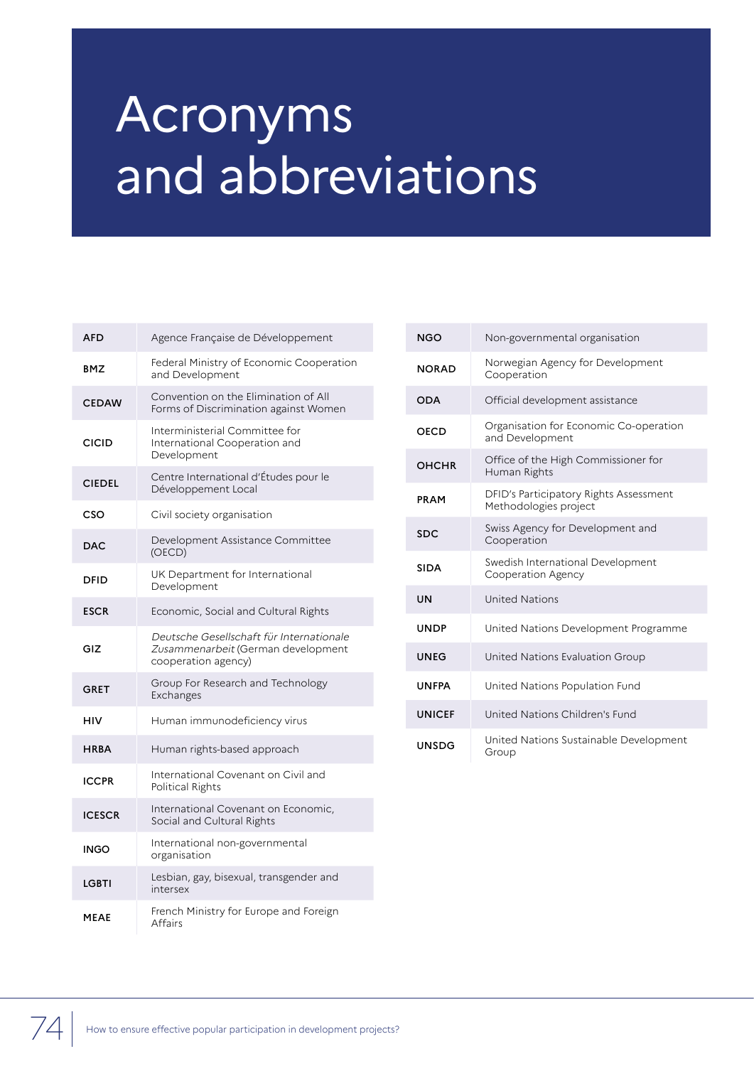# Acronyms and abbreviations

| | |
|---|---|
| **AFD** | Agence Française de Développement |
| **BMZ** | Federal Ministry of Economic Cooperation and Development |
| **CEDAW** | Convention on the Elimination of All Forms of Discrimination against Women |
| **CICID** | Interministerial Committee for International Cooperation and Development |
| **CIEDEL** | Centre International d'Études pour le Développement Local |
| **CSO** | Civil society organisation |
| **DAC** | Development Assistance Committee (OECD) |
| **DFID** | UK Department for International Development |
| **ESCR** | Economic, Social and Cultural Rights |
| **GIZ** | *Deutsche Gesellschaft für Internationale Zusammenarbeit* (German development cooperation agency) |
| **GRET** | Group For Research and Technology Exchanges |
| **HIV** | Human immunodeficiency virus |
| **HRBA** | Human rights-based approach |
| **ICCPR** | International Covenant on Civil and Political Rights |
| **ICESCR** | International Covenant on Economic, Social and Cultural Rights |
| **INGO** | International non-governmental organisation |
| **LGBTI** | Lesbian, gay, bisexual, transgender and intersex |
| **MEAE** | French Ministry for Europe and Foreign Affairs |
| **NGO** | Non-governmental organisation |
| **NORAD** | Norwegian Agency for Development Cooperation |
| **ODA** | Official development assistance |
| **OECD** | Organisation for Economic Co-operation and Development |
| **OHCHR** | Office of the High Commissioner for Human Rights |
| **PRAM** | DFID's Participatory Rights Assessment Methodologies project |
| **SDC** | Swiss Agency for Development and Cooperation |
| **SIDA** | Swedish International Development Cooperation Agency |
| **UN** | United Nations |
| **UNDP** | United Nations Development Programme |
| **UNEG** | United Nations Evaluation Group |
| **UNFPA** | United Nations Population Fund |
| **UNICEF** | United Nations Children's Fund |
| **UNSDG** | United Nations Sustainable Development Group |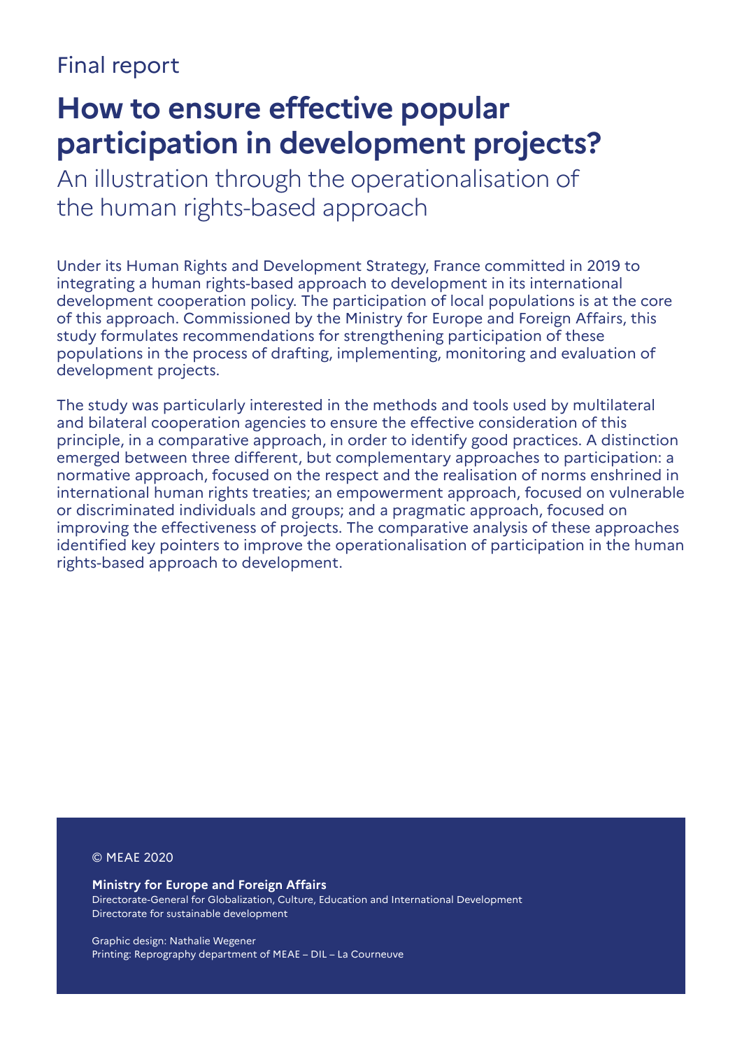Final report

# How to ensure effective popular participation in development projects?

## An illustration through the operationalisation of the human rights-based approach

Under its Human Rights and Development Strategy, France committed in 2019 to integrating a human rights-based approach to development in its international development cooperation policy. The participation of local populations is at the core of this approach. Commissioned by the Ministry for Europe and Foreign Affairs, this study formulates recommendations for strengthening participation of these populations in the process of drafting, implementing, monitoring and evaluation of development projects.

The study was particularly interested in the methods and tools used by multilateral and bilateral cooperation agencies to ensure the effective consideration of this principle, in a comparative approach, in order to identify good practices. A distinction emerged between three different, but complementary approaches to participation: a normative approach, focused on the respect and the realisation of norms enshrined in international human rights treaties; an empowerment approach, focused on vulnerable or discriminated individuals and groups; and a pragmatic approach, focused on improving the effectiveness of projects. The comparative analysis of these approaches identified key pointers to improve the operationalisation of participation in the human rights-based approach to development.

© MEAE 2020

**Ministry for Europe and Foreign Affairs**
Directorate-General for Globalization, Culture, Education and International Development
Directorate for sustainable development

Graphic design: Nathalie Wegener
Printing: Reprography department of MEAE – DIL – La Courneuve